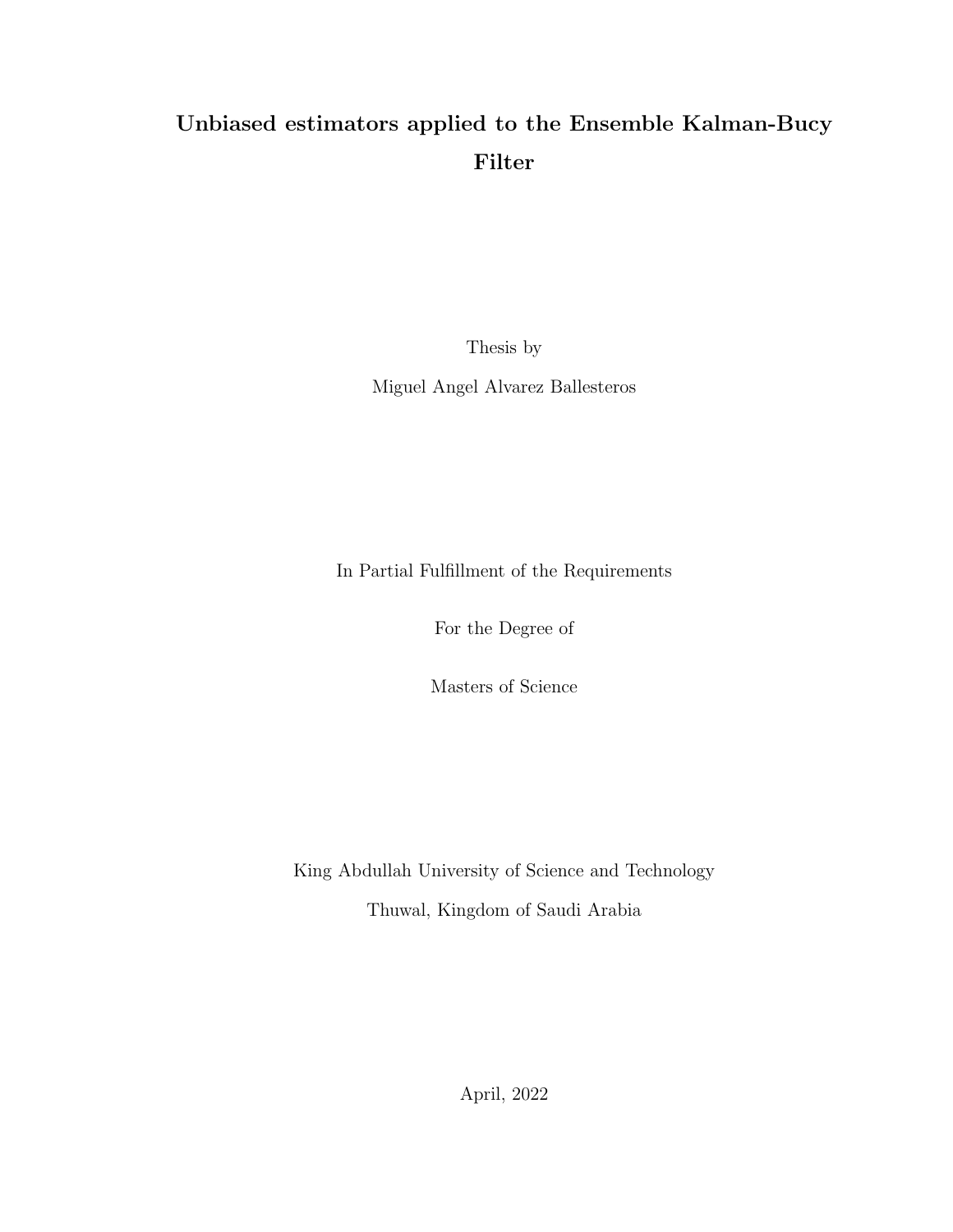# Unbiased estimators applied to the Ensemble Kalman-Bucy Filter

Thesis by

Miguel Angel Alvarez Ballesteros

In Partial Fulfillment of the Requirements

For the Degree of

Masters of Science

King Abdullah University of Science and Technology

Thuwal, Kingdom of Saudi Arabia

April, 2022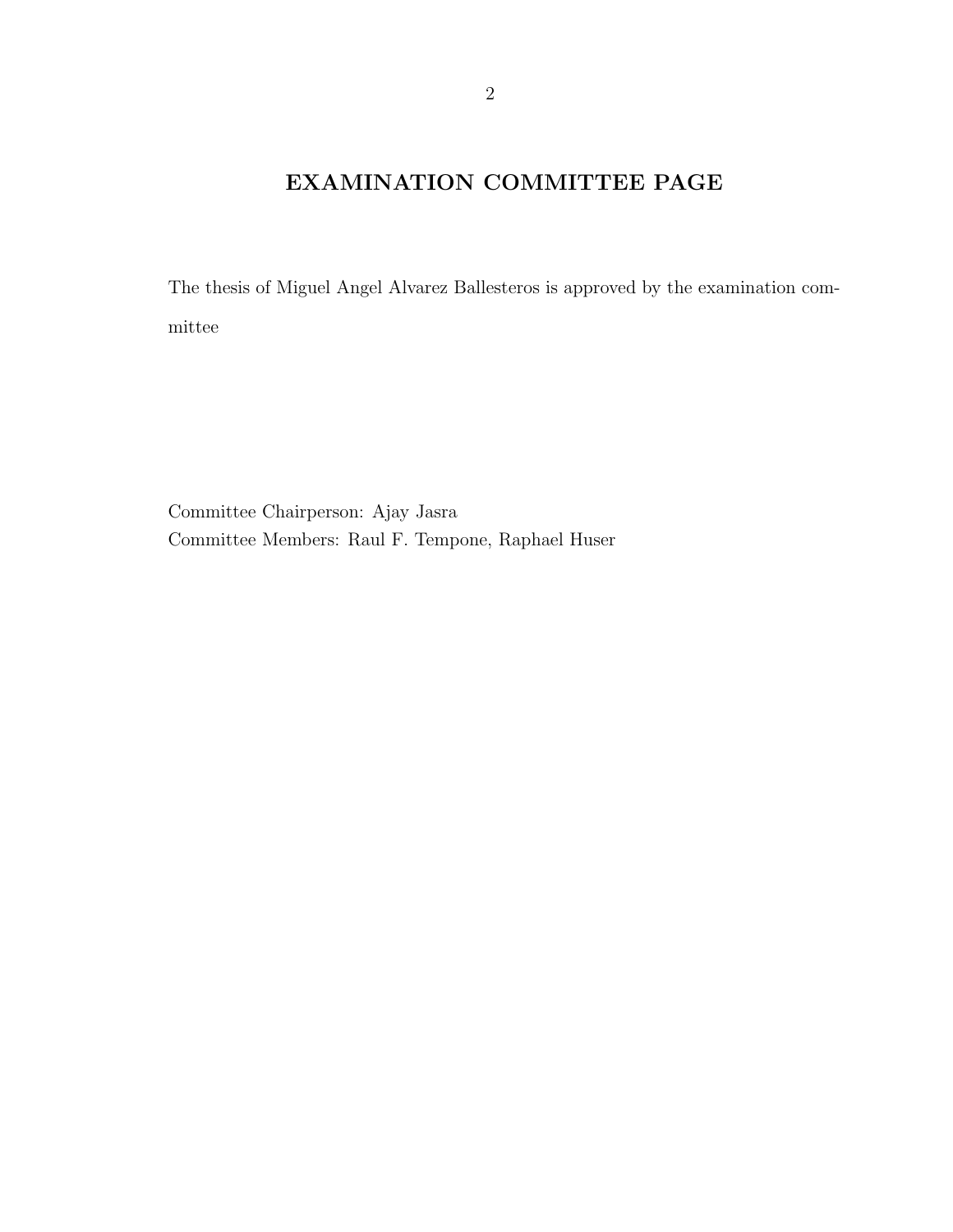# EXAMINATION COMMITTEE PAGE

The thesis of Miguel Angel Alvarez Ballesteros is approved by the examination committee

Committee Chairperson: Ajay Jasra
Committee Members: Raul F. Tempone, Raphael Huser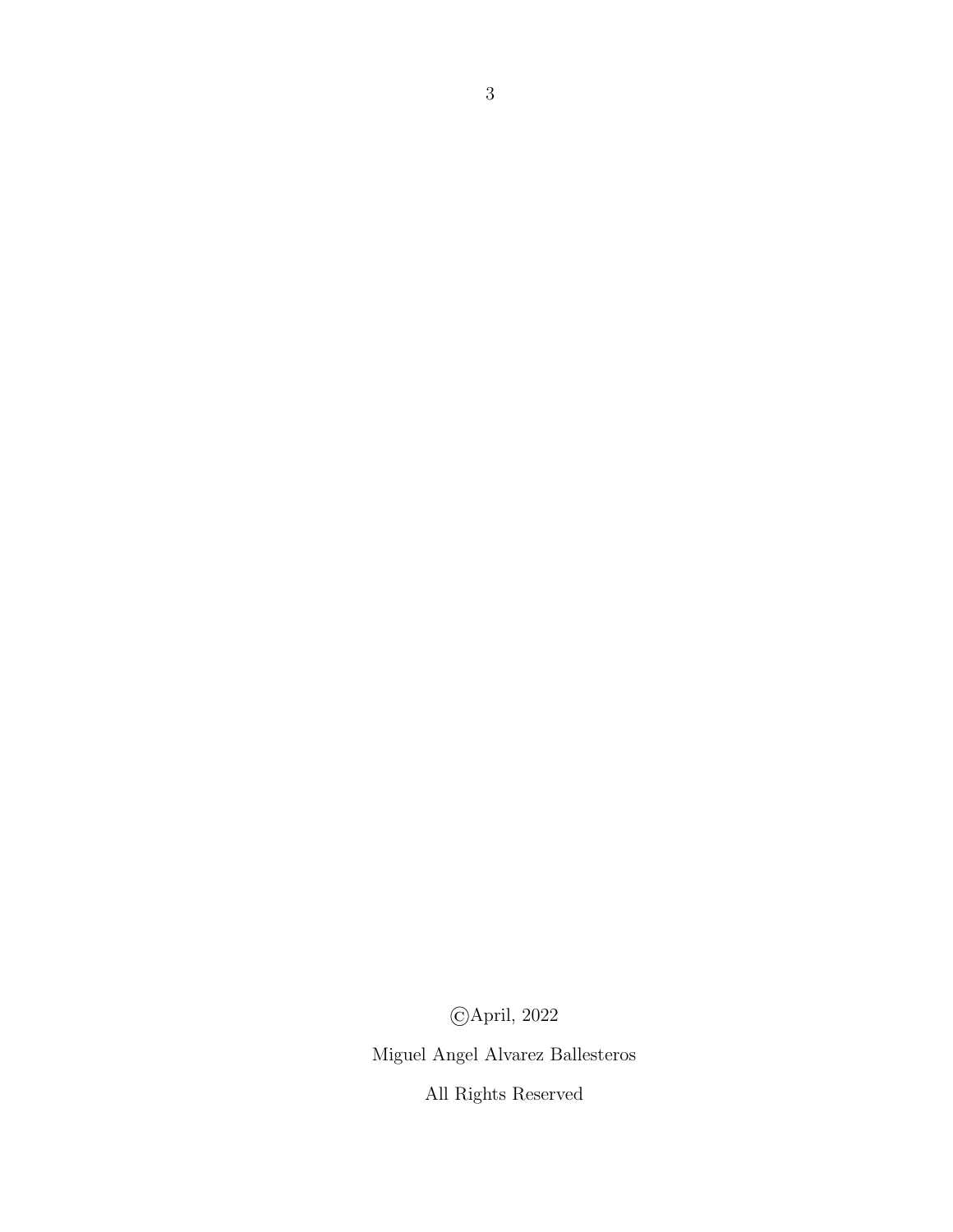©April, 2022

Miguel Angel Alvarez Ballesteros

All Rights Reserved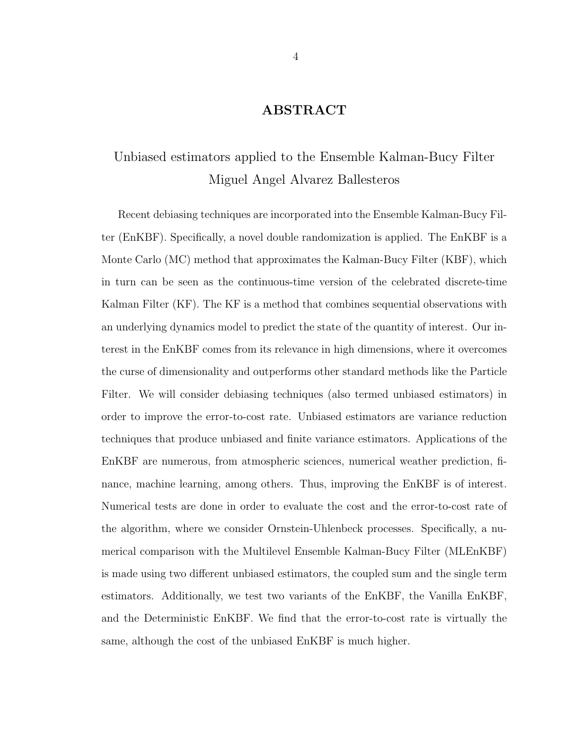# ABSTRACT

Unbiased estimators applied to the Ensemble Kalman-Bucy Filter
Miguel Angel Alvarez Ballesteros

Recent debiasing techniques are incorporated into the Ensemble Kalman-Bucy Filter (EnKBF). Specifically, a novel double randomization is applied. The EnKBF is a Monte Carlo (MC) method that approximates the Kalman-Bucy Filter (KBF), which in turn can be seen as the continuous-time version of the celebrated discrete-time Kalman Filter (KF). The KF is a method that combines sequential observations with an underlying dynamics model to predict the state of the quantity of interest. Our interest in the EnKBF comes from its relevance in high dimensions, where it overcomes the curse of dimensionality and outperforms other standard methods like the Particle Filter. We will consider debiasing techniques (also termed unbiased estimators) in order to improve the error-to-cost rate. Unbiased estimators are variance reduction techniques that produce unbiased and finite variance estimators. Applications of the EnKBF are numerous, from atmospheric sciences, numerical weather prediction, finance, machine learning, among others. Thus, improving the EnKBF is of interest. Numerical tests are done in order to evaluate the cost and the error-to-cost rate of the algorithm, where we consider Ornstein-Uhlenbeck processes. Specifically, a numerical comparison with the Multilevel Ensemble Kalman-Bucy Filter (MLEnKBF) is made using two different unbiased estimators, the coupled sum and the single term estimators. Additionally, we test two variants of the EnKBF, the Vanilla EnKBF, and the Deterministic EnKBF. We find that the error-to-cost rate is virtually the same, although the cost of the unbiased EnKBF is much higher.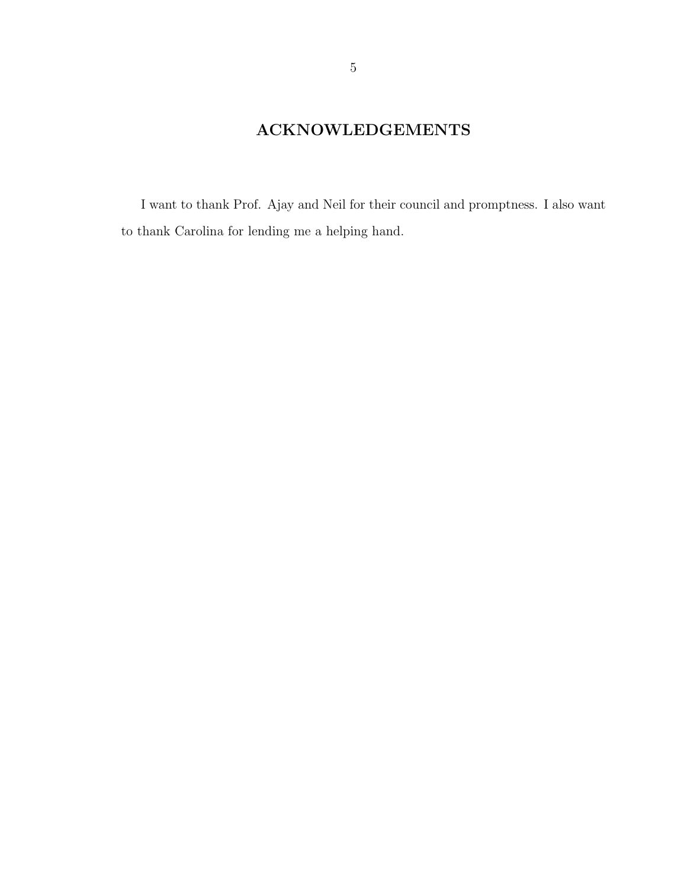# ACKNOWLEDGEMENTS

I want to thank Prof. Ajay and Neil for their council and promptness. I also want to thank Carolina for lending me a helping hand.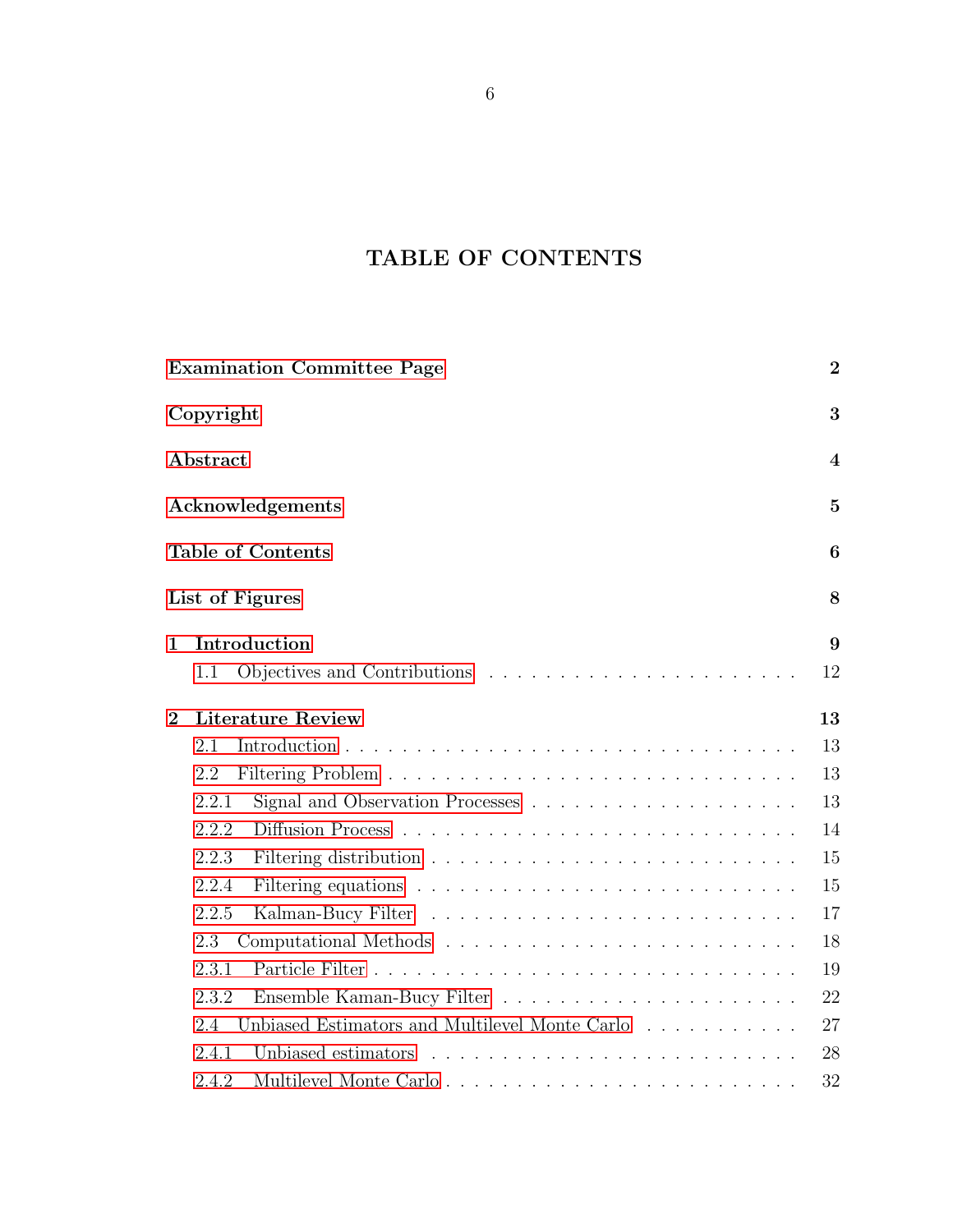# TABLE OF CONTENTS

| | |
|---|---|
| **Examination Committee Page** | **2** |
| **Copyright** | **3** |
| **Abstract** | **4** |
| **Acknowledgements** | **5** |
| **Table of Contents** | **6** |
| **List of Figures** | **8** |
| **1 Introduction** | **9** |
| 1.1 Objectives and Contributions | 12 |
| **2 Literature Review** | **13** |
| 2.1 Introduction | 13 |
| 2.2 Filtering Problem | 13 |
| 2.2.1 Signal and Observation Processes | 13 |
| 2.2.2 Diffusion Process | 14 |
| 2.2.3 Filtering distribution | 15 |
| 2.2.4 Filtering equations | 15 |
| 2.2.5 Kalman-Bucy Filter | 17 |
| 2.3 Computational Methods | 18 |
| 2.3.1 Particle Filter | 19 |
| 2.3.2 Ensemble Kaman-Bucy Filter | 22 |
| 2.4 Unbiased Estimators and Multilevel Monte Carlo | 27 |
| 2.4.1 Unbiased estimators | 28 |
| 2.4.2 Multilevel Monte Carlo | 32 |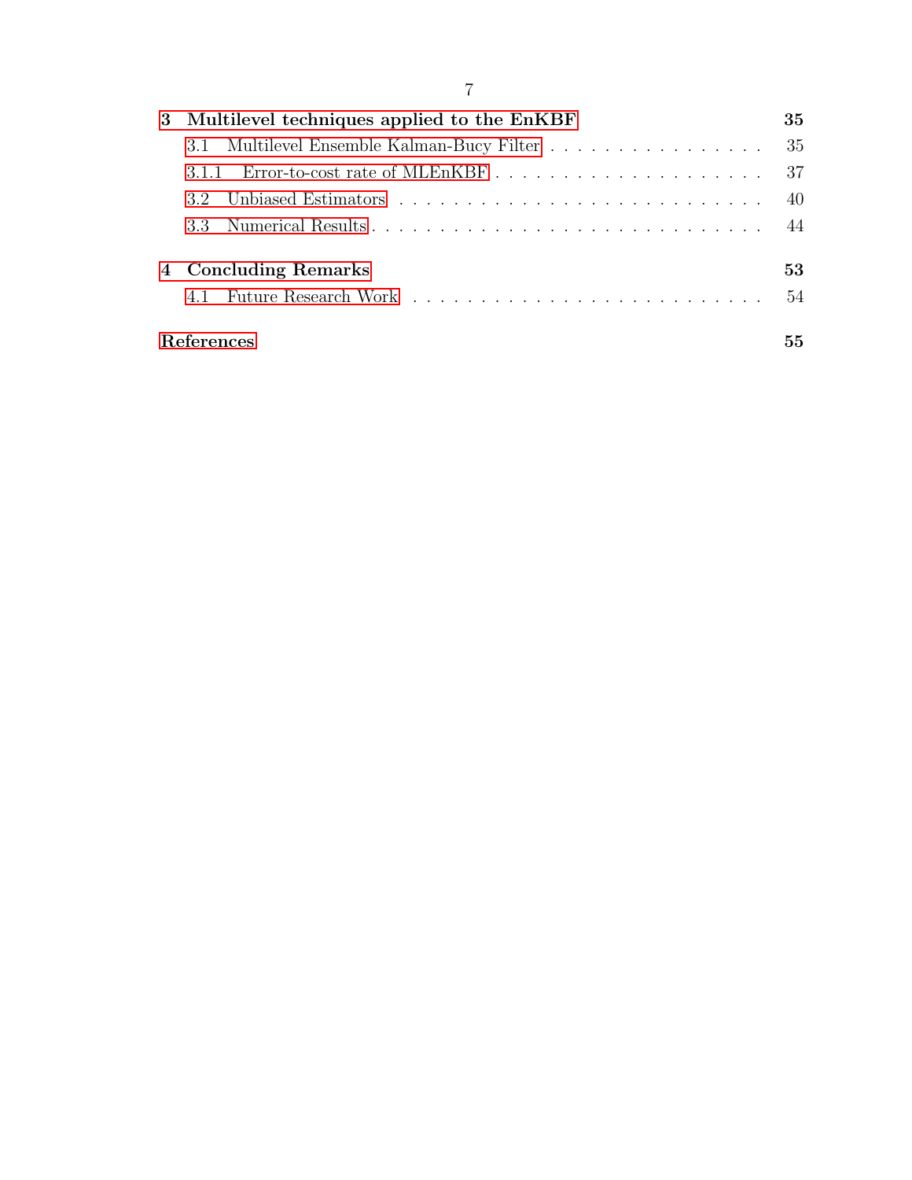**3 Multilevel techniques applied to the EnKBF** **35**

3.1 Multilevel Ensemble Kalman-Bucy Filter . . . . . . . . . . . . . . . . . 35

3.1.1 Error-to-cost rate of MLEnKBF . . . . . . . . . . . . . . . . . . . . 37

3.2 Unbiased Estimators . . . . . . . . . . . . . . . . . . . . . . . . . . . . 40

3.3 Numerical Results . . . . . . . . . . . . . . . . . . . . . . . . . . . . . 44

**4 Concluding Remarks** **53**

4.1 Future Research Work . . . . . . . . . . . . . . . . . . . . . . . . . . 54

**References** **55**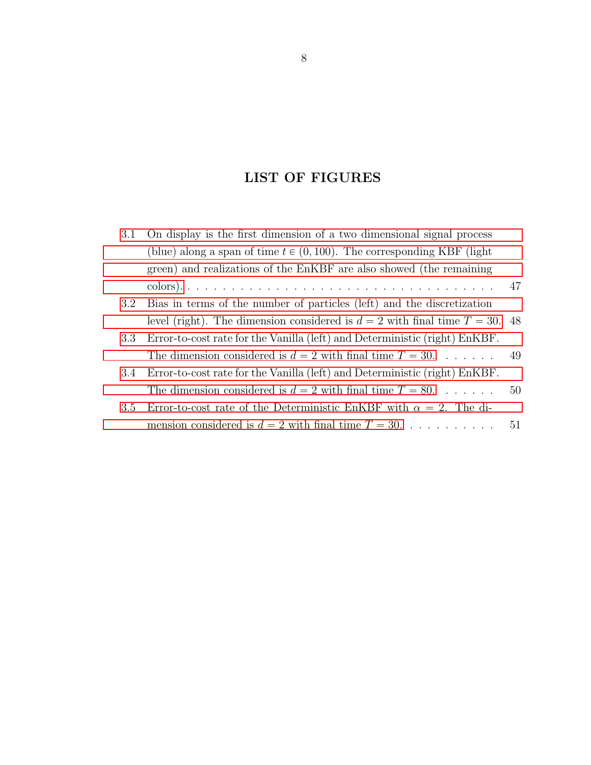# LIST OF FIGURES

3.1 On display is the first dimension of a two dimensional signal process (blue) along a span of time $t \in (0, 100)$. The corresponding KBF (light green) and realizations of the EnKBF are also showed (the remaining colors). . . . . . . . . . . . . . . . . . . . . . . . . . . . . . . . . . . 47

3.2 Bias in terms of the number of particles (left) and the discretization level (right). The dimension considered is $d = 2$ with final time $T = 30$. 48

3.3 Error-to-cost rate for the Vanilla (left) and Deterministic (right) EnKBF. The dimension considered is $d = 2$ with final time $T = 30$. . . . . . . 49

3.4 Error-to-cost rate for the Vanilla (left) and Deterministic (right) EnKBF. The dimension considered is $d = 2$ with final time $T = 80$. . . . . . . 50

3.5 Error-to-cost rate of the Deterministic EnKBF with $\alpha = 2$. The dimension considered is $d = 2$ with final time $T = 30$. . . . . . . . . . . 51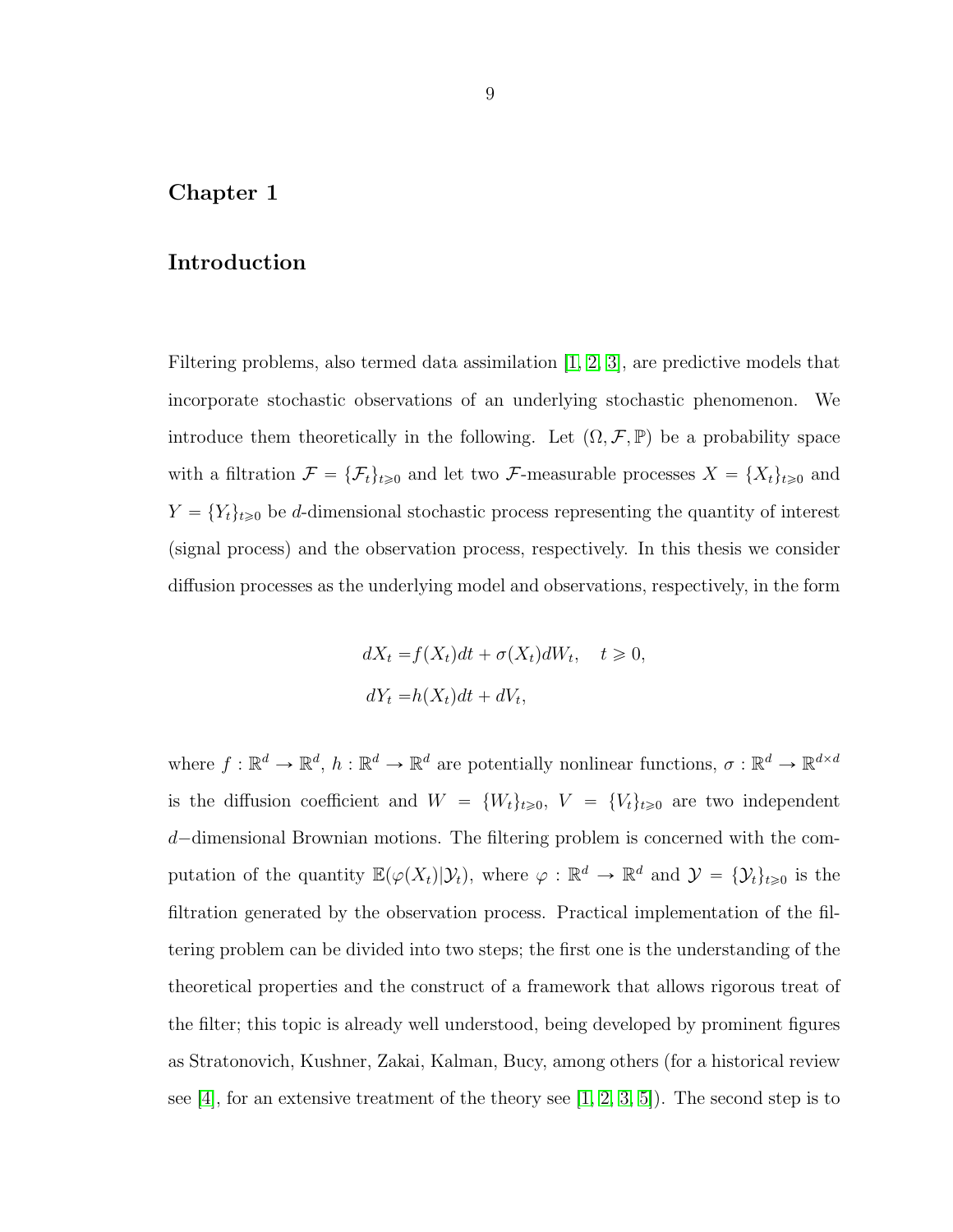# Chapter 1

## Introduction

Filtering problems, also termed data assimilation [1, 2, 3], are predictive models that incorporate stochastic observations of an underlying stochastic phenomenon. We introduce them theoretically in the following. Let $(\Omega, \mathcal{F}, \mathbb{P})$ be a probability space with a filtration $\mathcal{F} = \{\mathcal{F}_t\}_{t \geqslant 0}$ and let two $\mathcal{F}$-measurable processes $X = \{X_t\}_{t \geqslant 0}$ and $Y = \{Y_t\}_{t \geqslant 0}$ be $d$-dimensional stochastic process representing the quantity of interest (signal process) and the observation process, respectively. In this thesis we consider diffusion processes as the underlying model and observations, respectively, in the form

$$
\begin{aligned}
dX_t =& f(X_t)dt + \sigma(X_t)dW_t, \quad t \geqslant 0, \\
dY_t =& h(X_t)dt + dV_t,
\end{aligned}
$$

where $f : \mathbb{R}^d \to \mathbb{R}^d$, $h : \mathbb{R}^d \to \mathbb{R}^d$ are potentially nonlinear functions, $\sigma : \mathbb{R}^d \to \mathbb{R}^{d \times d}$ is the diffusion coefficient and $W = \{W_t\}_{t \geqslant 0}$, $V = \{V_t\}_{t \geqslant 0}$ are two independent $d-$dimensional Brownian motions. The filtering problem is concerned with the computation of the quantity $\mathbb{E}(\varphi(X_t)|\mathcal{Y}_t)$, where $\varphi : \mathbb{R}^d \to \mathbb{R}^d$ and $\mathcal{Y} = \{\mathcal{Y}_t\}_{t \geqslant 0}$ is the filtration generated by the observation process. Practical implementation of the filtering problem can be divided into two steps; the first one is the understanding of the theoretical properties and the construct of a framework that allows rigorous treat of the filter; this topic is already well understood, being developed by prominent figures as Stratonovich, Kushner, Zakai, Kalman, Bucy, among others (for a historical review see [4], for an extensive treatment of the theory see [1, 2, 3, 5]). The second step is to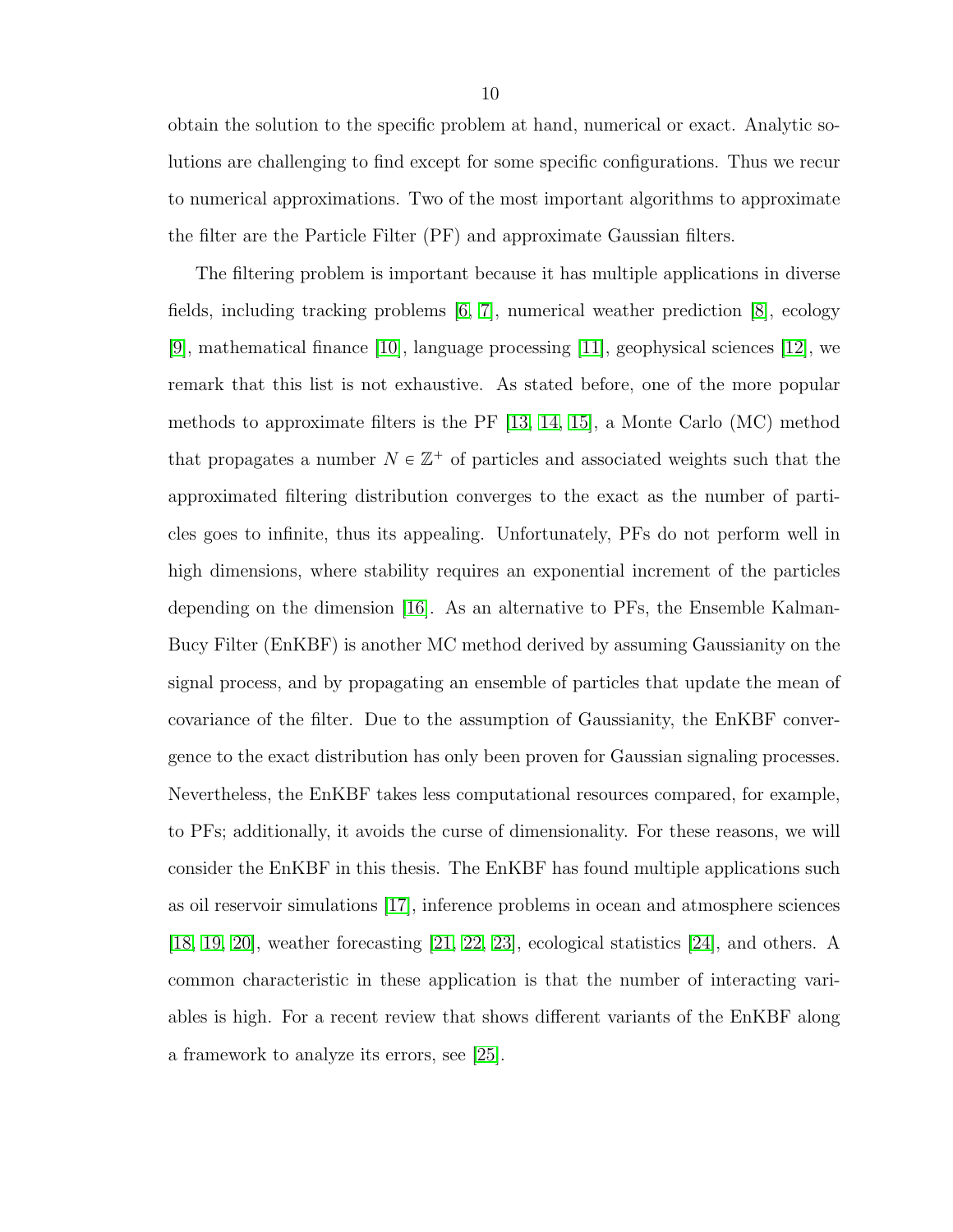obtain the solution to the specific problem at hand, numerical or exact. Analytic solutions are challenging to find except for some specific configurations. Thus we recur to numerical approximations. Two of the most important algorithms to approximate the filter are the Particle Filter (PF) and approximate Gaussian filters.

The filtering problem is important because it has multiple applications in diverse fields, including tracking problems [6, 7], numerical weather prediction [8], ecology [9], mathematical finance [10], language processing [11], geophysical sciences [12], we remark that this list is not exhaustive. As stated before, one of the more popular methods to approximate filters is the PF [13, 14, 15], a Monte Carlo (MC) method that propagates a number $N \in \mathbb{Z}^+$ of particles and associated weights such that the approximated filtering distribution converges to the exact as the number of particles goes to infinite, thus its appealing. Unfortunately, PFs do not perform well in high dimensions, where stability requires an exponential increment of the particles depending on the dimension [16]. As an alternative to PFs, the Ensemble Kalman-Bucy Filter (EnKBF) is another MC method derived by assuming Gaussianity on the signal process, and by propagating an ensemble of particles that update the mean of covariance of the filter. Due to the assumption of Gaussianity, the EnKBF convergence to the exact distribution has only been proven for Gaussian signaling processes. Nevertheless, the EnKBF takes less computational resources compared, for example, to PFs; additionally, it avoids the curse of dimensionality. For these reasons, we will consider the EnKBF in this thesis. The EnKBF has found multiple applications such as oil reservoir simulations [17], inference problems in ocean and atmosphere sciences [18, 19, 20], weather forecasting [21, 22, 23], ecological statistics [24], and others. A common characteristic in these application is that the number of interacting variables is high. For a recent review that shows different variants of the EnKBF along a framework to analyze its errors, see [25].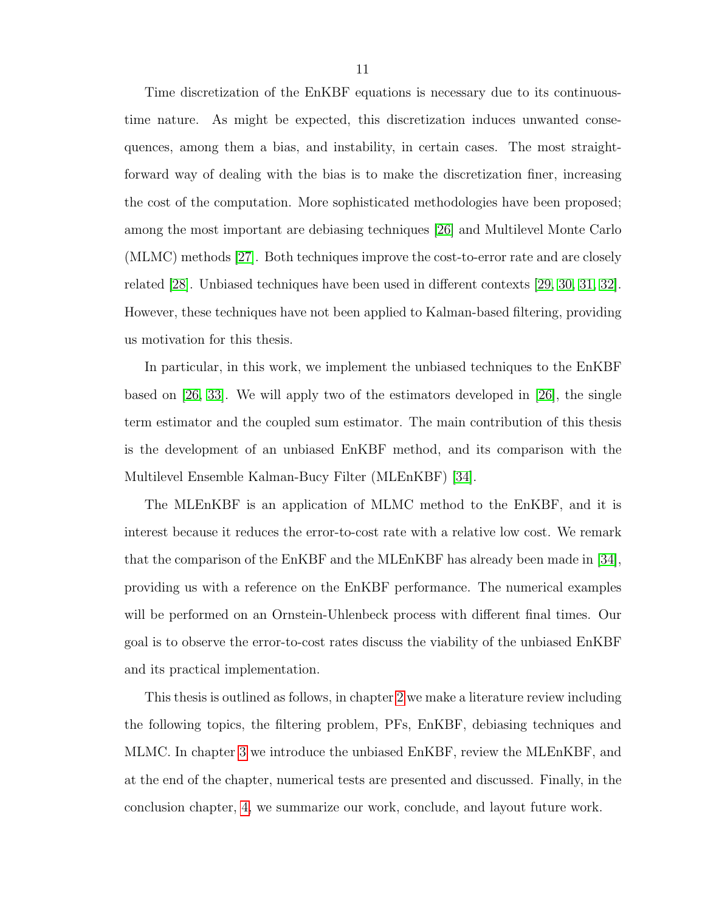Time discretization of the EnKBF equations is necessary due to its continuous-time nature. As might be expected, this discretization induces unwanted consequences, among them a bias, and instability, in certain cases. The most straightforward way of dealing with the bias is to make the discretization finer, increasing the cost of the computation. More sophisticated methodologies have been proposed; among the most important are debiasing techniques [26] and Multilevel Monte Carlo (MLMC) methods [27]. Both techniques improve the cost-to-error rate and are closely related [28]. Unbiased techniques have been used in different contexts [29, 30, 31, 32]. However, these techniques have not been applied to Kalman-based filtering, providing us motivation for this thesis.

In particular, in this work, we implement the unbiased techniques to the EnKBF based on [26, 33]. We will apply two of the estimators developed in [26], the single term estimator and the coupled sum estimator. The main contribution of this thesis is the development of an unbiased EnKBF method, and its comparison with the Multilevel Ensemble Kalman-Bucy Filter (MLEnKBF) [34].

The MLEnKBF is an application of MLMC method to the EnKBF, and it is interest because it reduces the error-to-cost rate with a relative low cost. We remark that the comparison of the EnKBF and the MLEnKBF has already been made in [34], providing us with a reference on the EnKBF performance. The numerical examples will be performed on an Ornstein-Uhlenbeck process with different final times. Our goal is to observe the error-to-cost rates discuss the viability of the unbiased EnKBF and its practical implementation.

This thesis is outlined as follows, in chapter 2 we make a literature review including the following topics, the filtering problem, PFs, EnKBF, debiasing techniques and MLMC. In chapter 3 we introduce the unbiased EnKBF, review the MLEnKBF, and at the end of the chapter, numerical tests are presented and discussed. Finally, in the conclusion chapter, 4, we summarize our work, conclude, and layout future work.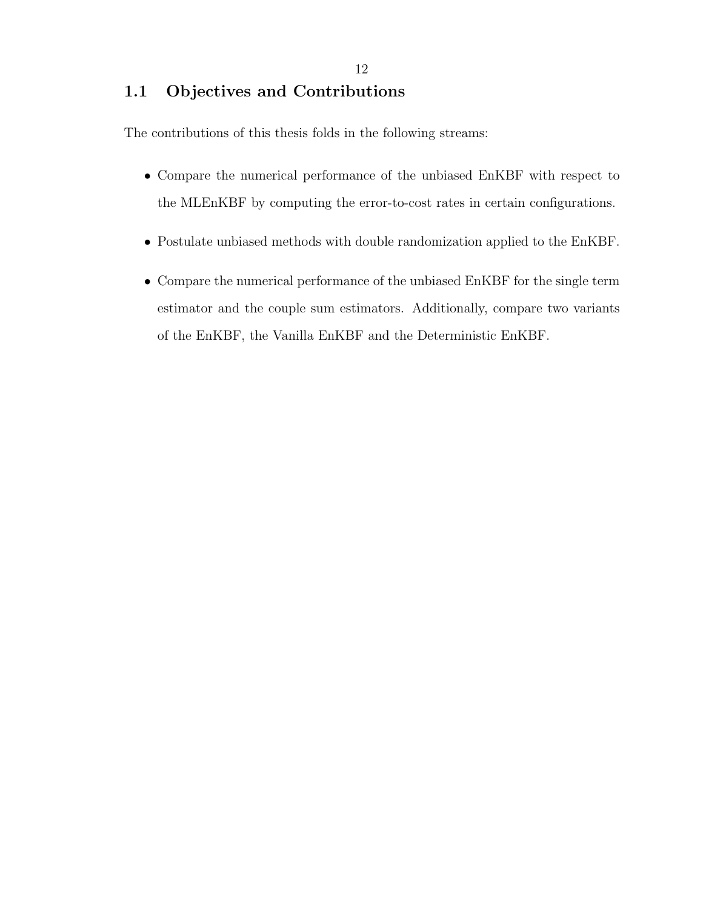## 1.1 Objectives and Contributions

The contributions of this thesis folds in the following streams:

- Compare the numerical performance of the unbiased EnKBF with respect to the MLEnKBF by computing the error-to-cost rates in certain configurations.
- Postulate unbiased methods with double randomization applied to the EnKBF.
- Compare the numerical performance of the unbiased EnKBF for the single term estimator and the couple sum estimators. Additionally, compare two variants of the EnKBF, the Vanilla EnKBF and the Deterministic EnKBF.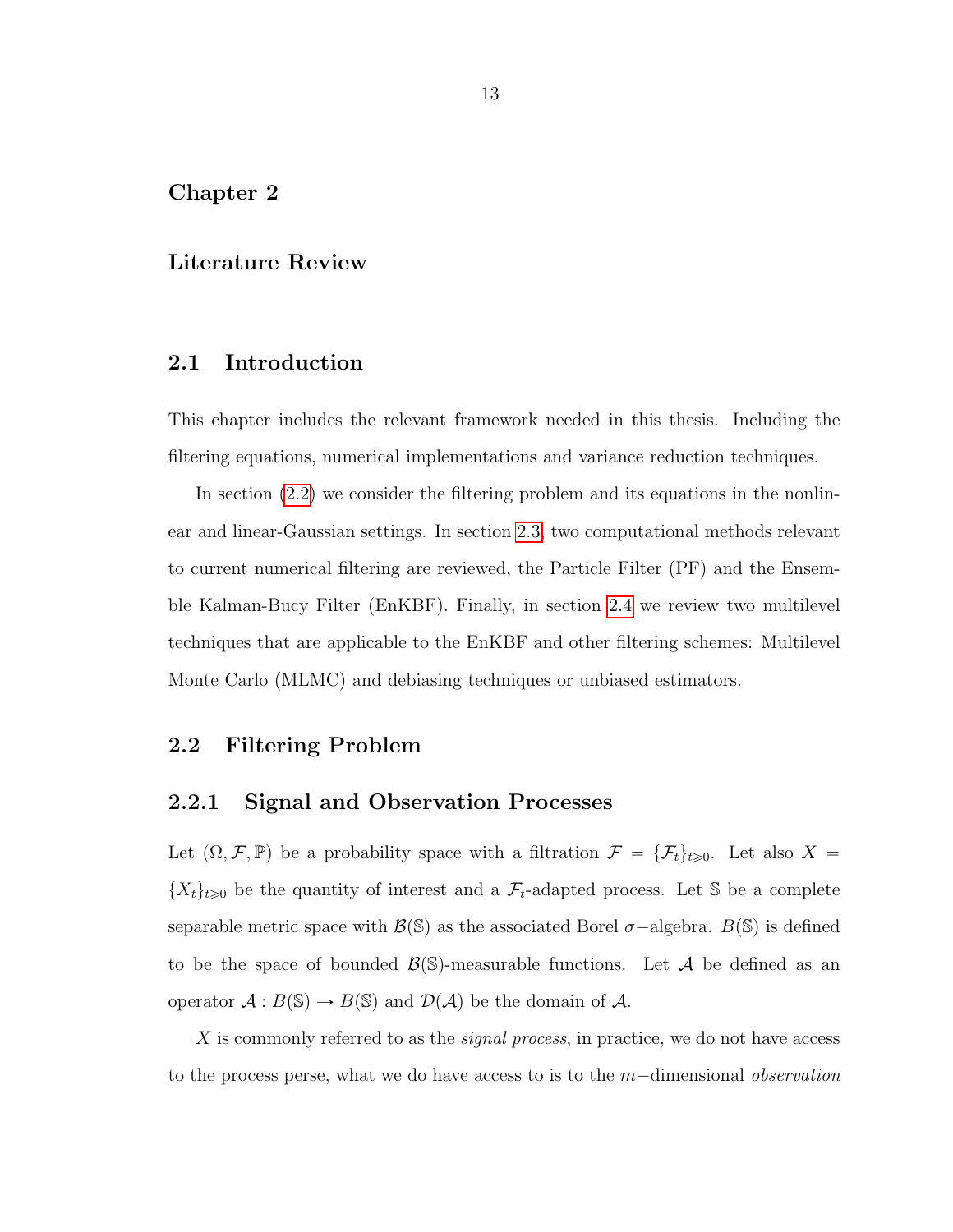# Chapter 2

# Literature Review

## 2.1 Introduction

This chapter includes the relevant framework needed in this thesis. Including the filtering equations, numerical implementations and variance reduction techniques.

In section (2.2) we consider the filtering problem and its equations in the nonlinear and linear-Gaussian settings. In section 2.3, two computational methods relevant to current numerical filtering are reviewed, the Particle Filter (PF) and the Ensemble Kalman-Bucy Filter (EnKBF). Finally, in section 2.4 we review two multilevel techniques that are applicable to the EnKBF and other filtering schemes: Multilevel Monte Carlo (MLMC) and debiasing techniques or unbiased estimators.

## 2.2 Filtering Problem

### 2.2.1 Signal and Observation Processes

Let $(\Omega, \mathcal{F}, \mathbb{P})$ be a probability space with a filtration $\mathcal{F} = \{\mathcal{F}_t\}_{t\geqslant 0}$. Let also $X = \{X_t\}_{t\geqslant 0}$ be the quantity of interest and a $\mathcal{F}_t$-adapted process. Let $\mathbb{S}$ be a complete separable metric space with $\mathcal{B}(\mathbb{S})$ as the associated Borel $\sigma-$algebra. $B(\mathbb{S})$ is defined to be the space of bounded $\mathcal{B}(\mathbb{S})$-measurable functions. Let $\mathcal{A}$ be defined as an operator $\mathcal{A} : B(\mathbb{S}) \to B(\mathbb{S})$ and $\mathcal{D}(\mathcal{A})$ be the domain of $\mathcal{A}$.

$X$ is commonly referred to as the *signal process*, in practice, we do not have access to the process perse, what we do have access to is to the $m-$dimensional *observation*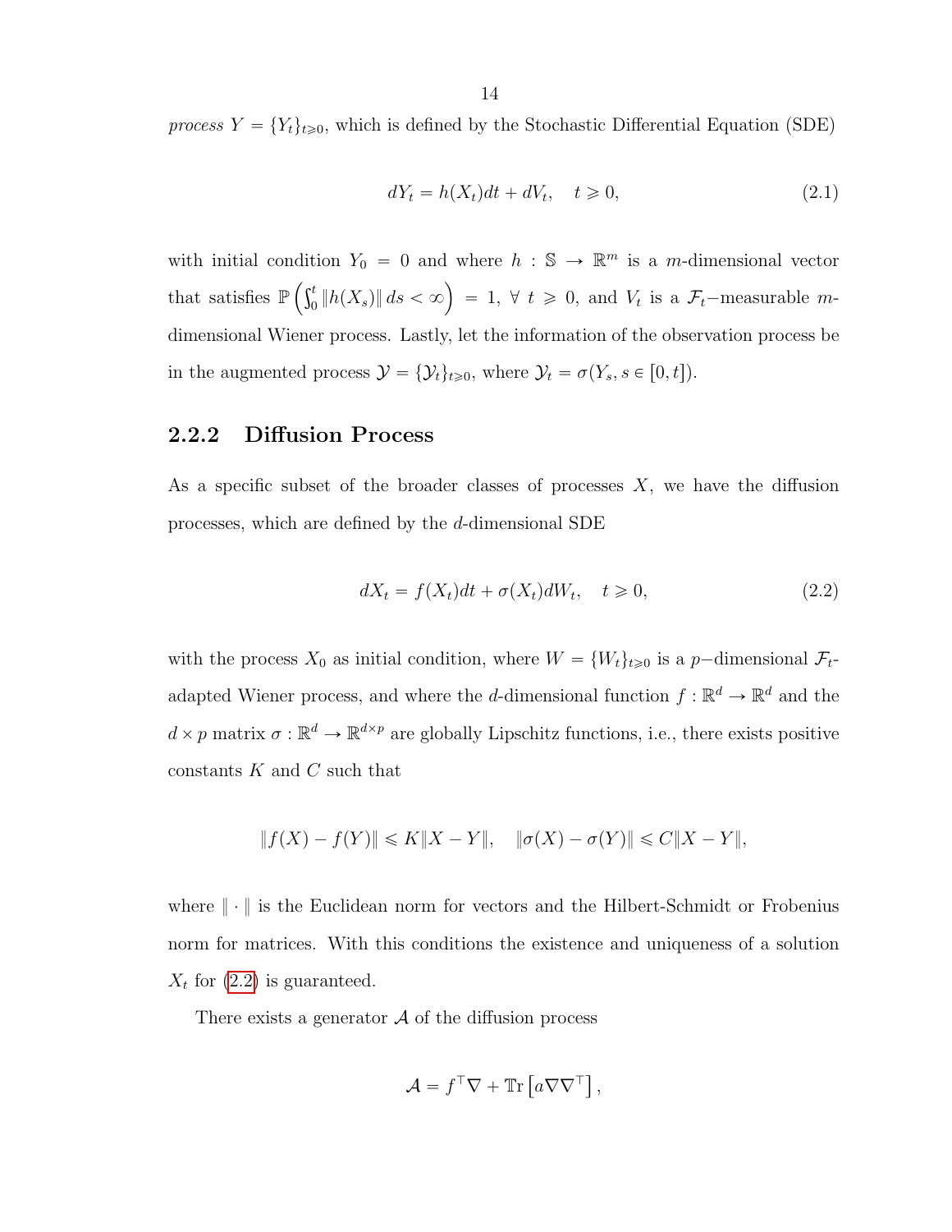*process* $Y = \{Y_t\}_{t \geqslant 0}$, which is defined by the Stochastic Differential Equation (SDE)

$$dY_t = h(X_t)dt + dV_t, \quad t \geqslant 0, \tag{2.1}$$

with initial condition $Y_0 = 0$ and where $h : \mathbb{S} \to \mathbb{R}^m$ is a $m$-dimensional vector that satisfies $\mathbb{P}\left(\int_0^t \|h(X_s)\| \, ds < \infty\right) = 1, \; \forall \; t \geqslant 0$, and $V_t$ is a $\mathcal{F}_t-$measurable $m$-dimensional Wiener process. Lastly, let the information of the observation process be in the augmented process $\mathcal{Y} = \{\mathcal{Y}_t\}_{t \geqslant 0}$, where $\mathcal{Y}_t = \sigma(Y_s, s \in [0, t])$.

### 2.2.2 Diffusion Process

As a specific subset of the broader classes of processes $X$, we have the diffusion processes, which are defined by the $d$-dimensional SDE

$$dX_t = f(X_t)dt + \sigma(X_t)dW_t, \quad t \geqslant 0, \tag{2.2}$$

with the process $X_0$ as initial condition, where $W = \{W_t\}_{t \geqslant 0}$ is a $p-$dimensional $\mathcal{F}_t$-adapted Wiener process, and where the $d$-dimensional function $f : \mathbb{R}^d \to \mathbb{R}^d$ and the $d \times p$ matrix $\sigma : \mathbb{R}^d \to \mathbb{R}^{d \times p}$ are globally Lipschitz functions, i.e., there exists positive constants $K$ and $C$ such that

$$\|f(X) - f(Y)\| \leqslant K\|X - Y\|, \quad \|\sigma(X) - \sigma(Y)\| \leqslant C\|X - Y\|,$$

where $\| \cdot \|$ is the Euclidean norm for vectors and the Hilbert-Schmidt or Frobenius norm for matrices. With this conditions the existence and uniqueness of a solution $X_t$ for (2.2) is guaranteed.

There exists a generator $\mathcal{A}$ of the diffusion process

$$\mathcal{A} = f^\top \nabla + \mathbb{T}\mathrm{r}\left[a \nabla \nabla^\top\right],$$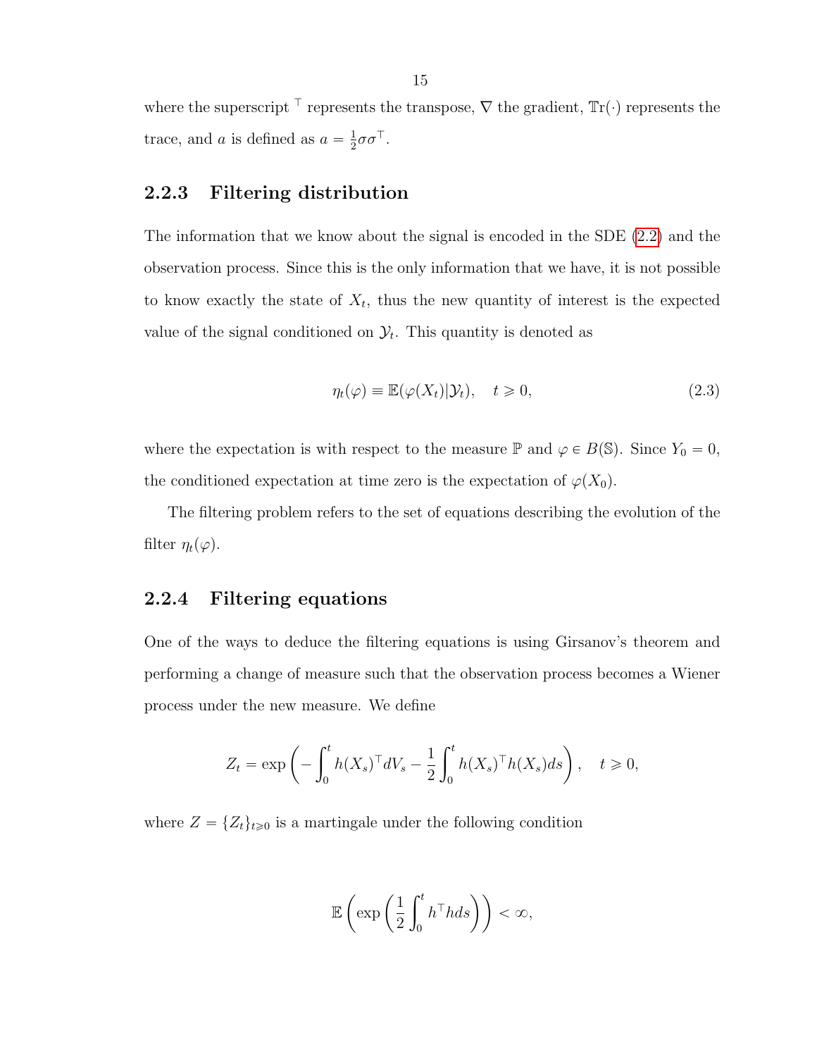where the superscript $^\top$ represents the transpose, $\nabla$ the gradient, $\mathbb{Tr}(\cdot)$ represents the trace, and $a$ is defined as $a = \frac{1}{2}\sigma\sigma^\top$.

### 2.2.3 Filtering distribution

The information that we know about the signal is encoded in the SDE (2.2) and the observation process. Since this is the only information that we have, it is not possible to know exactly the state of $X_t$, thus the new quantity of interest is the expected value of the signal conditioned on $\mathcal{Y}_t$. This quantity is denoted as

$$\eta_t(\varphi) \equiv \mathbb{E}(\varphi(X_t)|\mathcal{Y}_t), \quad t \geqslant 0, \tag{2.3}$$

where the expectation is with respect to the measure $\mathbb{P}$ and $\varphi \in B(\mathbb{S})$. Since $Y_0 = 0$, the conditioned expectation at time zero is the expectation of $\varphi(X_0)$.

The filtering problem refers to the set of equations describing the evolution of the filter $\eta_t(\varphi)$.

### 2.2.4 Filtering equations

One of the ways to deduce the filtering equations is using Girsanov's theorem and performing a change of measure such that the observation process becomes a Wiener process under the new measure. We define

$$Z_t = \exp\left(-\int_0^t h(X_s)^\top dV_s - \frac{1}{2}\int_0^t h(X_s)^\top h(X_s)ds\right), \quad t \geqslant 0,$$

where $Z = \{Z_t\}_{t \geqslant 0}$ is a martingale under the following condition

$$\mathbb{E}\left(\exp\left(\frac{1}{2}\int_0^t h^\top h ds\right)\right) < \infty,$$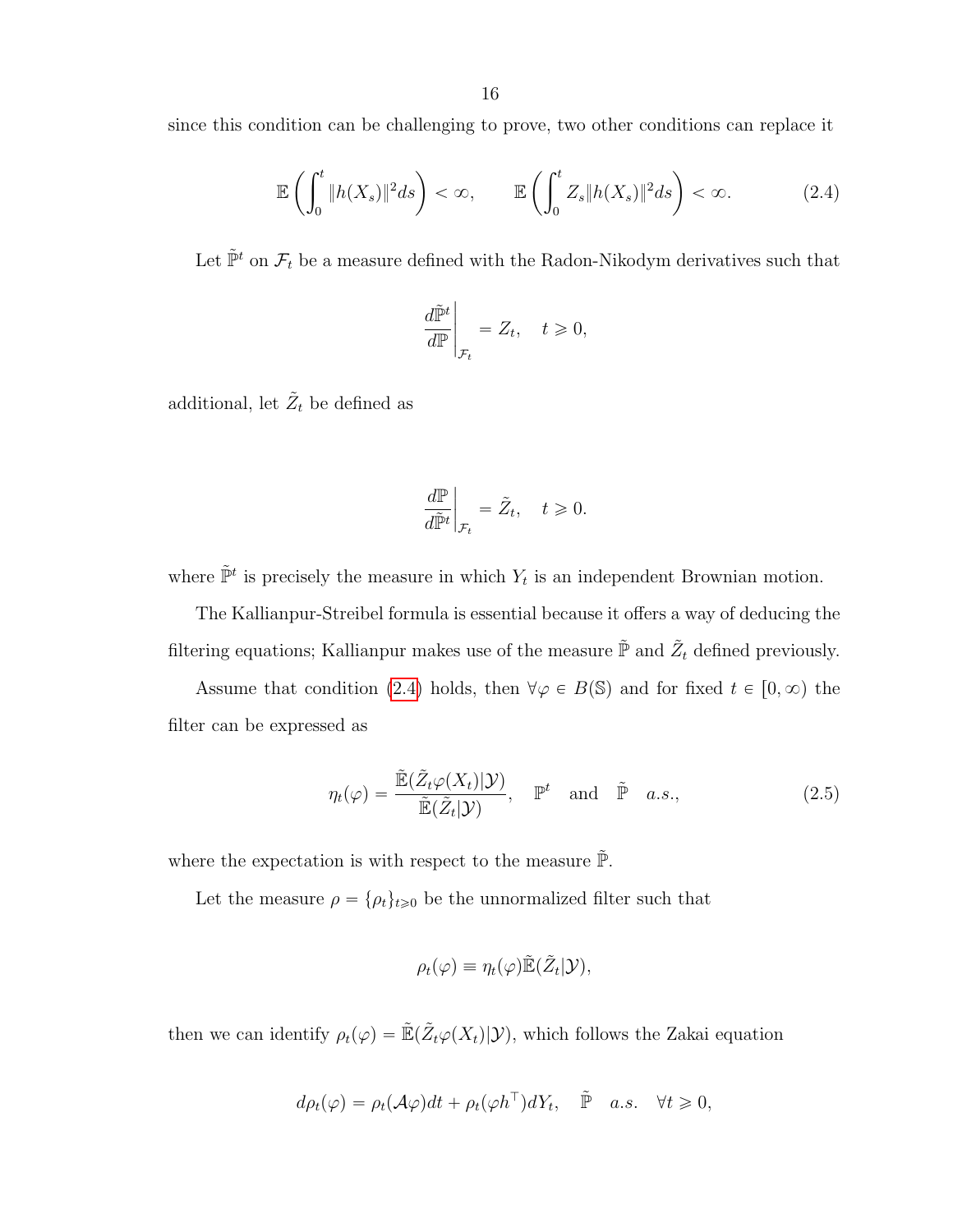since this condition can be challenging to prove, two other conditions can replace it

$$\mathbb{E}\left(\int_0^t \|h(X_s)\|^2 ds\right) < \infty, \qquad \mathbb{E}\left(\int_0^t Z_s \|h(X_s)\|^2 ds\right) < \infty. \tag{2.4}$$

Let $\tilde{\mathbb{P}}^t$ on $\mathcal{F}_t$ be a measure defined with the Radon-Nikodym derivatives such that

$$\left.\frac{d\tilde{\mathbb{P}}^t}{d\mathbb{P}}\right|_{\mathcal{F}_t} = Z_t, \quad t \geqslant 0,$$

additional, let $\tilde{Z}_t$ be defined as

$$\left.\frac{d\mathbb{P}}{d\tilde{\mathbb{P}}^t}\right|_{\mathcal{F}_t} = \tilde{Z}_t, \quad t \geqslant 0.$$

where $\tilde{\mathbb{P}}^t$ is precisely the measure in which $Y_t$ is an independent Brownian motion.

The Kallianpur-Streibel formula is essential because it offers a way of deducing the filtering equations; Kallianpur makes use of the measure $\tilde{\mathbb{P}}$ and $\tilde{Z}_t$ defined previously.

Assume that condition (2.4) holds, then $\forall \varphi \in B(\mathbb{S})$ and for fixed $t \in [0, \infty)$ the filter can be expressed as

$$\eta_t(\varphi) = \frac{\tilde{\mathbb{E}}(\tilde{Z}_t \varphi(X_t)|\mathcal{Y})}{\tilde{\mathbb{E}}(\tilde{Z}_t|\mathcal{Y})}, \quad \mathbb{P}^t \quad \text{and} \quad \tilde{\mathbb{P}} \quad a.s., \tag{2.5}$$

where the expectation is with respect to the measure $\tilde{\mathbb{P}}$.

Let the measure $\rho = \{\rho_t\}_{t \geqslant 0}$ be the unnormalized filter such that

$$\rho_t(\varphi) \equiv \eta_t(\varphi) \tilde{\mathbb{E}}(\tilde{Z}_t|\mathcal{Y}),$$

then we can identify $\rho_t(\varphi) = \tilde{\mathbb{E}}(\tilde{Z}_t \varphi(X_t)|\mathcal{Y})$, which follows the Zakai equation

$$d\rho_t(\varphi) = \rho_t(\mathcal{A}\varphi)dt + \rho_t(\varphi h^\top)dY_t, \quad \tilde{\mathbb{P}} \quad a.s. \quad \forall t \geqslant 0,$$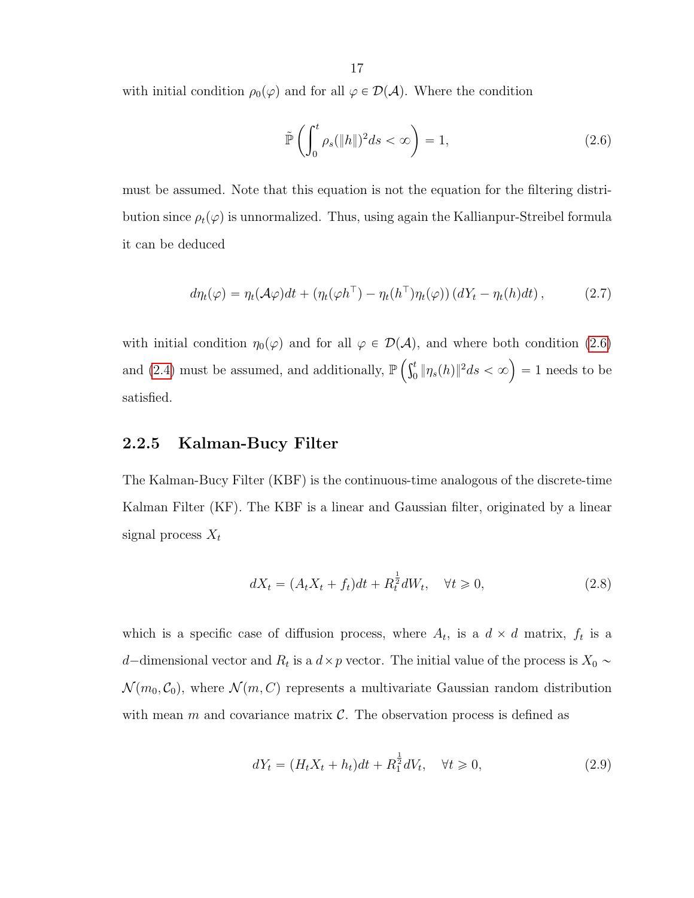with initial condition $\rho_0(\varphi)$ and for all $\varphi \in \mathcal{D}(\mathcal{A})$. Where the condition

$$
\tilde{\mathbb{P}}\left(\int_0^t \rho_s(\|h\|)^2 ds < \infty\right) = 1, \tag{2.6}
$$

must be assumed. Note that this equation is not the equation for the filtering distribution since $\rho_t(\varphi)$ is unnormalized. Thus, using again the Kallianpur-Streibel formula it can be deduced

$$
d\eta_t(\varphi) = \eta_t(\mathcal{A}\varphi)dt + \left(\eta_t(\varphi h^\top) - \eta_t(h^\top)\eta_t(\varphi)\right)\left(dY_t - \eta_t(h)dt\right), \tag{2.7}
$$

with initial condition $\eta_0(\varphi)$ and for all $\varphi \in \mathcal{D}(\mathcal{A})$, and where both condition (2.6) and (2.4) must be assumed, and additionally, $\mathbb{P}\left(\int_0^t \|\eta_s(h)\|^2 ds < \infty\right) = 1$ needs to be satisfied.

### 2.2.5 Kalman-Bucy Filter

The Kalman-Bucy Filter (KBF) is the continuous-time analogous of the discrete-time Kalman Filter (KF). The KBF is a linear and Gaussian filter, originated by a linear signal process $X_t$

$$
dX_t = (A_t X_t + f_t)dt + R_t^{\frac{1}{2}} dW_t, \quad \forall t \geqslant 0, \tag{2.8}
$$

which is a specific case of diffusion process, where $A_t$, is a $d \times d$ matrix, $f_t$ is a $d-$dimensional vector and $R_t$ is a $d \times p$ vector. The initial value of the process is $X_0 \sim \mathcal{N}(m_0, \mathcal{C}_0)$, where $\mathcal{N}(m, C)$ represents a multivariate Gaussian random distribution with mean $m$ and covariance matrix $\mathcal{C}$. The observation process is defined as

$$
dY_t = (H_t X_t + h_t)dt + R_1^{\frac{1}{2}} dV_t, \quad \forall t \geqslant 0, \tag{2.9}
$$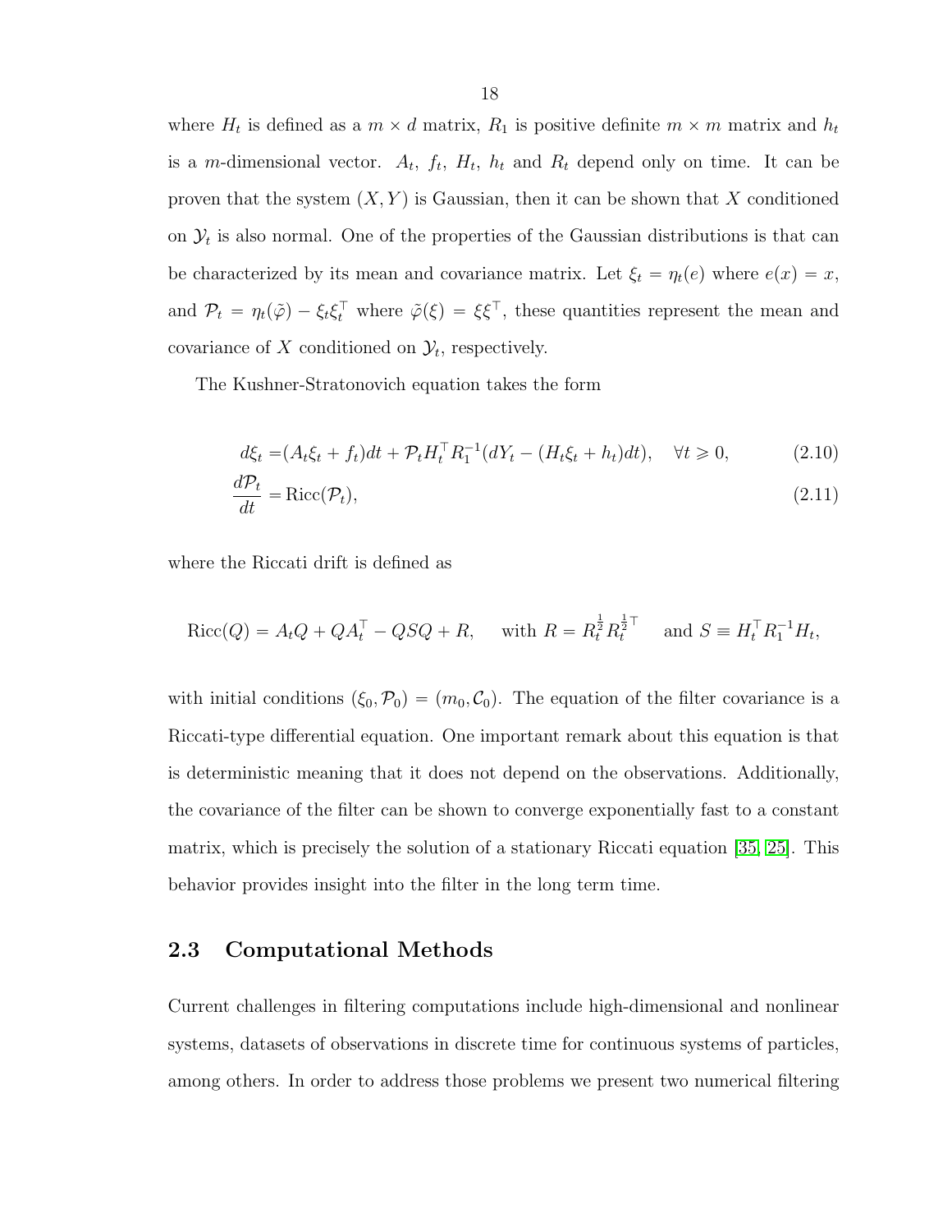where $H_t$ is defined as a $m \times d$ matrix, $R_1$ is positive definite $m \times m$ matrix and $h_t$ is a $m$-dimensional vector. $A_t$, $f_t$, $H_t$, $h_t$ and $R_t$ depend only on time. It can be proven that the system $(X, Y)$ is Gaussian, then it can be shown that $X$ conditioned on $\mathcal{Y}_t$ is also normal. One of the properties of the Gaussian distributions is that can be characterized by its mean and covariance matrix. Let $\xi_t = \eta_t(e)$ where $e(x) = x$, and $\mathcal{P}_t = \eta_t(\tilde{\varphi}) - \xi_t \xi_t^\top$ where $\tilde{\varphi}(\xi) = \xi \xi^\top$, these quantities represent the mean and covariance of $X$ conditioned on $\mathcal{Y}_t$, respectively.

The Kushner-Stratonovich equation takes the form

$$
d\xi_t = (A_t \xi_t + f_t)dt + \mathcal{P}_t H_t^\top R_1^{-1}(dY_t - (H_t \xi_t + h_t)dt), \quad \forall t \geqslant 0, \tag{2.10}
$$

$$
\frac{d\mathcal{P}_t}{dt} = \mathrm{Ricc}(\mathcal{P}_t), \tag{2.11}
$$

where the Riccati drift is defined as

$$
\mathrm{Ricc}(Q) = A_t Q + Q A_t^\top - QSQ + R, \quad \text{with } R = R_t^{\frac{1}{2}} R_t^{\frac{1}{2}\top} \quad \text{and } S \equiv H_t^\top R_1^{-1} H_t,
$$

with initial conditions $(\xi_0, \mathcal{P}_0) = (m_0, \mathcal{C}_0)$. The equation of the filter covariance is a Riccati-type differential equation. One important remark about this equation is that is deterministic meaning that it does not depend on the observations. Additionally, the covariance of the filter can be shown to converge exponentially fast to a constant matrix, which is precisely the solution of a stationary Riccati equation [35, 25]. This behavior provides insight into the filter in the long term time.

## 2.3 Computational Methods

Current challenges in filtering computations include high-dimensional and nonlinear systems, datasets of observations in discrete time for continuous systems of particles, among others. In order to address those problems we present two numerical filtering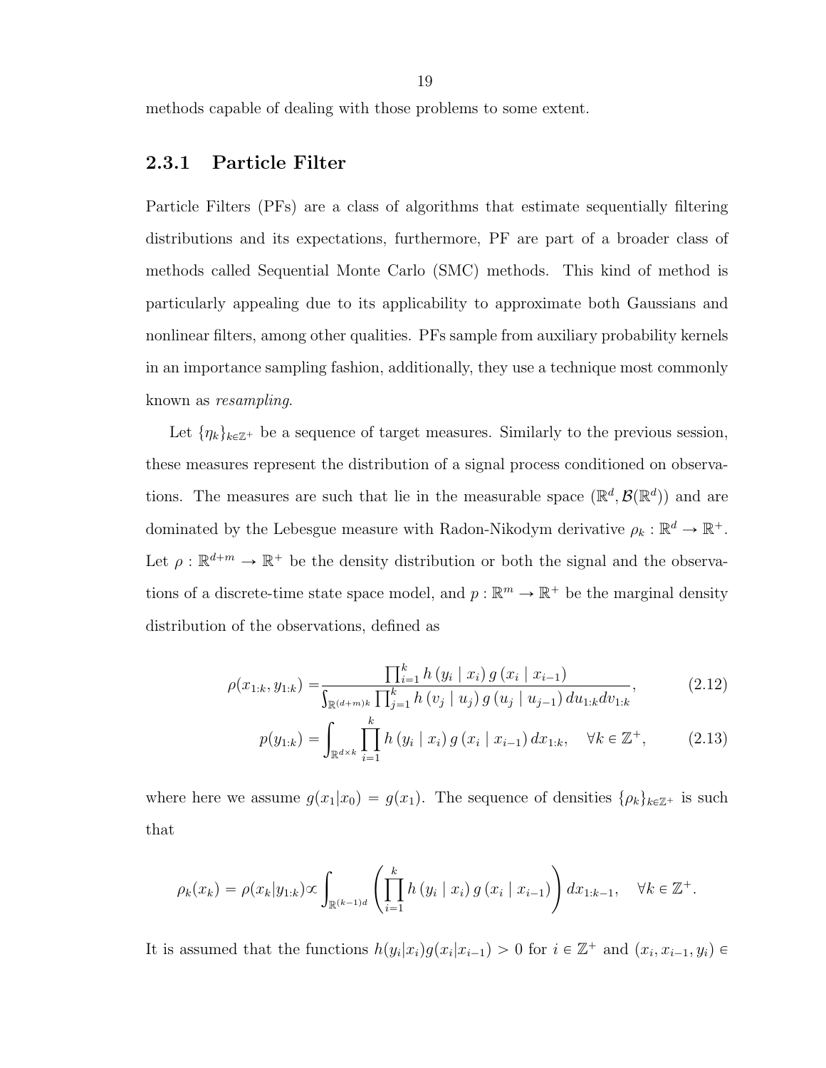methods capable of dealing with those problems to some extent.

### 2.3.1 Particle Filter

Particle Filters (PFs) are a class of algorithms that estimate sequentially filtering distributions and its expectations, furthermore, PF are part of a broader class of methods called Sequential Monte Carlo (SMC) methods. This kind of method is particularly appealing due to its applicability to approximate both Gaussians and nonlinear filters, among other qualities. PFs sample from auxiliary probability kernels in an importance sampling fashion, additionally, they use a technique most commonly known as *resampling*.

Let $\{\eta_k\}_{k\in\mathbb{Z}^+}$ be a sequence of target measures. Similarly to the previous session, these measures represent the distribution of a signal process conditioned on observations. The measures are such that lie in the measurable space $(\mathbb{R}^d, \mathcal{B}(\mathbb{R}^d))$ and are dominated by the Lebesgue measure with Radon-Nikodym derivative $\rho_k : \mathbb{R}^d \to \mathbb{R}^+$. Let $\rho : \mathbb{R}^{d+m} \to \mathbb{R}^+$ be the density distribution or both the signal and the observations of a discrete-time state space model, and $p : \mathbb{R}^m \to \mathbb{R}^+$ be the marginal density distribution of the observations, defined as

$$\rho(x_{1:k}, y_{1:k}) = \frac{\prod_{i=1}^{k} h\left(y_i \mid x_i\right) g\left(x_i \mid x_{i-1}\right)}{\int_{\mathbb{R}^{(d+m)k}} \prod_{j=1}^{k} h\left(v_j \mid u_j\right) g\left(u_j \mid u_{j-1}\right) du_{1:k} dv_{1:k}}, \tag{2.12}$$

$$p(y_{1:k}) = \int_{\mathbb{R}^{d\times k}} \prod_{i=1}^{k} h\left(y_i \mid x_i\right) g\left(x_i \mid x_{i-1}\right) dx_{1:k}, \quad \forall k \in \mathbb{Z}^+, \tag{2.13}$$

where here we assume $g(x_1|x_0) = g(x_1)$. The sequence of densities $\{\rho_k\}_{k\in\mathbb{Z}^+}$ is such that

$$\rho_k(x_k) = \rho(x_k|y_{1:k}) \propto \int_{\mathbb{R}^{(k-1)d}} \left( \prod_{i=1}^{k} h\left(y_i \mid x_i\right) g\left(x_i \mid x_{i-1}\right) \right) dx_{1:k-1}, \quad \forall k \in \mathbb{Z}^+.$$

It is assumed that the functions $h(y_i|x_i)g(x_i|x_{i-1}) > 0$ for $i \in \mathbb{Z}^+$ and $(x_i, x_{i-1}, y_i) \in$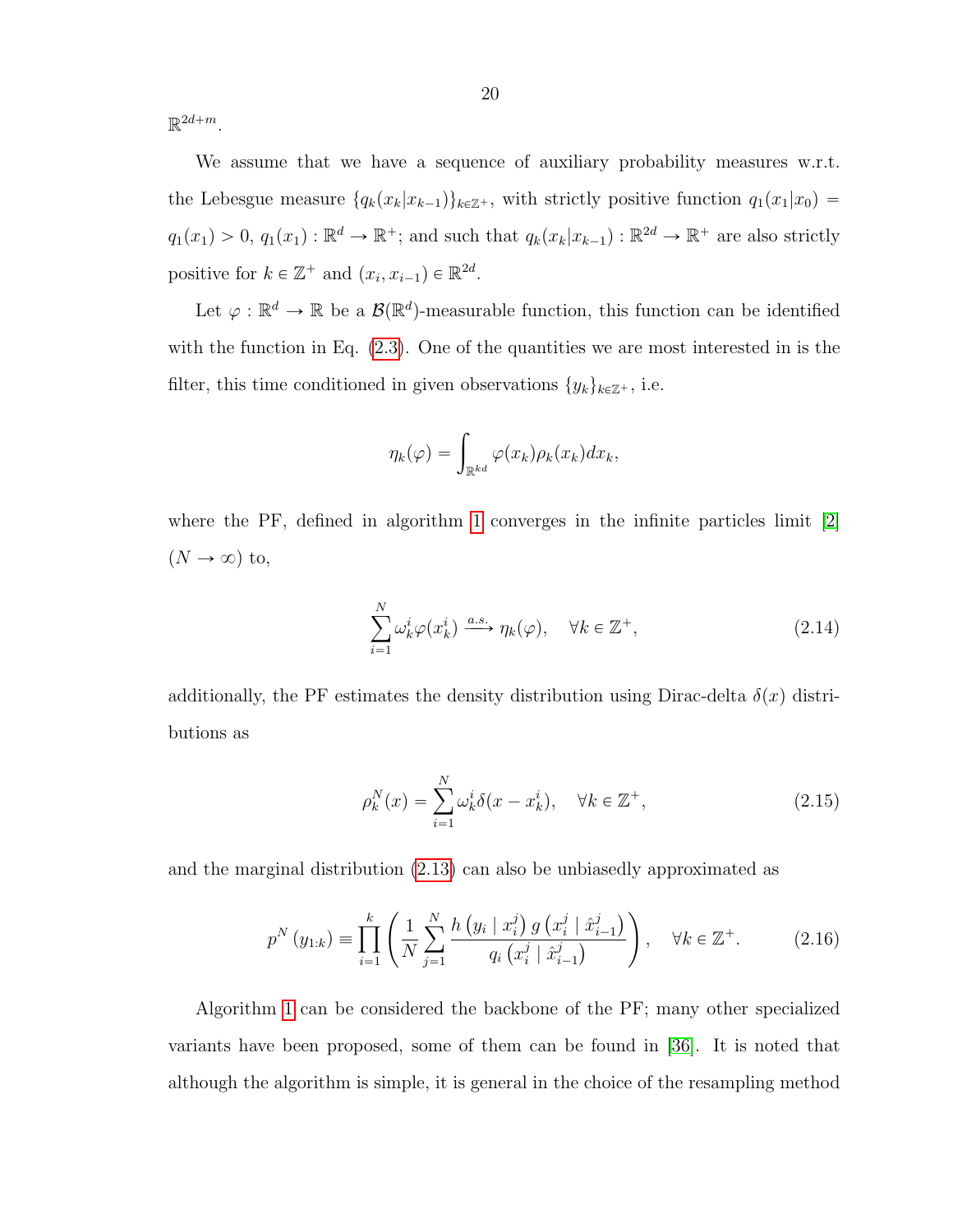$\mathbb{R}^{2d+m}$.

We assume that we have a sequence of auxiliary probability measures w.r.t. the Lebesgue measure $\{q_k(x_k|x_{k-1})\}_{k\in\mathbb{Z}^+}$, with strictly positive function $q_1(x_1|x_0) = q_1(x_1) > 0$, $q_1(x_1) : \mathbb{R}^d \to \mathbb{R}^+$; and such that $q_k(x_k|x_{k-1}) : \mathbb{R}^{2d} \to \mathbb{R}^+$ are also strictly positive for $k \in \mathbb{Z}^+$ and $(x_i, x_{i-1}) \in \mathbb{R}^{2d}$.

Let $\varphi : \mathbb{R}^d \to \mathbb{R}$ be a $\mathcal{B}(\mathbb{R}^d)$-measurable function, this function can be identified with the function in Eq. (2.3). One of the quantities we are most interested in is the filter, this time conditioned in given observations $\{y_k\}_{k\in\mathbb{Z}^+}$, i.e.

$$\eta_k(\varphi) = \int_{\mathbb{R}^{kd}} \varphi(x_k)\rho_k(x_k)dx_k,$$

where the PF, defined in algorithm 1 converges in the infinite particles limit [2] $(N \to \infty)$ to,

$$\sum_{i=1}^{N} \omega_k^i \varphi(x_k^i) \xrightarrow{a.s.} \eta_k(\varphi), \quad \forall k \in \mathbb{Z}^+, \tag{2.14}$$

additionally, the PF estimates the density distribution using Dirac-delta $\delta(x)$ distributions as

$$\rho_k^N(x) = \sum_{i=1}^{N} \omega_k^i \delta(x - x_k^i), \quad \forall k \in \mathbb{Z}^+, \tag{2.15}$$

and the marginal distribution (2.13) can also be unbiasedly approximated as

$$p^N(y_{1:k}) \equiv \prod_{i=1}^{k} \left( \frac{1}{N} \sum_{j=1}^{N} \frac{h\left(y_i \mid x_i^j\right) g\left(x_i^j \mid \hat{x}_{i-1}^j\right)}{q_i\left(x_i^j \mid \hat{x}_{i-1}^j\right)} \right), \quad \forall k \in \mathbb{Z}^+. \tag{2.16}$$

Algorithm 1 can be considered the backbone of the PF; many other specialized variants have been proposed, some of them can be found in [36]. It is noted that although the algorithm is simple, it is general in the choice of the resampling method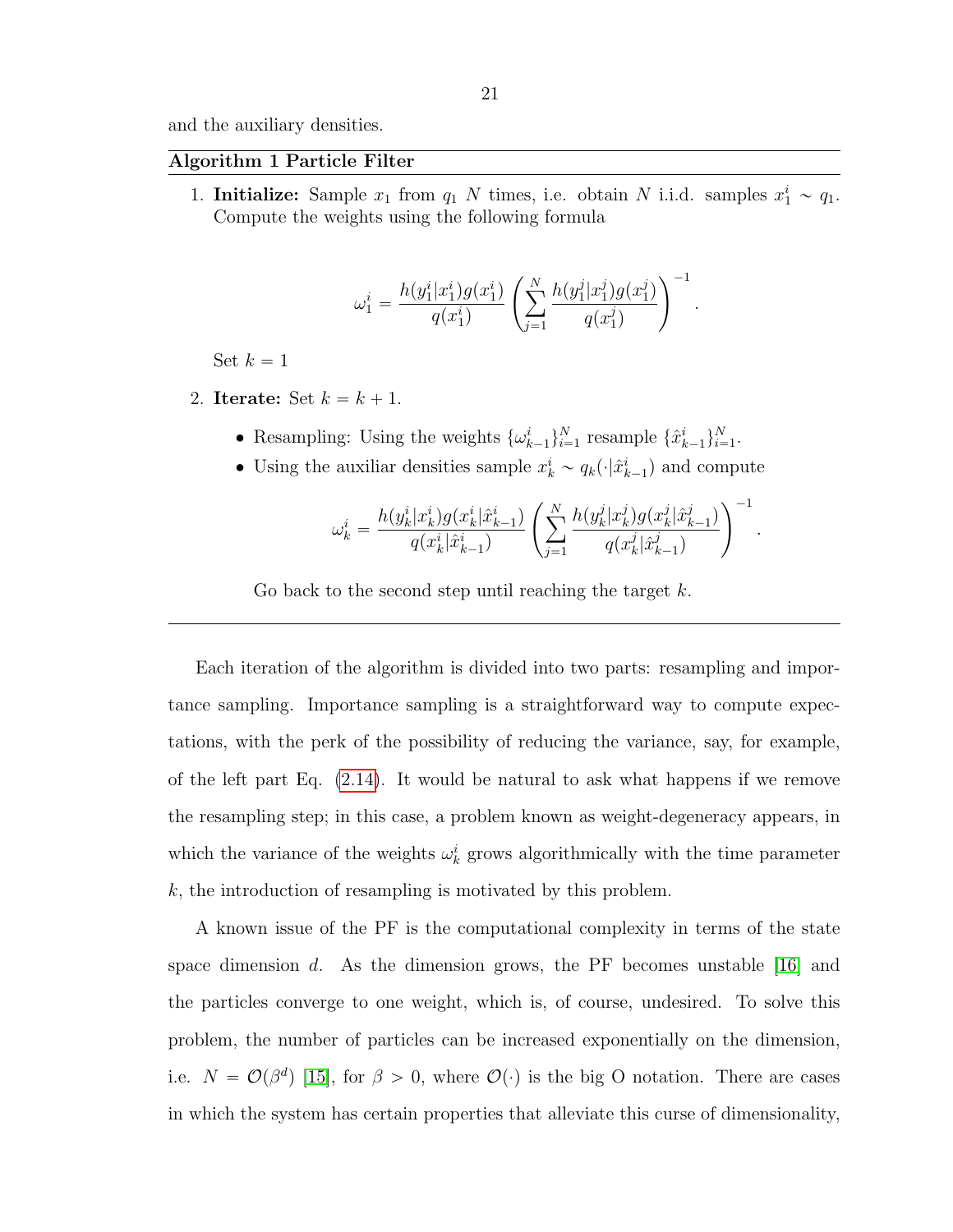and the auxiliary densities.

---

**Algorithm 1 Particle Filter**

---

1. **Initialize:** Sample $x_1$ from $q_1$ $N$ times, i.e. obtain $N$ i.i.d. samples $x_1^i \sim q_1$. Compute the weights using the following formula

$$\omega_1^i = \frac{h(y_1^i|x_1^i)g(x_1^i)}{q(x_1^i)} \left( \sum_{j=1}^{N} \frac{h(y_1^j|x_1^j)g(x_1^j)}{q(x_1^j)} \right)^{-1}.$$

   Set $k = 1$

2. **Iterate:** Set $k = k + 1$.

   - Resampling: Using the weights $\{\omega_{k-1}^i\}_{i=1}^N$ resample $\{\hat{x}_{k-1}^i\}_{i=1}^N$.
   - Using the auxiliar densities sample $x_k^i \sim q_k(\cdot|\hat{x}_{k-1}^i)$ and compute

$$\omega_k^i = \frac{h(y_k^i|x_k^i)g(x_k^i|\hat{x}_{k-1}^i)}{q(x_k^i|\hat{x}_{k-1}^i)} \left( \sum_{j=1}^{N} \frac{h(y_k^j|x_k^j)g(x_k^j|\hat{x}_{k-1}^j)}{q(x_k^j|\hat{x}_{k-1}^j)} \right)^{-1}.$$

   Go back to the second step until reaching the target $k$.

---

Each iteration of the algorithm is divided into two parts: resampling and importance sampling. Importance sampling is a straightforward way to compute expectations, with the perk of the possibility of reducing the variance, say, for example, of the left part Eq. (2.14). It would be natural to ask what happens if we remove the resampling step; in this case, a problem known as weight-degeneracy appears, in which the variance of the weights $\omega_k^i$ grows algorithmically with the time parameter $k$, the introduction of resampling is motivated by this problem.

A known issue of the PF is the computational complexity in terms of the state space dimension $d$. As the dimension grows, the PF becomes unstable [16] and the particles converge to one weight, which is, of course, undesired. To solve this problem, the number of particles can be increased exponentially on the dimension, i.e. $N = \mathcal{O}(\beta^d)$ [15], for $\beta > 0$, where $\mathcal{O}(\cdot)$ is the big O notation. There are cases in which the system has certain properties that alleviate this curse of dimensionality,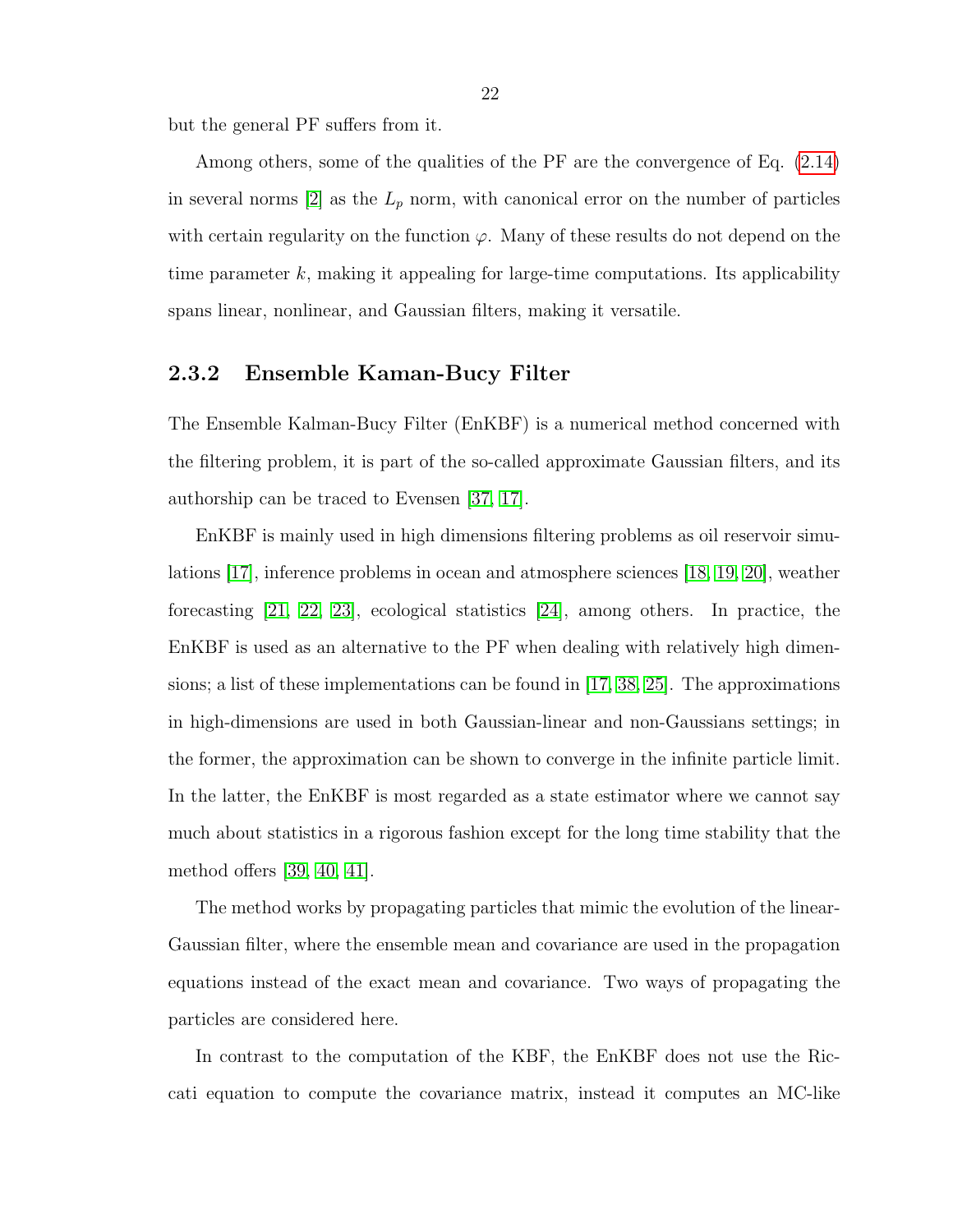but the general PF suffers from it.

Among others, some of the qualities of the PF are the convergence of Eq. (2.14) in several norms [2] as the $L_p$ norm, with canonical error on the number of particles with certain regularity on the function $\varphi$. Many of these results do not depend on the time parameter $k$, making it appealing for large-time computations. Its applicability spans linear, nonlinear, and Gaussian filters, making it versatile.

### 2.3.2 Ensemble Kaman-Bucy Filter

The Ensemble Kalman-Bucy Filter (EnKBF) is a numerical method concerned with the filtering problem, it is part of the so-called approximate Gaussian filters, and its authorship can be traced to Evensen [37, 17].

EnKBF is mainly used in high dimensions filtering problems as oil reservoir simulations [17], inference problems in ocean and atmosphere sciences [18, 19, 20], weather forecasting [21, 22, 23], ecological statistics [24], among others. In practice, the EnKBF is used as an alternative to the PF when dealing with relatively high dimensions; a list of these implementations can be found in [17, 38, 25]. The approximations in high-dimensions are used in both Gaussian-linear and non-Gaussians settings; in the former, the approximation can be shown to converge in the infinite particle limit. In the latter, the EnKBF is most regarded as a state estimator where we cannot say much about statistics in a rigorous fashion except for the long time stability that the method offers [39, 40, 41].

The method works by propagating particles that mimic the evolution of the linear-Gaussian filter, where the ensemble mean and covariance are used in the propagation equations instead of the exact mean and covariance. Two ways of propagating the particles are considered here.

In contrast to the computation of the KBF, the EnKBF does not use the Riccati equation to compute the covariance matrix, instead it computes an MC-like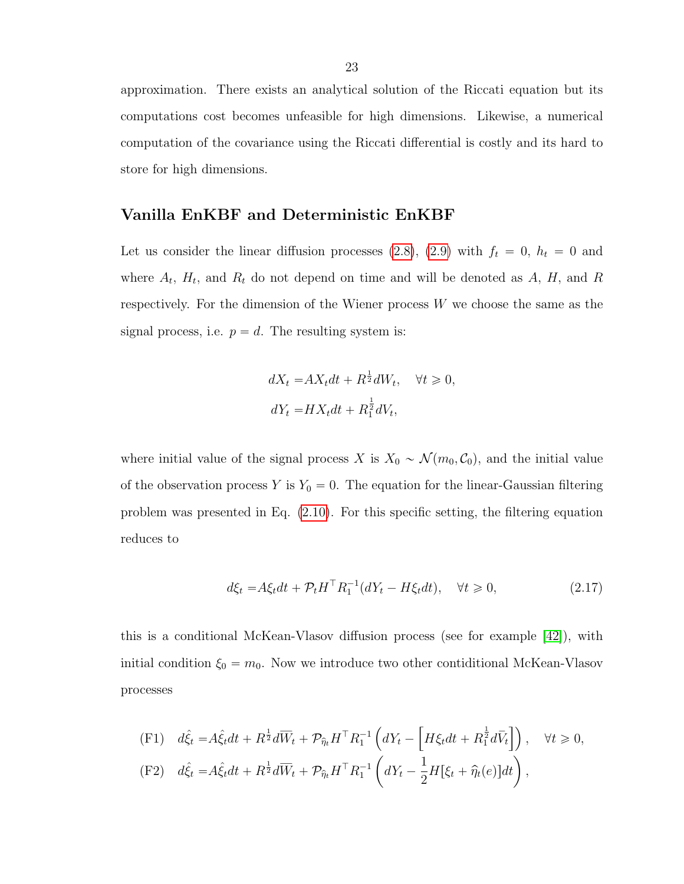approximation. There exists an analytical solution of the Riccati equation but its computations cost becomes unfeasible for high dimensions. Likewise, a numerical computation of the covariance using the Riccati differential is costly and its hard to store for high dimensions.

## Vanilla EnKBF and Deterministic EnKBF

Let us consider the linear diffusion processes (2.8), (2.9) with $f_t = 0$, $h_t = 0$ and where $A_t$, $H_t$, and $R_t$ do not depend on time and will be denoted as $A$, $H$, and $R$ respectively. For the dimension of the Wiener process $W$ we choose the same as the signal process, i.e. $p = d$. The resulting system is:

$$
\begin{aligned}
dX_t =& AX_t dt + R^{\frac{1}{2}} dW_t, \quad \forall t \geqslant 0, \\
dY_t =& HX_t dt + R_1^{\frac{1}{2}} dV_t,
\end{aligned}
$$

where initial value of the signal process $X$ is $X_0 \sim \mathcal{N}(m_0, \mathcal{C}_0)$, and the initial value of the observation process $Y$ is $Y_0 = 0$. The equation for the linear-Gaussian filtering problem was presented in Eq. (2.10). For this specific setting, the filtering equation reduces to

$$
d\xi_t = A\xi_t dt + \mathcal{P}_t H^\top R_1^{-1}(dY_t - H\xi_t dt), \quad \forall t \geqslant 0, \tag{2.17}
$$

this is a conditional McKean-Vlasov diffusion process (see for example [42]), with initial condition $\xi_0 = m_0$. Now we introduce two other contiditional McKean-Vlasov processes

$$
\begin{aligned}
&\text{(F1)} \quad d\hat{\xi}_t = A\hat{\xi}_t dt + R^{\frac{1}{2}} d\overline{W}_t + \mathcal{P}_{\widehat{\eta}_t} H^\top R_1^{-1} \left( dY_t - \left[ H\xi_t dt + R_1^{\frac{1}{2}} d\bar{V}_t \right] \right), \quad \forall t \geqslant 0, \\
&\text{(F2)} \quad d\hat{\xi}_t = A\hat{\xi}_t dt + R^{\frac{1}{2}} d\overline{W}_t + \mathcal{P}_{\widehat{\eta}_t} H^\top R_1^{-1} \left( dY_t - \frac{1}{2} H[\xi_t + \widehat{\eta}_t(e)] dt \right),
\end{aligned}
$$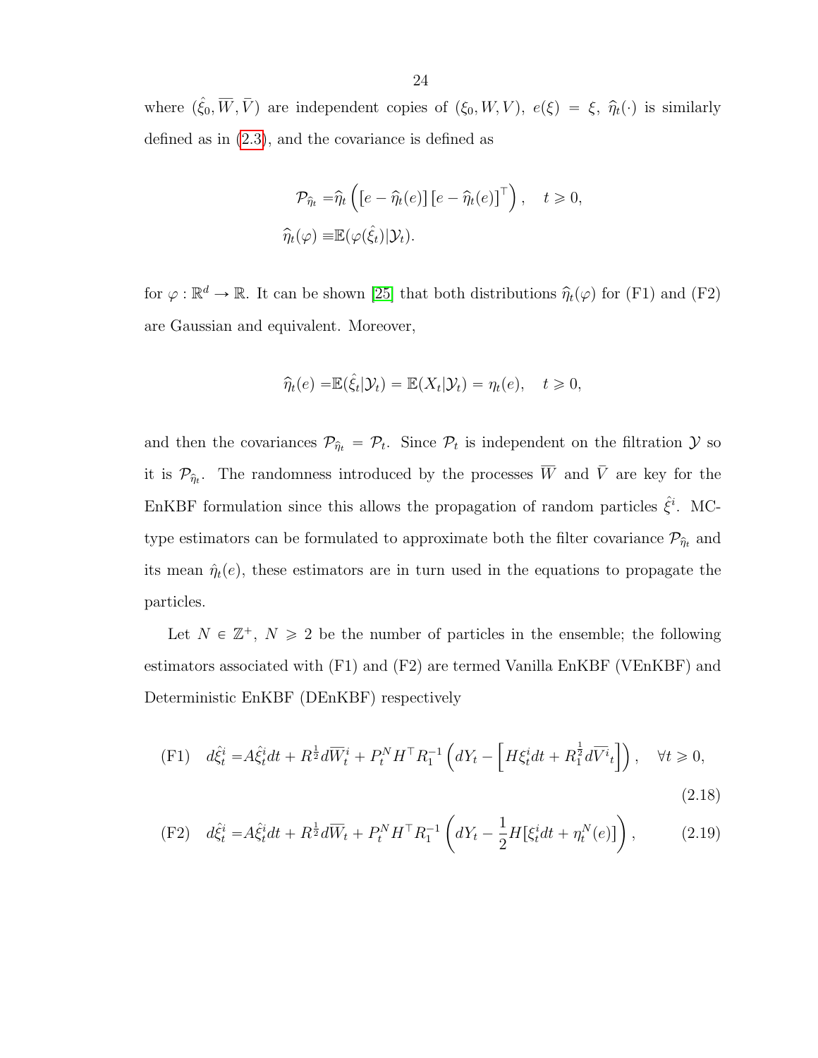where $(\hat{\xi}_0, \overline{W}, \bar{V})$ are independent copies of $(\xi_0, W, V)$, $e(\xi) = \xi$, $\widehat{\eta}_t(\cdot)$ is similarly defined as in (2.3), and the covariance is defined as

$$
\begin{aligned}
\mathcal{P}_{\widehat{\eta}_t} =& \widehat{\eta}_t \left( [e - \widehat{\eta}_t(e)] [e - \widehat{\eta}_t(e)]^\top \right), \quad t \geqslant 0, \\
\widehat{\eta}_t(\varphi) \equiv& \mathbb{E}(\varphi(\hat{\xi}_t)|\mathcal{Y}_t).
\end{aligned}
$$

for $\varphi : \mathbb{R}^d \to \mathbb{R}$. It can be shown [25] that both distributions $\widehat{\eta}_t(\varphi)$ for (F1) and (F2) are Gaussian and equivalent. Moreover,

$$
\widehat{\eta}_t(e) = \mathbb{E}(\hat{\xi}_t|\mathcal{Y}_t) = \mathbb{E}(X_t|\mathcal{Y}_t) = \eta_t(e), \quad t \geqslant 0,
$$

and then the covariances $\mathcal{P}_{\widehat{\eta}_t} = \mathcal{P}_t$. Since $\mathcal{P}_t$ is independent on the filtration $\mathcal{Y}$ so it is $\mathcal{P}_{\widehat{\eta}_t}$. The randomness introduced by the processes $\overline{W}$ and $\bar{V}$ are key for the EnKBF formulation since this allows the propagation of random particles $\hat{\xi}^i$. MC-type estimators can be formulated to approximate both the filter covariance $\mathcal{P}_{\widehat{\eta}_t}$ and its mean $\hat{\eta}_t(e)$, these estimators are in turn used in the equations to propagate the particles.

Let $N \in \mathbb{Z}^+$, $N \geqslant 2$ be the number of particles in the ensemble; the following estimators associated with (F1) and (F2) are termed Vanilla EnKBF (VEnKBF) and Deterministic EnKBF (DEnKBF) respectively

$$
\text{(F1)} \quad d\hat{\xi}_t^i = A\hat{\xi}_t^i dt + R^{\frac{1}{2}} d\overline{W}_t^i + P_t^N H^\top R_1^{-1} \left( dY_t - \left[ H\xi_t^i dt + R_1^{\frac{1}{2}} d\overline{V^i}_t \right] \right), \quad \forall t \geqslant 0, \tag{2.18}
$$

$$
\text{(F2)} \quad d\hat{\xi}_t^i = A\hat{\xi}_t^i dt + R^{\frac{1}{2}} d\overline{W}_t + P_t^N H^\top R_1^{-1} \left( dY_t - \frac{1}{2} H[\xi_t^i dt + \eta_t^N(e)] \right), \tag{2.19}
$$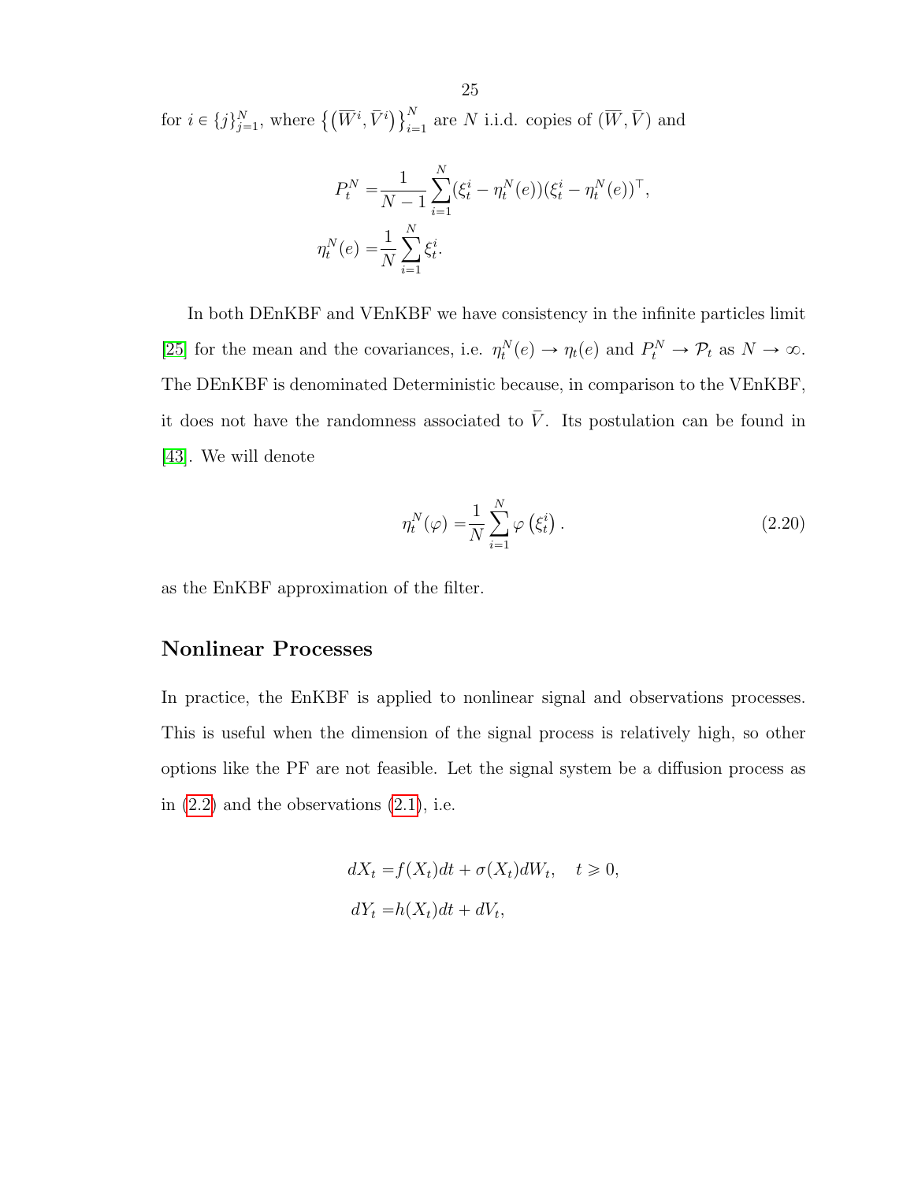for $i \in \{j\}_{j=1}^N$, where $\left\{\left(\overline{W}^i, \bar{V}^i\right)\right\}_{i=1}^N$ are $N$ i.i.d. copies of $(\overline{W}, \bar{V})$ and

$$
\begin{aligned}
P_t^N =& \frac{1}{N-1}\sum_{i=1}^{N}(\xi_t^i - \eta_t^N(e))(\xi_t^i - \eta_t^N(e))^\top, \\
\eta_t^N(e) =& \frac{1}{N}\sum_{i=1}^{N}\xi_t^i.
\end{aligned}
$$

In both DEnKBF and VEnKBF we have consistency in the infinite particles limit [25] for the mean and the covariances, i.e. $\eta_t^N(e) \to \eta_t(e)$ and $P_t^N \to \mathcal{P}_t$ as $N \to \infty$. The DEnKBF is denominated Deterministic because, in comparison to the VEnKBF, it does not have the randomness associated to $\bar{V}$. Its postulation can be found in [43]. We will denote

$$
\eta_t^N(\varphi) = \frac{1}{N}\sum_{i=1}^{N}\varphi\left(\xi_t^i\right). \tag{2.20}
$$

as the EnKBF approximation of the filter.

### Nonlinear Processes

In practice, the EnKBF is applied to nonlinear signal and observations processes. This is useful when the dimension of the signal process is relatively high, so other options like the PF are not feasible. Let the signal system be a diffusion process as in (2.2) and the observations (2.1), i.e.

$$
\begin{aligned}
dX_t =& f(X_t)dt + \sigma(X_t)dW_t, \quad t \geqslant 0, \\
dY_t =& h(X_t)dt + dV_t,
\end{aligned}
$$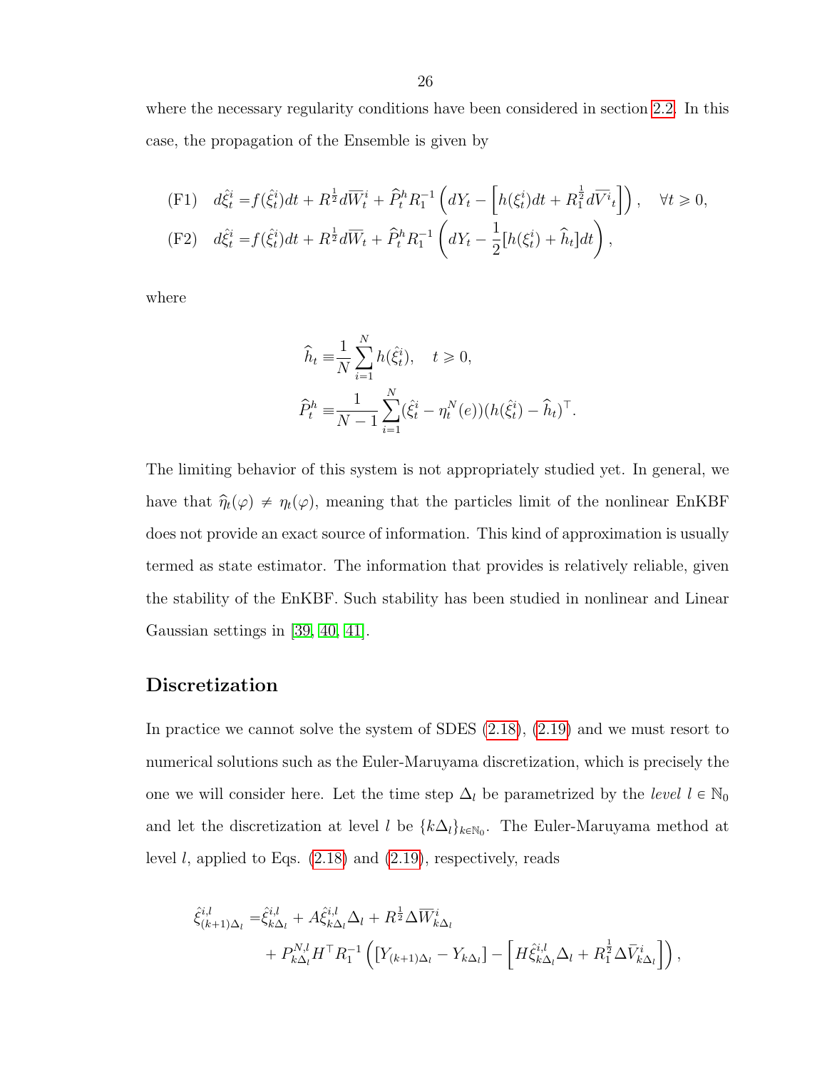where the necessary regularity conditions have been considered in section 2.2. In this case, the propagation of the Ensemble is given by

$$
\begin{aligned}
&\text{(F1)} \quad d\hat{\xi}_t^i = f(\hat{\xi}_t^i)dt + R^{\frac{1}{2}} d\overline{W}_t^i + \widehat{P}_t^h R_1^{-1}\left(dY_t - \left[h(\xi_t^i)dt + R_1^{\frac{1}{2}} d\overline{V^i}_t\right]\right), \quad \forall t \geqslant 0,\\
&\text{(F2)} \quad d\hat{\xi}_t^i = f(\hat{\xi}_t^i)dt + R^{\frac{1}{2}} d\overline{W}_t + \widehat{P}_t^h R_1^{-1}\left(dY_t - \frac{1}{2}[h(\xi_t^i) + \widehat{h}_t]dt\right),
\end{aligned}
$$

where

$$
\begin{aligned}
\widehat{h}_t \equiv& \frac{1}{N}\sum_{i=1}^{N} h(\hat{\xi}_t^i), \quad t \geqslant 0,\\
\widehat{P}_t^h \equiv& \frac{1}{N-1}\sum_{i=1}^{N} (\hat{\xi}_t^i - \eta_t^N(e))(h(\hat{\xi}_t^i) - \widehat{h}_t)^\top.
\end{aligned}
$$

The limiting behavior of this system is not appropriately studied yet. In general, we have that $\widehat{\eta}_t(\varphi) \neq \eta_t(\varphi)$, meaning that the particles limit of the nonlinear EnKBF does not provide an exact source of information. This kind of approximation is usually termed as state estimator. The information that provides is relatively reliable, given the stability of the EnKBF. Such stability has been studied in nonlinear and Linear Gaussian settings in [39, 40, 41].

## Discretization

In practice we cannot solve the system of SDES (2.18), (2.19) and we must resort to numerical solutions such as the Euler-Maruyama discretization, which is precisely the one we will consider here. Let the time step $\Delta_l$ be parametrized by the *level* $l \in \mathbb{N}_0$ and let the discretization at level $l$ be $\{k\Delta_l\}_{k\in\mathbb{N}_0}$. The Euler-Maruyama method at level $l$, applied to Eqs. (2.18) and (2.19), respectively, reads

$$
\begin{aligned}
\hat{\xi}_{(k+1)\Delta_l}^{i,l} =& \hat{\xi}_{k\Delta_l}^{i,l} + A\hat{\xi}_{k\Delta_l}^{i,l}\Delta_l + R^{\frac{1}{2}}\Delta\overline{W}_{k\Delta_l}^i\\
&+ P_{k\Delta_l}^{N,l} H^\top R_1^{-1}\left(\left[Y_{(k+1)\Delta_l} - Y_{k\Delta_l}\right] - \left[H\hat{\xi}_{k\Delta_l}^{i,l}\Delta_l + R_1^{\frac{1}{2}}\Delta\bar{V}_{k\Delta_l}^i\right]\right),
\end{aligned}
$$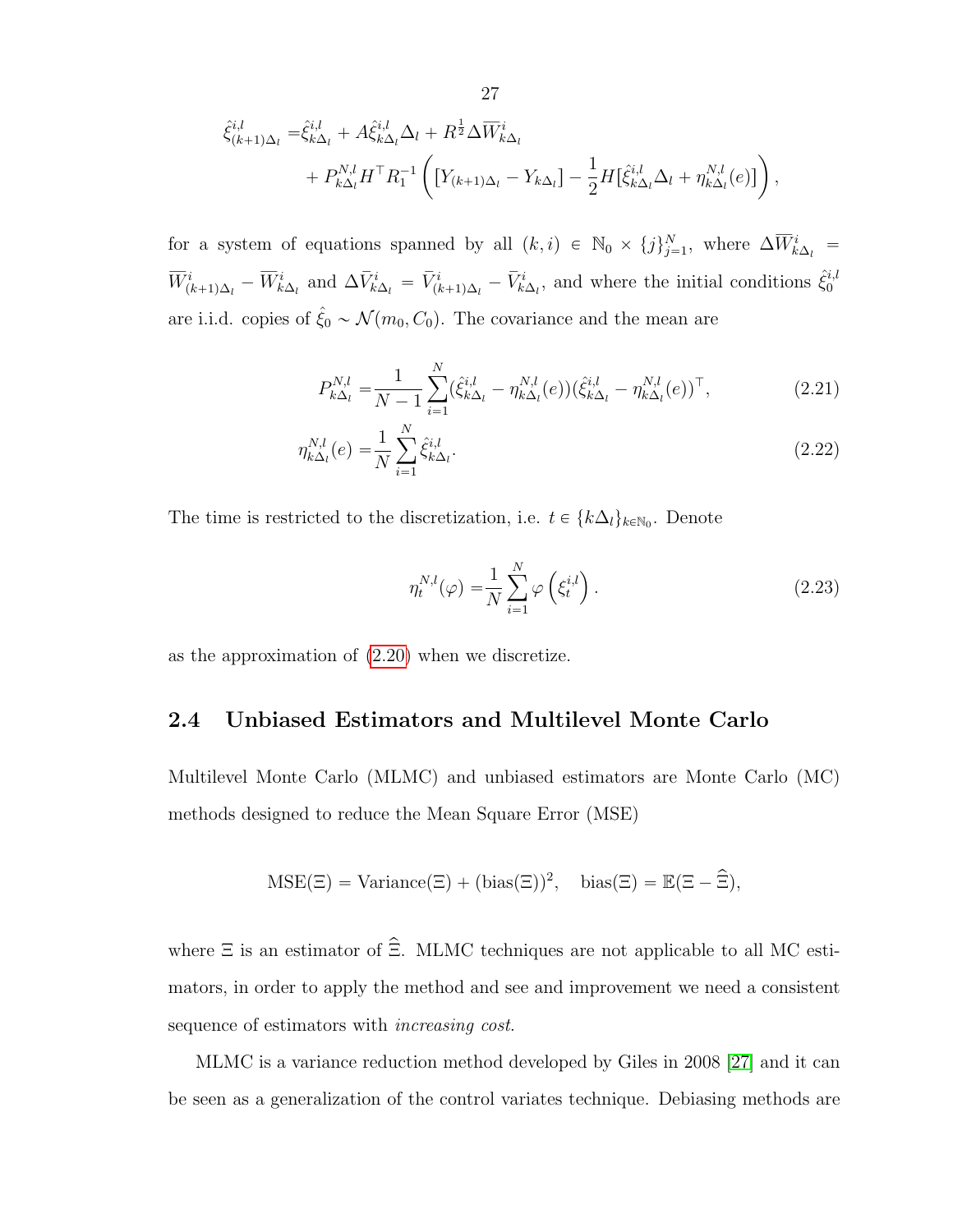$$
\begin{aligned}
\hat{\xi}^{i,l}_{(k+1)\Delta_l} =& \hat{\xi}^{i,l}_{k\Delta_l} + A\hat{\xi}^{i,l}_{k\Delta_l}\Delta_l + R^{\frac{1}{2}}\Delta\overline{W}^i_{k\Delta_l} \\
&+ P^{N,l}_{k\Delta_l}H^\top R_1^{-1}\left([Y_{(k+1)\Delta_l} - Y_{k\Delta_l}] - \frac{1}{2}H[\hat{\xi}^{i,l}_{k\Delta_l}\Delta_l + \eta^{N,l}_{k\Delta_l}(e)]\right),
\end{aligned}
$$

for a system of equations spanned by all $(k,i) \in \mathbb{N}_0 \times \{j\}_{j=1}^N$, where $\Delta\overline{W}^i_{k\Delta_l} = \overline{W}^i_{(k+1)\Delta_l} - \overline{W}^i_{k\Delta_l}$ and $\Delta\bar{V}^i_{k\Delta_l} = \bar{V}^i_{(k+1)\Delta_l} - \bar{V}^i_{k\Delta_l}$, and where the initial conditions $\hat{\xi}^{i,l}_0$ are i.i.d. copies of $\hat{\xi}_0 \sim \mathcal{N}(m_0, C_0)$. The covariance and the mean are

$$
P^{N,l}_{k\Delta_l} = \frac{1}{N-1}\sum_{i=1}^N (\hat{\xi}^{i,l}_{k\Delta_l} - \eta^{N,l}_{k\Delta_l}(e))(\hat{\xi}^{i,l}_{k\Delta_l} - \eta^{N,l}_{k\Delta_l}(e))^\top, \tag{2.21}
$$

$$
\eta^{N,l}_{k\Delta_l}(e) = \frac{1}{N}\sum_{i=1}^N \hat{\xi}^{i,l}_{k\Delta_l}. \tag{2.22}
$$

The time is restricted to the discretization, i.e. $t \in \{k\Delta_l\}_{k\in\mathbb{N}_0}$. Denote

$$
\eta^{N,l}_t(\varphi) = \frac{1}{N}\sum_{i=1}^N \varphi\left(\xi^{i,l}_t\right). \tag{2.23}
$$

as the approximation of (2.20) when we discretize.

## 2.4 Unbiased Estimators and Multilevel Monte Carlo

Multilevel Monte Carlo (MLMC) and unbiased estimators are Monte Carlo (MC) methods designed to reduce the Mean Square Error (MSE)

$$
\text{MSE}(\Xi) = \text{Variance}(\Xi) + (\text{bias}(\Xi))^2, \quad \text{bias}(\Xi) = \mathbb{E}(\Xi - \hat{\Xi}),
$$

where $\Xi$ is an estimator of $\hat{\Xi}$. MLMC techniques are not applicable to all MC estimators, in order to apply the method and see and improvement we need a consistent sequence of estimators with *increasing cost*.

MLMC is a variance reduction method developed by Giles in 2008 [27] and it can be seen as a generalization of the control variates technique. Debiasing methods are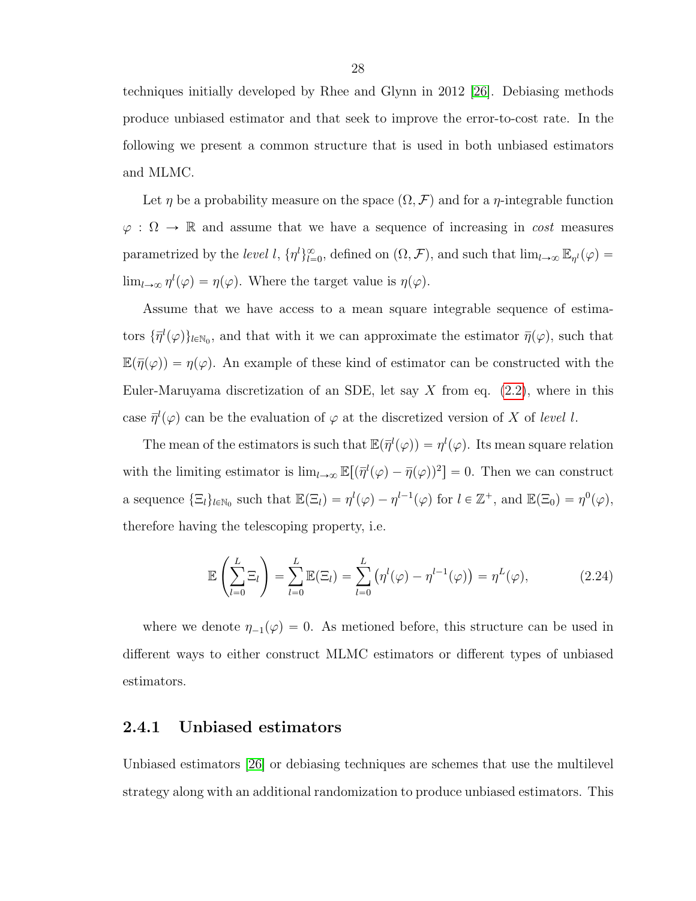techniques initially developed by Rhee and Glynn in 2012 [26]. Debiasing methods produce unbiased estimator and that seek to improve the error-to-cost rate. In the following we present a common structure that is used in both unbiased estimators and MLMC.

Let $\eta$ be a probability measure on the space $(\Omega, \mathcal{F})$ and for a $\eta$-integrable function $\varphi : \Omega \to \mathbb{R}$ and assume that we have a sequence of increasing in *cost* measures parametrized by the *level* $l$, $\{\eta^l\}_{l=0}^{\infty}$, defined on $(\Omega, \mathcal{F})$, and such that $\lim_{l\to\infty} \mathbb{E}_{\eta^l}(\varphi) = \lim_{l\to\infty} \eta^l(\varphi) = \eta(\varphi)$. Where the target value is $\eta(\varphi)$.

Assume that we have access to a mean square integrable sequence of estimators $\{\overline{\eta}^l(\varphi)\}_{l\in\mathbb{N}_0}$, and that with it we can approximate the estimator $\overline{\eta}(\varphi)$, such that $\mathbb{E}(\overline{\eta}(\varphi)) = \eta(\varphi)$. An example of these kind of estimator can be constructed with the Euler-Maruyama discretization of an SDE, let say $X$ from eq. (2.2), where in this case $\overline{\eta}^l(\varphi)$ can be the evaluation of $\varphi$ at the discretized version of $X$ of *level* $l$.

The mean of the estimators is such that $\mathbb{E}(\overline{\eta}^l(\varphi)) = \eta^l(\varphi)$. Its mean square relation with the limiting estimator is $\lim_{l\to\infty} \mathbb{E}[(\overline{\eta}^l(\varphi) - \overline{\eta}(\varphi))^2] = 0$. Then we can construct a sequence $\{\Xi_l\}_{l\in\mathbb{N}_0}$ such that $\mathbb{E}(\Xi_l) = \eta^l(\varphi) - \eta^{l-1}(\varphi)$ for $l \in \mathbb{Z}^+$, and $\mathbb{E}(\Xi_0) = \eta^0(\varphi)$, therefore having the telescoping property, i.e.

$$\mathbb{E}\left(\sum_{l=0}^{L} \Xi_l\right) = \sum_{l=0}^{L} \mathbb{E}(\Xi_l) = \sum_{l=0}^{L} \left(\eta^l(\varphi) - \eta^{l-1}(\varphi)\right) = \eta^L(\varphi), \tag{2.24}$$

where we denote $\eta_{-1}(\varphi) = 0$. As metioned before, this structure can be used in different ways to either construct MLMC estimators or different types of unbiased estimators.

### 2.4.1 Unbiased estimators

Unbiased estimators [26] or debiasing techniques are schemes that use the multilevel strategy along with an additional randomization to produce unbiased estimators. This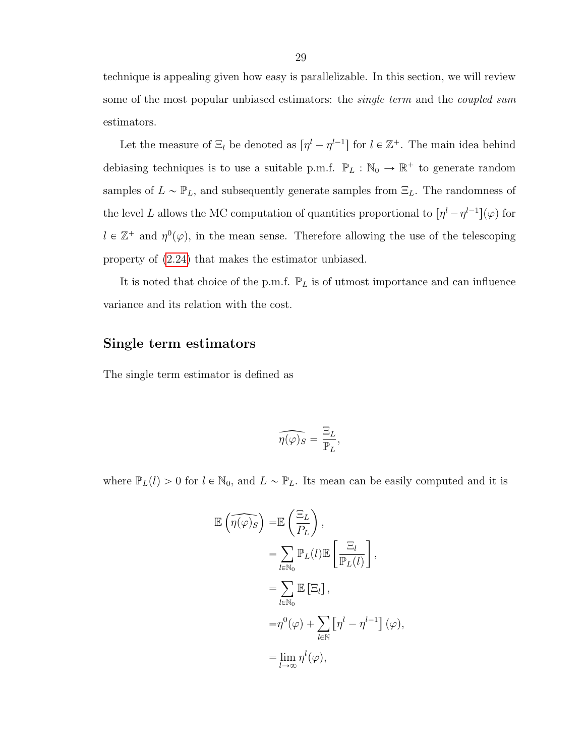technique is appealing given how easy is parallelizable. In this section, we will review some of the most popular unbiased estimators: the *single term* and the *coupled sum* estimators.

Let the measure of $\Xi_l$ be denoted as $[\eta^l - \eta^{l-1}]$ for $l \in \mathbb{Z}^+$. The main idea behind debiasing techniques is to use a suitable p.m.f. $\mathbb{P}_L : \mathbb{N}_0 \to \mathbb{R}^+$ to generate random samples of $L \sim \mathbb{P}_L$, and subsequently generate samples from $\Xi_L$. The randomness of the level $L$ allows the MC computation of quantities proportional to $[\eta^l - \eta^{l-1}](\varphi)$ for $l \in \mathbb{Z}^+$ and $\eta^0(\varphi)$, in the mean sense. Therefore allowing the use of the telescoping property of (2.24) that makes the estimator unbiased.

It is noted that choice of the p.m.f. $\mathbb{P}_L$ is of utmost importance and can influence variance and its relation with the cost.

## Single term estimators

The single term estimator is defined as

$$
\widehat{\eta(\varphi)_S} = \frac{\Xi_L}{\mathbb{P}_L},
$$

where $\mathbb{P}_L(l) > 0$ for $l \in \mathbb{N}_0$, and $L \sim \mathbb{P}_L$. Its mean can be easily computed and it is

$$
\begin{aligned}
\mathbb{E}\left(\widehat{\eta(\varphi)_S}\right) =& \mathbb{E}\left(\frac{\Xi_L}{P_L}\right), \\
=& \sum_{l \in \mathbb{N}_0} \mathbb{P}_L(l) \mathbb{E}\left[\frac{\Xi_l}{\mathbb{P}_L(l)}\right], \\
=& \sum_{l \in \mathbb{N}_0} \mathbb{E}\left[\Xi_l\right], \\
=& \eta^0(\varphi) + \sum_{l \in \mathbb{N}} \left[\eta^l - \eta^{l-1}\right](\varphi), \\
=& \lim_{l \to \infty} \eta^l(\varphi),
\end{aligned}
$$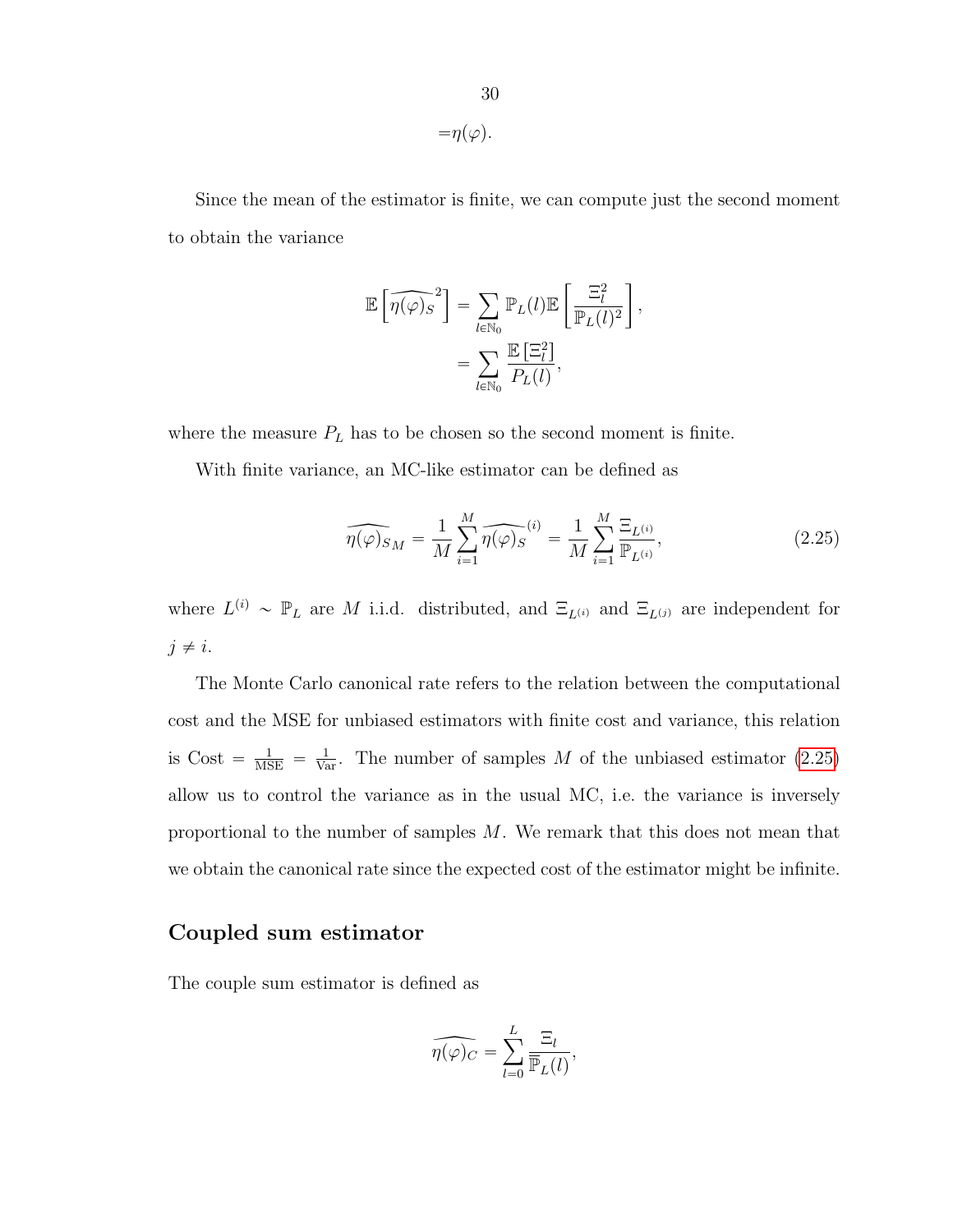$$=\eta(\varphi).$$

Since the mean of the estimator is finite, we can compute just the second moment to obtain the variance

$$\mathbb{E}\left[\widehat{\eta(\varphi)_S}^2\right] = \sum_{l\in\mathbb{N}_0} \mathbb{P}_L(l)\mathbb{E}\left[\frac{\Xi_l^2}{\mathbb{P}_L(l)^2}\right],$$
$$= \sum_{l\in\mathbb{N}_0} \frac{\mathbb{E}\left[\Xi_l^2\right]}{P_L(l)},$$

where the measure $P_L$ has to be chosen so the second moment is finite.

With finite variance, an MC-like estimator can be defined as

$$\widehat{\eta(\varphi)}_{S_M} = \frac{1}{M}\sum_{i=1}^{M} \widehat{\eta(\varphi)_S}^{(i)} = \frac{1}{M}\sum_{i=1}^{M} \frac{\Xi_{L^{(i)}}}{\mathbb{P}_{L^{(i)}}}, \tag{2.25}$$

where $L^{(i)} \sim \mathbb{P}_L$ are $M$ i.i.d. distributed, and $\Xi_{L^{(i)}}$ and $\Xi_{L^{(j)}}$ are independent for $j \neq i$.

The Monte Carlo canonical rate refers to the relation between the computational cost and the MSE for unbiased estimators with finite cost and variance, this relation is Cost $= \frac{1}{\text{MSE}} = \frac{1}{\text{Var}}$. The number of samples $M$ of the unbiased estimator (2.25) allow us to control the variance as in the usual MC, i.e. the variance is inversely proportional to the number of samples $M$. We remark that this does not mean that we obtain the canonical rate since the expected cost of the estimator might be infinite.

## Coupled sum estimator

The couple sum estimator is defined as

$$\widehat{\eta(\varphi)_C} = \sum_{l=0}^{L} \frac{\Xi_l}{\overline{\mathbb{P}}_L(l)},$$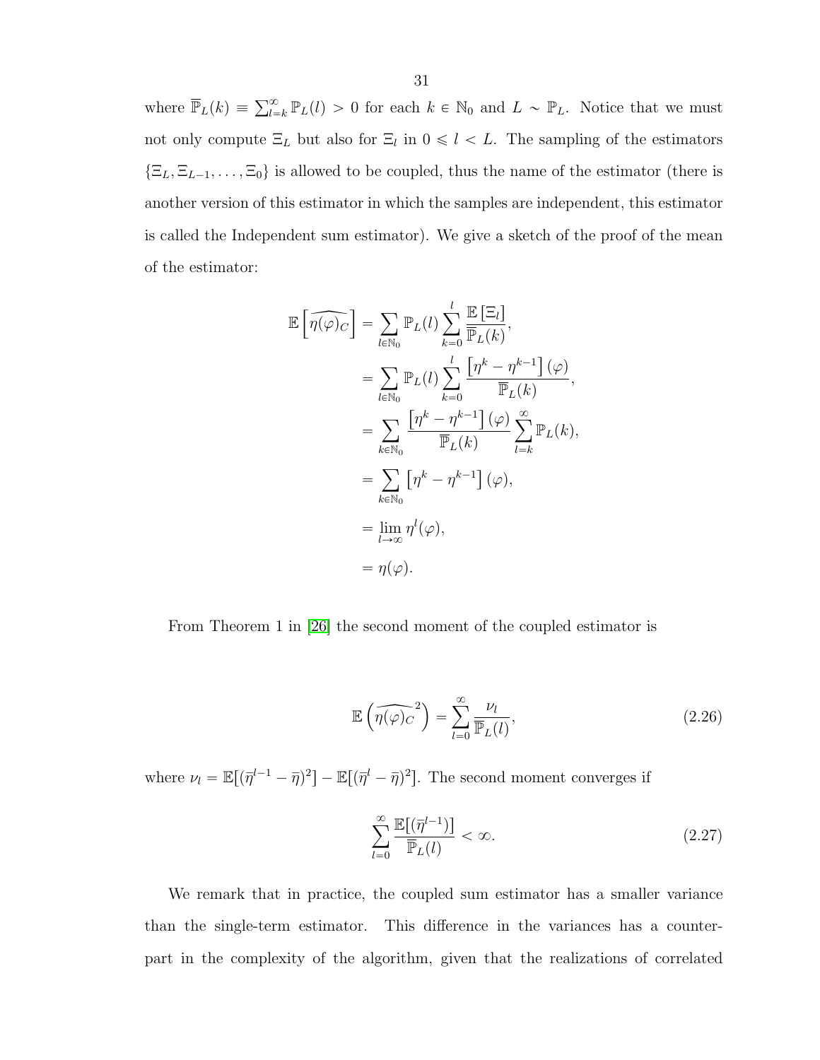where $\overline{\mathbb{P}}_L(k) \equiv \sum_{l=k}^{\infty} \mathbb{P}_L(l) > 0$ for each $k \in \mathbb{N}_0$ and $L \sim \mathbb{P}_L$. Notice that we must not only compute $\Xi_L$ but also for $\Xi_l$ in $0 \leqslant l < L$. The sampling of the estimators $\{\Xi_L, \Xi_{L-1}, \ldots, \Xi_0\}$ is allowed to be coupled, thus the name of the estimator (there is another version of this estimator in which the samples are independent, this estimator is called the Independent sum estimator). We give a sketch of the proof of the mean of the estimator:

$$
\begin{aligned}
\mathbb{E}\left[\widehat{\eta(\varphi)_C}\right] &= \sum_{l \in \mathbb{N}_0} \mathbb{P}_L(l) \sum_{k=0}^{l} \frac{\mathbb{E}\left[\Xi_l\right]}{\overline{\mathbb{P}}_L(k)}, \\
&= \sum_{l \in \mathbb{N}_0} \mathbb{P}_L(l) \sum_{k=0}^{l} \frac{\left[\eta^k - \eta^{k-1}\right](\varphi)}{\overline{\mathbb{P}}_L(k)}, \\
&= \sum_{k \in \mathbb{N}_0} \frac{\left[\eta^k - \eta^{k-1}\right](\varphi)}{\overline{\mathbb{P}}_L(k)} \sum_{l=k}^{\infty} \mathbb{P}_L(k), \\
&= \sum_{k \in \mathbb{N}_0} \left[\eta^k - \eta^{k-1}\right](\varphi), \\
&= \lim_{l \to \infty} \eta^l(\varphi), \\
&= \eta(\varphi).
\end{aligned}
$$

From Theorem 1 in [26] the second moment of the coupled estimator is

$$
\mathbb{E}\left(\widehat{\eta(\varphi)_C}^{\,2}\right) = \sum_{l=0}^{\infty} \frac{\nu_l}{\overline{\mathbb{P}}_L(l)}, \tag{2.26}
$$

where $\nu_l = \mathbb{E}[(\overline{\eta}^{l-1} - \overline{\eta})^2] - \mathbb{E}[(\overline{\eta}^l - \overline{\eta})^2]$. The second moment converges if

$$
\sum_{l=0}^{\infty} \frac{\mathbb{E}[(\overline{\eta}^{l-1})]}{\overline{\mathbb{P}}_L(l)} < \infty. \tag{2.27}
$$

We remark that in practice, the coupled sum estimator has a smaller variance than the single-term estimator. This difference in the variances has a counterpart in the complexity of the algorithm, given that the realizations of correlated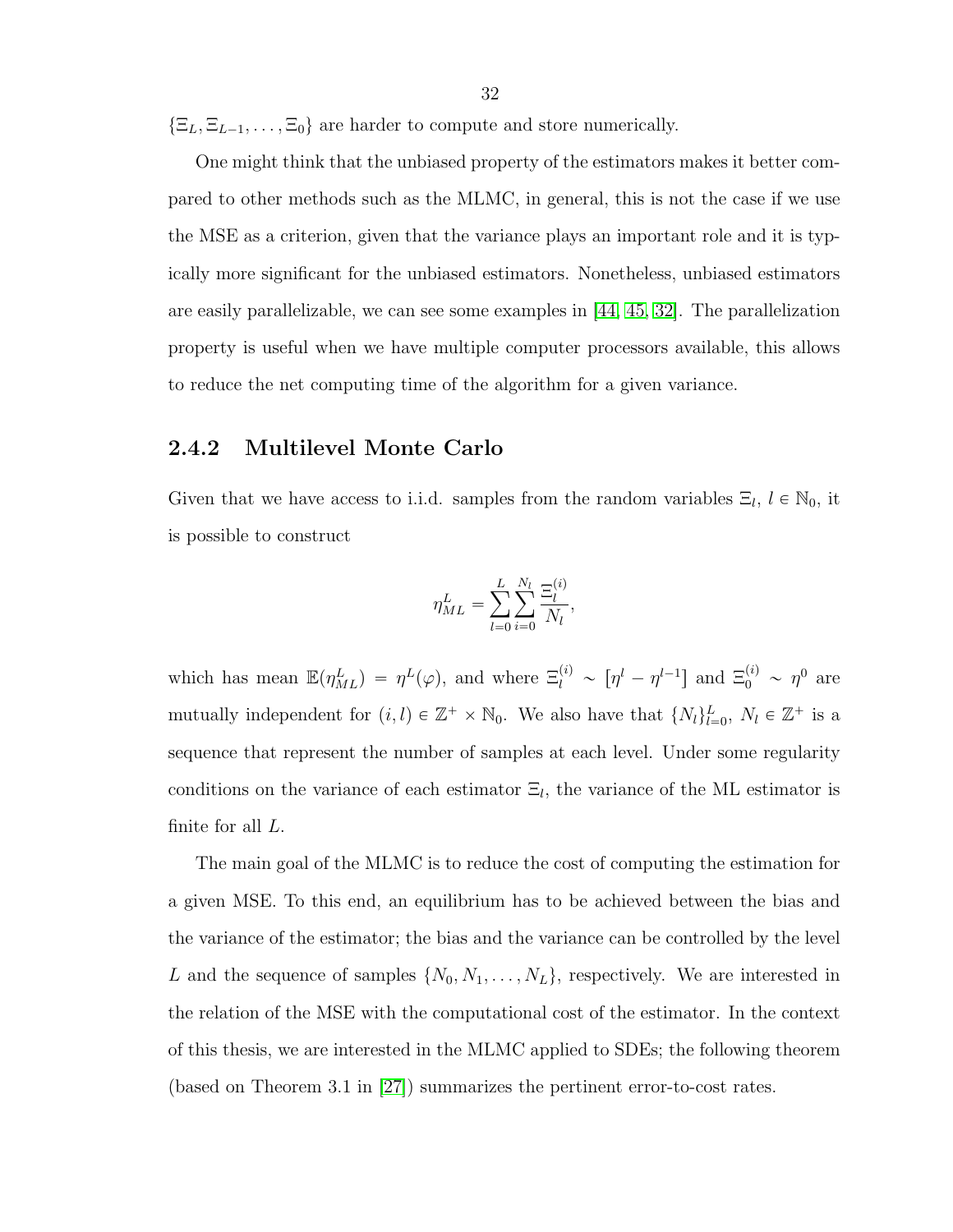$\{\Xi_L, \Xi_{L-1}, \ldots, \Xi_0\}$ are harder to compute and store numerically.

One might think that the unbiased property of the estimators makes it better compared to other methods such as the MLMC, in general, this is not the case if we use the MSE as a criterion, given that the variance plays an important role and it is typically more significant for the unbiased estimators. Nonetheless, unbiased estimators are easily parallelizable, we can see some examples in [44, 45, 32]. The parallelization property is useful when we have multiple computer processors available, this allows to reduce the net computing time of the algorithm for a given variance.

### 2.4.2 Multilevel Monte Carlo

Given that we have access to i.i.d. samples from the random variables $\Xi_l$, $l \in \mathbb{N}_0$, it is possible to construct

$$\eta_{ML}^L = \sum_{l=0}^{L} \sum_{i=0}^{N_l} \frac{\Xi_l^{(i)}}{N_l},$$

which has mean $\mathbb{E}(\eta_{ML}^L) = \eta^L(\varphi)$, and where $\Xi_l^{(i)} \sim [\eta^l - \eta^{l-1}]$ and $\Xi_0^{(i)} \sim \eta^0$ are mutually independent for $(i, l) \in \mathbb{Z}^+ \times \mathbb{N}_0$. We also have that $\{N_l\}_{l=0}^L$, $N_l \in \mathbb{Z}^+$ is a sequence that represent the number of samples at each level. Under some regularity conditions on the variance of each estimator $\Xi_l$, the variance of the ML estimator is finite for all $L$.

The main goal of the MLMC is to reduce the cost of computing the estimation for a given MSE. To this end, an equilibrium has to be achieved between the bias and the variance of the estimator; the bias and the variance can be controlled by the level $L$ and the sequence of samples $\{N_0, N_1, \ldots, N_L\}$, respectively. We are interested in the relation of the MSE with the computational cost of the estimator. In the context of this thesis, we are interested in the MLMC applied to SDEs; the following theorem (based on Theorem 3.1 in [27]) summarizes the pertinent error-to-cost rates.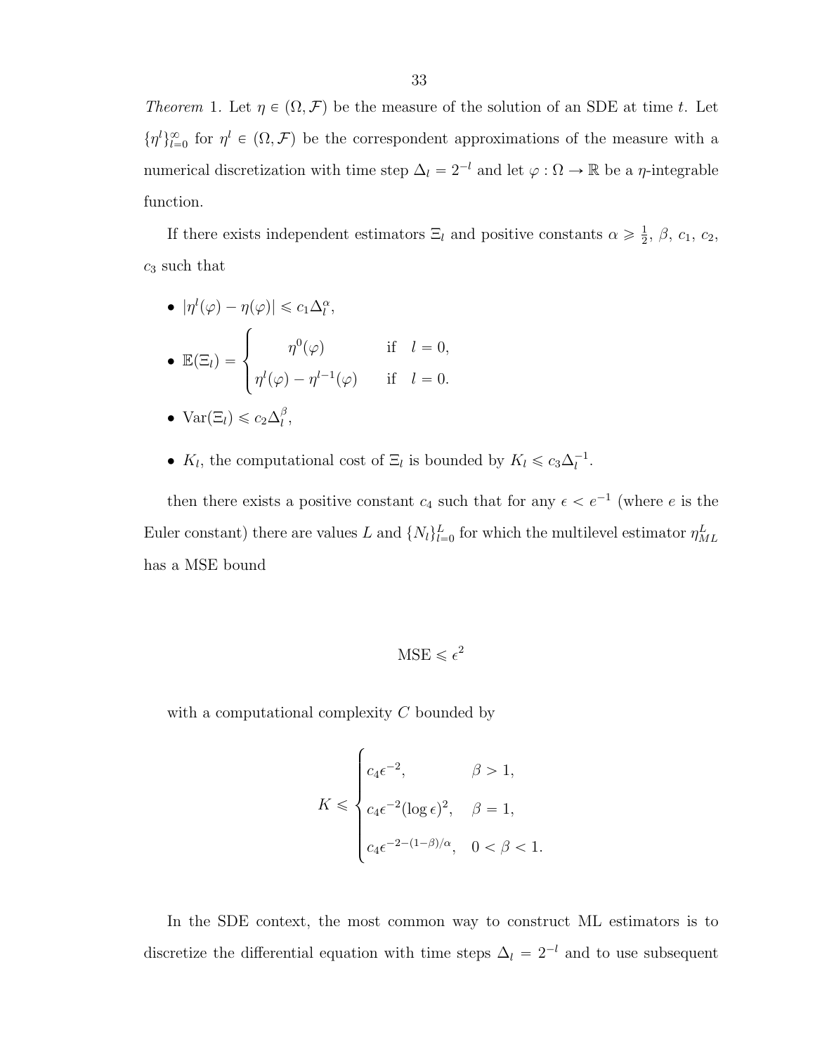*Theorem* 1. Let $\eta \in (\Omega, \mathcal{F})$ be the measure of the solution of an SDE at time $t$. Let $\{\eta^l\}_{l=0}^{\infty}$ for $\eta^l \in (\Omega, \mathcal{F})$ be the correspondent approximations of the measure with a numerical discretization with time step $\Delta_l = 2^{-l}$ and let $\varphi : \Omega \to \mathbb{R}$ be a $\eta$-integrable function.

If there exists independent estimators $\Xi_l$ and positive constants $\alpha \geqslant \frac{1}{2}$, $\beta$, $c_1$, $c_2$, $c_3$ such that

- $|\eta^l(\varphi) - \eta(\varphi)| \leqslant c_1 \Delta_l^{\alpha}$,
- $\mathbb{E}(\Xi_l) = \begin{cases} \eta^0(\varphi) & \text{if} \quad l = 0, \\ \eta^l(\varphi) - \eta^{l-1}(\varphi) & \text{if} \quad l = 0. \end{cases}$
- $\mathrm{Var}(\Xi_l) \leqslant c_2 \Delta_l^{\beta}$,
- $K_l$, the computational cost of $\Xi_l$ is bounded by $K_l \leqslant c_3 \Delta_l^{-1}$.

then there exists a positive constant $c_4$ such that for any $\epsilon < e^{-1}$ (where $e$ is the Euler constant) there are values $L$ and $\{N_l\}_{l=0}^{L}$ for which the multilevel estimator $\eta_{ML}^{L}$ has a MSE bound

$$\mathrm{MSE} \leqslant \epsilon^2$$

with a computational complexity $C$ bounded by

$$K \leqslant \begin{cases} c_4 \epsilon^{-2}, & \beta > 1, \\ c_4 \epsilon^{-2} (\log \epsilon)^2, & \beta = 1, \\ c_4 \epsilon^{-2-(1-\beta)/\alpha}, & 0 < \beta < 1. \end{cases}$$

In the SDE context, the most common way to construct ML estimators is to discretize the differential equation with time steps $\Delta_l = 2^{-l}$ and to use subsequent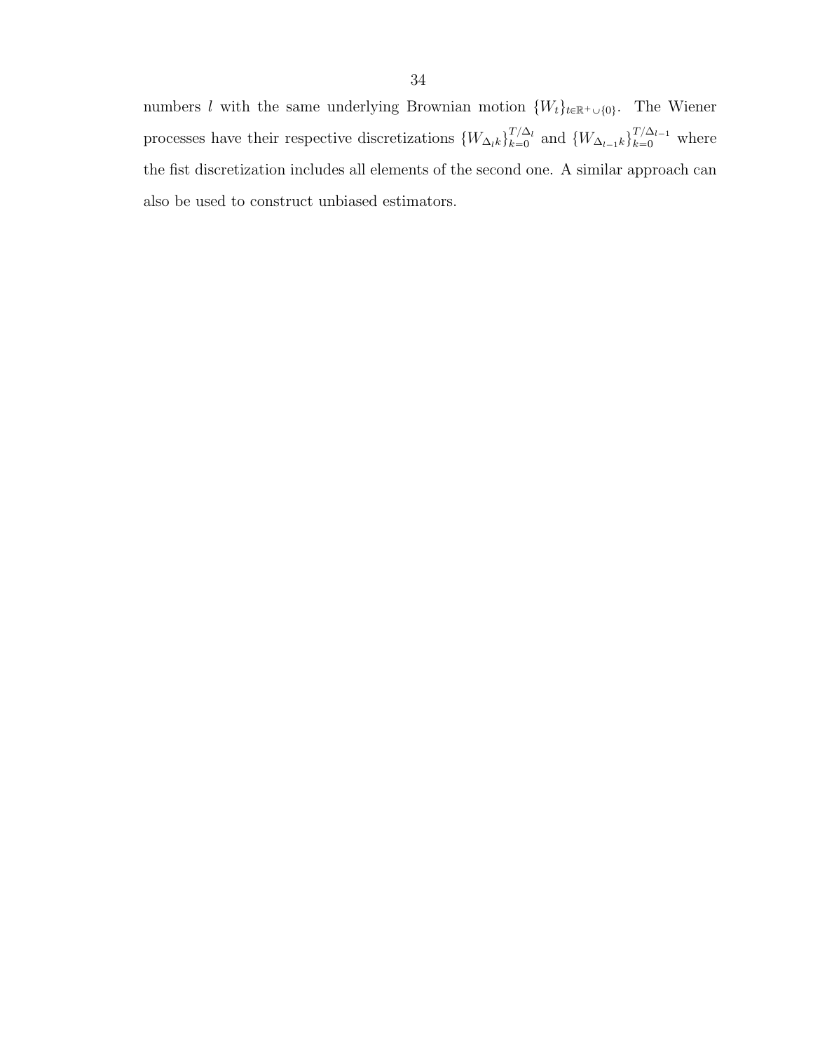numbers $l$ with the same underlying Brownian motion $\{W_t\}_{t \in \mathbb{R}^+ \cup \{0\}}$. The Wiener processes have their respective discretizations $\{W_{\Delta_l k}\}_{k=0}^{T/\Delta_l}$ and $\{W_{\Delta_{l-1} k}\}_{k=0}^{T/\Delta_{l-1}}$ where the fist discretization includes all elements of the second one. A similar approach can also be used to construct unbiased estimators.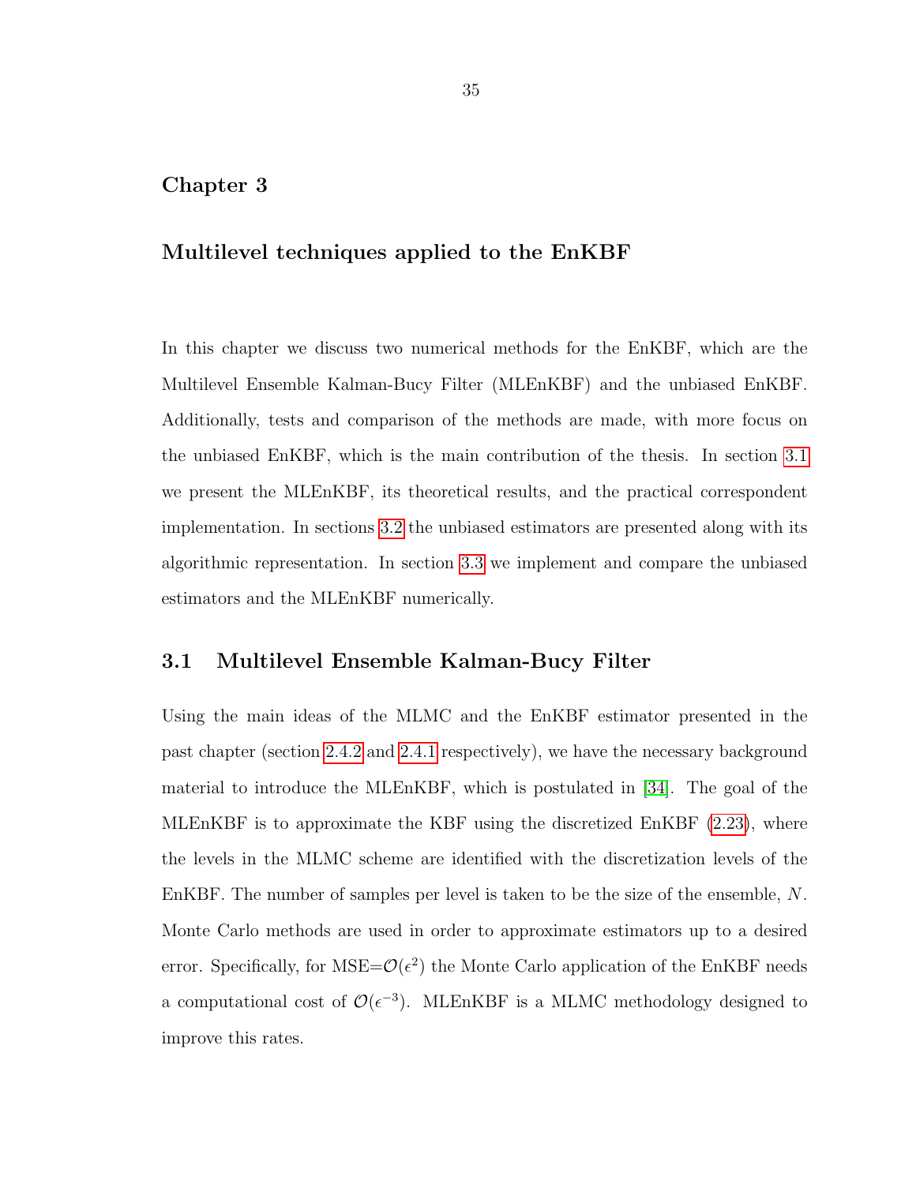# Chapter 3

## Multilevel techniques applied to the EnKBF

In this chapter we discuss two numerical methods for the EnKBF, which are the Multilevel Ensemble Kalman-Bucy Filter (MLEnKBF) and the unbiased EnKBF. Additionally, tests and comparison of the methods are made, with more focus on the unbiased EnKBF, which is the main contribution of the thesis. In section 3.1 we present the MLEnKBF, its theoretical results, and the practical correspondent implementation. In sections 3.2 the unbiased estimators are presented along with its algorithmic representation. In section 3.3 we implement and compare the unbiased estimators and the MLEnKBF numerically.

### 3.1 Multilevel Ensemble Kalman-Bucy Filter

Using the main ideas of the MLMC and the EnKBF estimator presented in the past chapter (section 2.4.2 and 2.4.1 respectively), we have the necessary background material to introduce the MLEnKBF, which is postulated in [34]. The goal of the MLEnKBF is to approximate the KBF using the discretized EnKBF (2.23), where the levels in the MLMC scheme are identified with the discretization levels of the EnKBF. The number of samples per level is taken to be the size of the ensemble, $N$. Monte Carlo methods are used in order to approximate estimators up to a desired error. Specifically, for MSE=$\mathcal{O}(\epsilon^2)$ the Monte Carlo application of the EnKBF needs a computational cost of $\mathcal{O}(\epsilon^{-3})$. MLEnKBF is a MLMC methodology designed to improve this rates.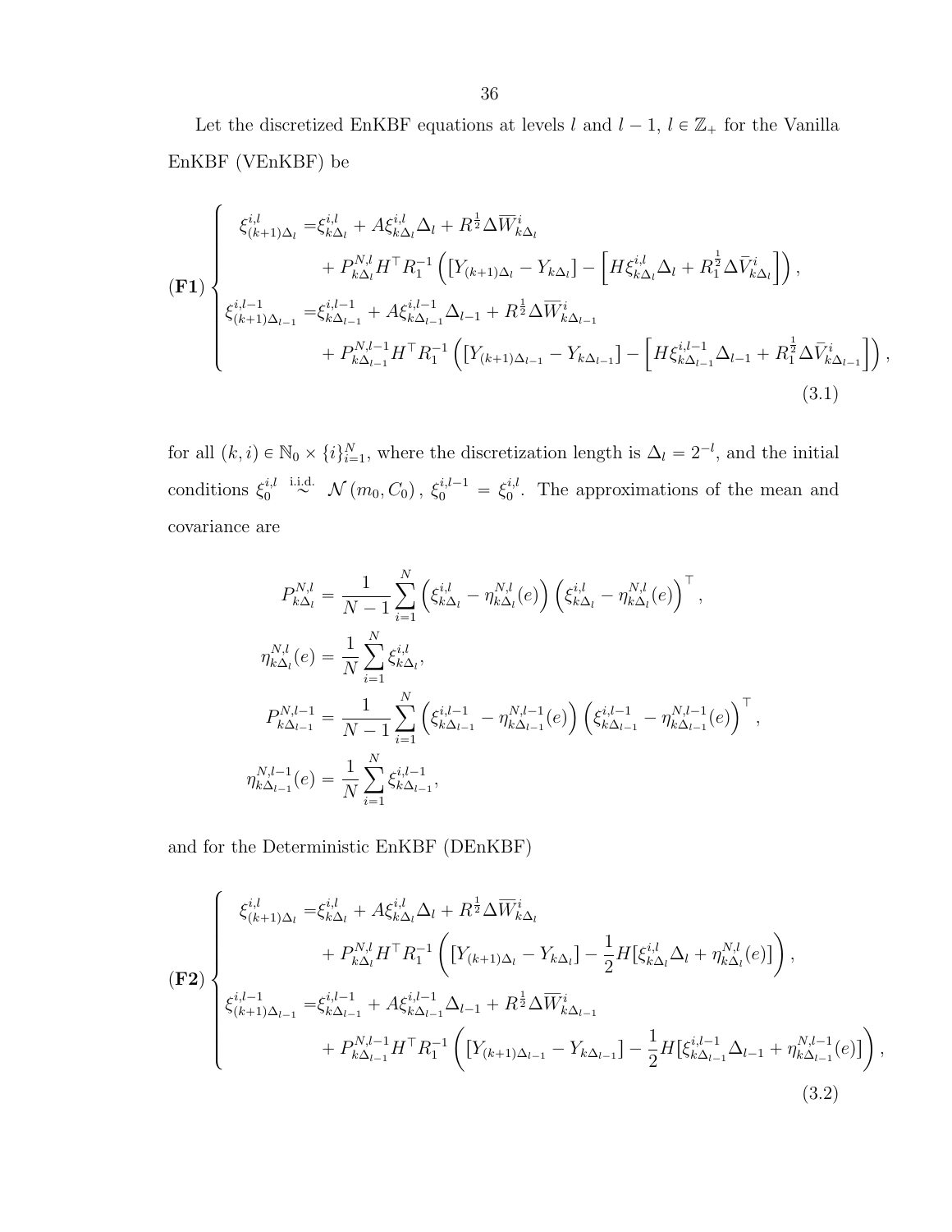Let the discretized EnKBF equations at levels $l$ and $l-1$, $l \in \mathbb{Z}_+$ for the Vanilla EnKBF (VEnKBF) be

$$
(\mathbf{F1}) \begin{cases}
\xi^{i,l}_{(k+1)\Delta_l} = \xi^{i,l}_{k\Delta_l} + A\xi^{i,l}_{k\Delta_l}\Delta_l + R^{\frac{1}{2}}\Delta\overline{W}^i_{k\Delta_l} \\
\qquad\qquad + P^{N,l}_{k\Delta_l} H^\top R_1^{-1}\left(\left[Y_{(k+1)\Delta_l} - Y_{k\Delta_l}\right] - \left[H\xi^{i,l}_{k\Delta_l}\Delta_l + R_1^{\frac{1}{2}}\Delta\bar{V}^i_{k\Delta_l}\right]\right), \\
\xi^{i,l-1}_{(k+1)\Delta_{l-1}} = \xi^{i,l-1}_{k\Delta_{l-1}} + A\xi^{i,l-1}_{k\Delta_{l-1}}\Delta_{l-1} + R^{\frac{1}{2}}\Delta\overline{W}^i_{k\Delta_{l-1}} \\
\qquad\qquad + P^{N,l-1}_{k\Delta_{l-1}} H^\top R_1^{-1}\left(\left[Y_{(k+1)\Delta_{l-1}} - Y_{k\Delta_{l-1}}\right] - \left[H\xi^{i,l-1}_{k\Delta_{l-1}}\Delta_{l-1} + R_1^{\frac{1}{2}}\Delta\bar{V}^i_{k\Delta_{l-1}}\right]\right),
\end{cases}
\tag{3.1}
$$

for all $(k,i) \in \mathbb{N}_0 \times \{i\}_{i=1}^N$, where the discretization length is $\Delta_l = 2^{-l}$, and the initial conditions $\xi^{i,l}_0 \overset{\text{i.i.d.}}{\sim} \mathcal{N}(m_0, C_0)$, $\xi^{i,l-1}_0 = \xi^{i,l}_0$. The approximations of the mean and covariance are

$$
\begin{aligned}
P^{N,l}_{k\Delta_l} &= \frac{1}{N-1}\sum_{i=1}^N \left(\xi^{i,l}_{k\Delta_l} - \eta^{N,l}_{k\Delta_l}(e)\right)\left(\xi^{i,l}_{k\Delta_l} - \eta^{N,l}_{k\Delta_l}(e)\right)^\top, \\
\eta^{N,l}_{k\Delta_l}(e) &= \frac{1}{N}\sum_{i=1}^N \xi^{i,l}_{k\Delta_l}, \\
P^{N,l-1}_{k\Delta_{l-1}} &= \frac{1}{N-1}\sum_{i=1}^N \left(\xi^{i,l-1}_{k\Delta_{l-1}} - \eta^{N,l-1}_{k\Delta_{l-1}}(e)\right)\left(\xi^{i,l-1}_{k\Delta_{l-1}} - \eta^{N,l-1}_{k\Delta_{l-1}}(e)\right)^\top, \\
\eta^{N,l-1}_{k\Delta_{l-1}}(e) &= \frac{1}{N}\sum_{i=1}^N \xi^{i,l-1}_{k\Delta_{l-1}},
\end{aligned}
$$

and for the Deterministic EnKBF (DEnKBF)

$$
(\mathbf{F2}) \begin{cases}
\xi^{i,l}_{(k+1)\Delta_l} = \xi^{i,l}_{k\Delta_l} + A\xi^{i,l}_{k\Delta_l}\Delta_l + R^{\frac{1}{2}}\Delta\overline{W}^i_{k\Delta_l} \\
\qquad\qquad + P^{N,l}_{k\Delta_l} H^\top R_1^{-1}\left(\left[Y_{(k+1)\Delta_l} - Y_{k\Delta_l}\right] - \frac{1}{2}H[\xi^{i,l}_{k\Delta_l}\Delta_l + \eta^{N,l}_{k\Delta_l}(e)]\right), \\
\xi^{i,l-1}_{(k+1)\Delta_{l-1}} = \xi^{i,l-1}_{k\Delta_{l-1}} + A\xi^{i,l-1}_{k\Delta_{l-1}}\Delta_{l-1} + R^{\frac{1}{2}}\Delta\overline{W}^i_{k\Delta_{l-1}} \\
\qquad\qquad + P^{N,l-1}_{k\Delta_{l-1}} H^\top R_1^{-1}\left(\left[Y_{(k+1)\Delta_{l-1}} - Y_{k\Delta_{l-1}}\right] - \frac{1}{2}H[\xi^{i,l-1}_{k\Delta_{l-1}}\Delta_{l-1} + \eta^{N,l-1}_{k\Delta_{l-1}}(e)]\right),
\end{cases}
\tag{3.2}
$$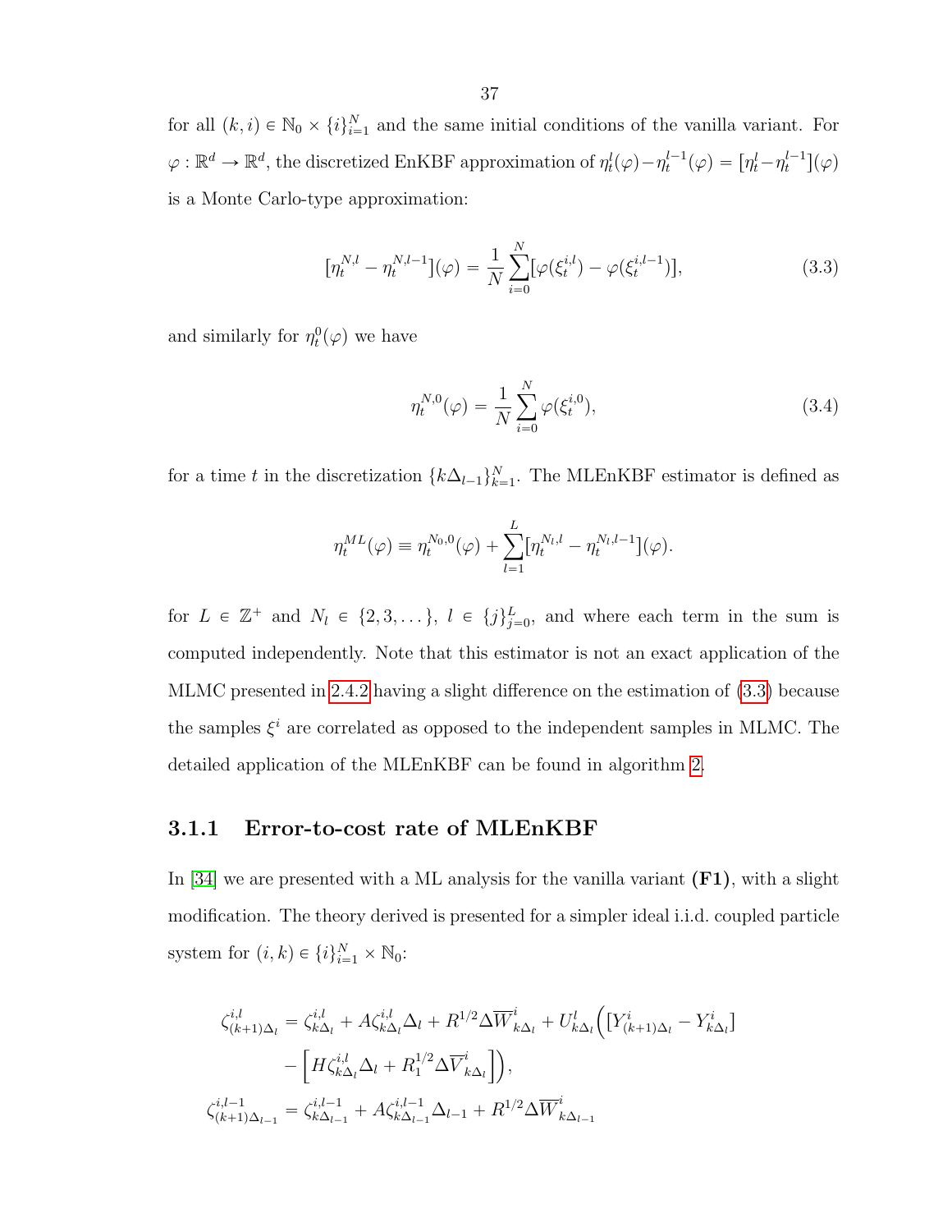for all $(k,i) \in \mathbb{N}_0 \times \{i\}_{i=1}^N$ and the same initial conditions of the vanilla variant. For $\varphi : \mathbb{R}^d \to \mathbb{R}^d$, the discretized EnKBF approximation of $\eta_t^l(\varphi) - \eta_t^{l-1}(\varphi) = [\eta_t^l - \eta_t^{l-1}](\varphi)$ is a Monte Carlo-type approximation:

$$[\eta_t^{N,l} - \eta_t^{N,l-1}](\varphi) = \frac{1}{N}\sum_{i=0}^{N}[\varphi(\xi_t^{i,l}) - \varphi(\xi_t^{i,l-1})], \tag{3.3}$$

and similarly for $\eta_t^0(\varphi)$ we have

$$\eta_t^{N,0}(\varphi) = \frac{1}{N}\sum_{i=0}^{N}\varphi(\xi_t^{i,0}), \tag{3.4}$$

for a time $t$ in the discretization $\{k\Delta_{l-1}\}_{k=1}^N$. The MLEnKBF estimator is defined as

$$\eta_t^{ML}(\varphi) \equiv \eta_t^{N_0,0}(\varphi) + \sum_{l=1}^{L}[\eta_t^{N_l,l} - \eta_t^{N_l,l-1}](\varphi).$$

for $L \in \mathbb{Z}^+$ and $N_l \in \{2,3,\dots\}$, $l \in \{j\}_{j=0}^L$, and where each term in the sum is computed independently. Note that this estimator is not an exact application of the MLMC presented in 2.4.2 having a slight difference on the estimation of (3.3) because the samples $\xi^i$ are correlated as opposed to the independent samples in MLMC. The detailed application of the MLEnKBF can be found in algorithm 2.

### 3.1.1 Error-to-cost rate of MLEnKBF

In [34] we are presented with a ML analysis for the vanilla variant **(F1)**, with a slight modification. The theory derived is presented for a simpler ideal i.i.d. coupled particle system for $(i,k) \in \{i\}_{i=1}^N \times \mathbb{N}_0$:

$$\begin{aligned}
\zeta_{(k+1)\Delta_l}^{i,l} &= \zeta_{k\Delta_l}^{i,l} + A\zeta_{k\Delta_l}^{i,l}\Delta_l + R^{1/2}\Delta\overline{W}_{k\Delta_l}^i + U_{k\Delta_l}^l\Big([Y_{(k+1)\Delta_l}^i - Y_{k\Delta_l}^i] \\
&\quad - \Big[H\zeta_{k\Delta_l}^{i,l}\Delta_l + R_1^{1/2}\Delta\overline{V}_{k\Delta_l}^i\Big]\Big), \\
\zeta_{(k+1)\Delta_{l-1}}^{i,l-1} &= \zeta_{k\Delta_{l-1}}^{i,l-1} + A\zeta_{k\Delta_{l-1}}^{i,l-1}\Delta_{l-1} + R^{1/2}\Delta\overline{W}_{k\Delta_{l-1}}^i
\end{aligned}$$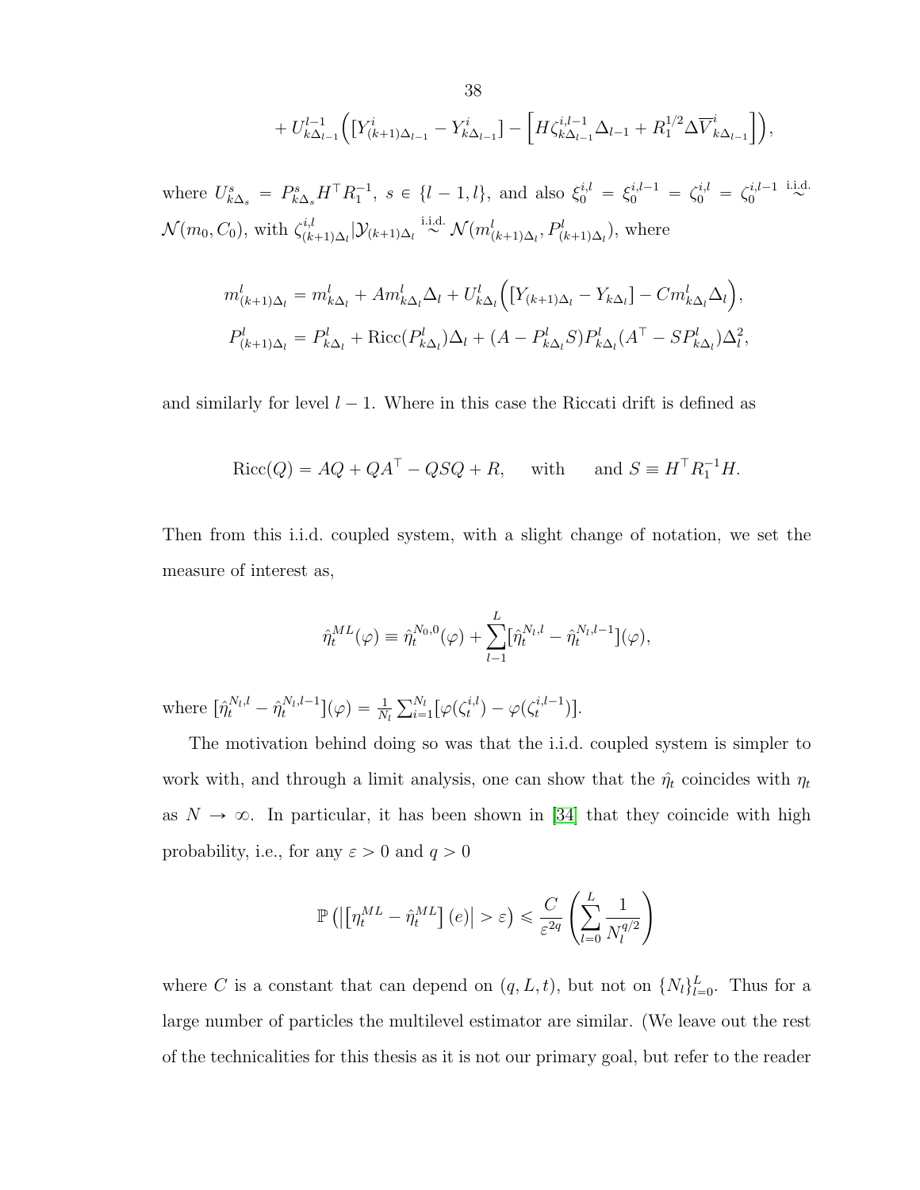$$+ U_{k\Delta_{l-1}}^{l-1}\Big(\big[Y^i_{(k+1)\Delta_{l-1}} - Y^i_{k\Delta_{l-1}}\big] - \Big[H\zeta^{i,l-1}_{k\Delta_{l-1}}\Delta_{l-1} + R_1^{1/2}\Delta\overline{V}^i_{k\Delta_{l-1}}\Big]\Big),$$

where $U^s_{k\Delta_s} = P^s_{k\Delta_s} H^\top R_1^{-1}$, $s \in \{l-1, l\}$, and also $\xi^{i,l}_0 = \xi^{i,l-1}_0 = \zeta^{i,l}_0 = \zeta^{i,l-1}_0 \overset{\text{i.i.d.}}{\sim} \mathcal{N}(m_0, C_0)$, with $\zeta^{i,l}_{(k+1)\Delta_l}|\mathcal{Y}_{(k+1)\Delta_l} \overset{\text{i.i.d.}}{\sim} \mathcal{N}(m^l_{(k+1)\Delta_l}, P^l_{(k+1)\Delta_l})$, where

$$m^l_{(k+1)\Delta_l} = m^l_{k\Delta_l} + Am^l_{k\Delta_l}\Delta_l + U^l_{k\Delta_l}\Big(\big[Y_{(k+1)\Delta_l} - Y_{k\Delta_l}\big] - Cm^l_{k\Delta_l}\Delta_l\Big),$$
$$P^l_{(k+1)\Delta_l} = P^l_{k\Delta_l} + \text{Ricc}(P^l_{k\Delta_l})\Delta_l + (A - P^l_{k\Delta_l}S)P^l_{k\Delta_l}(A^\top - SP^l_{k\Delta_l})\Delta_l^2,$$

and similarly for level $l-1$. Where in this case the Riccati drift is defined as

$$\text{Ricc}(Q) = AQ + QA^\top - QSQ + R, \quad \text{with} \quad \text{and } S \equiv H^\top R_1^{-1} H.$$

Then from this i.i.d. coupled system, with a slight change of notation, we set the measure of interest as,

$$\hat{\eta}^{ML}_t(\varphi) \equiv \hat{\eta}^{N_0,0}_t(\varphi) + \sum_{l-1}^{L}[\hat{\eta}^{N_l,l}_t - \hat{\eta}^{N_l,l-1}_t](\varphi),$$

where $[\hat{\eta}^{N_l,l}_t - \hat{\eta}^{N_l,l-1}_t](\varphi) = \frac{1}{N_l}\sum_{i=1}^{N_l}[\varphi(\zeta^{i,l}_t) - \varphi(\zeta^{i,l-1}_t)]$.

The motivation behind doing so was that the i.i.d. coupled system is simpler to work with, and through a limit analysis, one can show that the $\hat{\eta}_t$ coincides with $\eta_t$ as $N \to \infty$. In particular, it has been shown in [34] that they coincide with high probability, i.e., for any $\varepsilon > 0$ and $q > 0$

$$\mathbb{P}\left(\left|\left[\eta^{ML}_t - \hat{\eta}^{ML}_t\right](e)\right| > \varepsilon\right) \leqslant \frac{C}{\varepsilon^{2q}}\left(\sum_{l=0}^{L}\frac{1}{N_l^{q/2}}\right)$$

where $C$ is a constant that can depend on $(q, L, t)$, but not on $\{N_l\}_{l=0}^L$. Thus for a large number of particles the multilevel estimator are similar. (We leave out the rest of the technicalities for this thesis as it is not our primary goal, but refer to the reader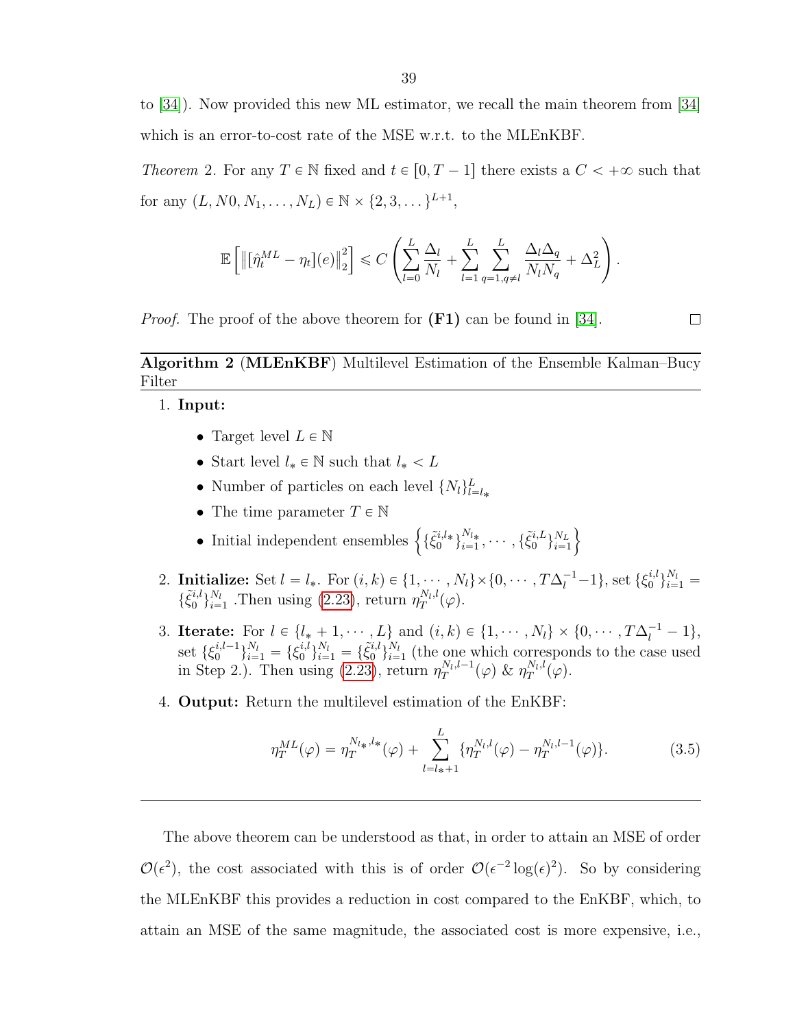to [34]). Now provided this new ML estimator, we recall the main theorem from [34] which is an error-to-cost rate of the MSE w.r.t. to the MLEnKBF.

*Theorem* 2. For any $T \in \mathbb{N}$ fixed and $t \in [0, T-1]$ there exists a $C < +\infty$ such that for any $(L, N0, N_1, \ldots, N_L) \in \mathbb{N} \times \{2, 3, \ldots\}^{L+1}$,

$$\mathbb{E}\left[\left\|[\hat{\eta}_t^{ML} - \eta_t](e)\right\|_2^2\right] \leqslant C\left(\sum_{l=0}^{L} \frac{\Delta_l}{N_l} + \sum_{l=1}^{L} \sum_{q=1, q\neq l}^{L} \frac{\Delta_l \Delta_q}{N_l N_q} + \Delta_L^2\right).$$

*Proof.* The proof of the above theorem for **(F1)** can be found in [34]. □

---

**Algorithm 2** (**MLEnKBF**) Multilevel Estimation of the Ensemble Kalman–Bucy Filter

---

1. **Input:**
   - Target level $L \in \mathbb{N}$
   - Start level $l_* \in \mathbb{N}$ such that $l_* < L$
   - Number of particles on each level $\{N_l\}_{l=l_*}^{L}$
   - The time parameter $T \in \mathbb{N}$
   - Initial independent ensembles $\left\{\{\tilde{\xi}_0^{i,l_*}\}_{i=1}^{N_{l_*}}, \cdots, \{\tilde{\xi}_0^{i,L}\}_{i=1}^{N_L}\right\}$
2. **Initialize:** Set $l = l_*$. For $(i, k) \in \{1, \cdots, N_l\} \times \{0, \cdots, T\Delta_l^{-1} - 1\}$, set $\{\xi_0^{i,l}\}_{i=1}^{N_l} = \{\tilde{\xi}_0^{i,l}\}_{i=1}^{N_l}$ .Then using (2.23), return $\eta_T^{N_l,l}(\varphi)$.
3. **Iterate:** For $l \in \{l_* + 1, \cdots, L\}$ and $(i, k) \in \{1, \cdots, N_l\} \times \{0, \cdots, T\Delta_l^{-1} - 1\}$, set $\{\xi_0^{i,l-1}\}_{i=1}^{N_l} = \{\xi_0^{i,l}\}_{i=1}^{N_l} = \{\tilde{\xi}_0^{i,l}\}_{i=1}^{N_l}$ (the one which corresponds to the case used in Step 2.). Then using (2.23), return $\eta_T^{N_l,l-1}(\varphi)$ & $\eta_T^{N_l,l}(\varphi)$.
4. **Output:** Return the multilevel estimation of the EnKBF:

$$\eta_T^{ML}(\varphi) = \eta_T^{N_{l_*},l_*}(\varphi) + \sum_{l=l_*+1}^{L} \{\eta_T^{N_l,l}(\varphi) - \eta_T^{N_l,l-1}(\varphi)\}. \tag{3.5}$$

---

The above theorem can be understood as that, in order to attain an MSE of order $\mathcal{O}(\epsilon^2)$, the cost associated with this is of order $\mathcal{O}(\epsilon^{-2}\log(\epsilon)^2)$. So by considering the MLEnKBF this provides a reduction in cost compared to the EnKBF, which, to attain an MSE of the same magnitude, the associated cost is more expensive, i.e.,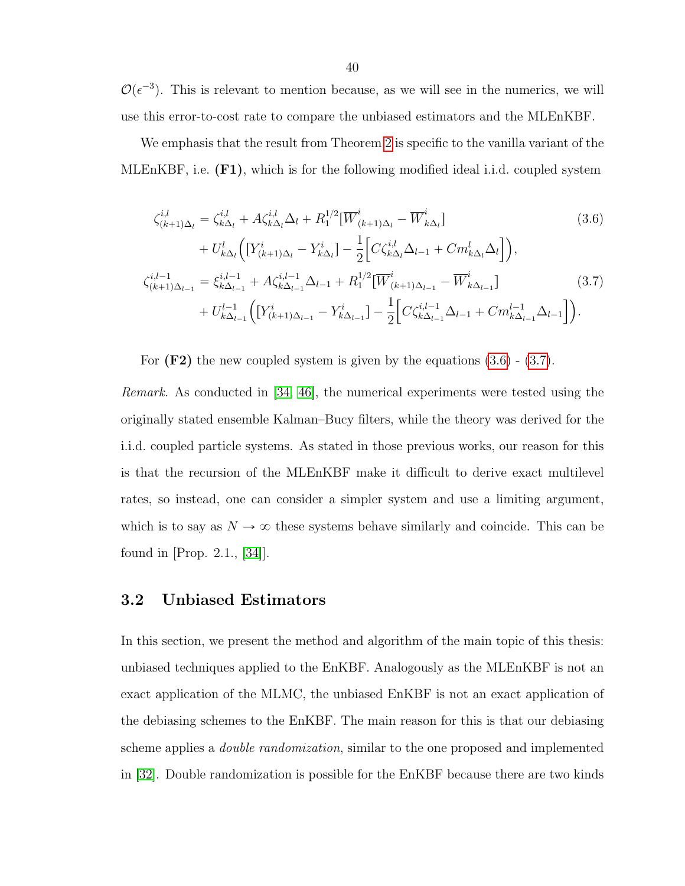$\mathcal{O}(\epsilon^{-3})$. This is relevant to mention because, as we will see in the numerics, we will use this error-to-cost rate to compare the unbiased estimators and the MLEnKBF.

We emphasis that the result from Theorem 2 is specific to the vanilla variant of the MLEnKBF, i.e. **(F1)**, which is for the following modified ideal i.i.d. coupled system

$$
\begin{aligned}
\zeta^{i,l}_{(k+1)\Delta_l} &= \zeta^{i,l}_{k\Delta_l} + A\zeta^{i,l}_{k\Delta_l}\Delta_l + R_1^{1/2}[\overline{W}^i_{(k+1)\Delta_l} - \overline{W}^i_{k\Delta_l}] \\
&\quad + U^l_{k\Delta_l}\Big([Y^i_{(k+1)\Delta_l} - Y^i_{k\Delta_l}] - \frac{1}{2}\Big[C\zeta^{i,l}_{k\Delta_l}\Delta_{l-1} + Cm^l_{k\Delta_l}\Delta_l\Big]\Big),
\end{aligned} \tag{3.6}
$$

$$
\begin{aligned}
\zeta^{i,l-1}_{(k+1)\Delta_{l-1}} &= \xi^{i,l-1}_{k\Delta_{l-1}} + A\zeta^{i,l-1}_{k\Delta_{l-1}}\Delta_{l-1} + R_1^{1/2}[\overline{W}^i_{(k+1)\Delta_{l-1}} - \overline{W}^i_{k\Delta_{l-1}}] \\
&\quad + U^{l-1}_{k\Delta_{l-1}}\Big([Y^i_{(k+1)\Delta_{l-1}} - Y^i_{k\Delta_{l-1}}] - \frac{1}{2}\Big[C\zeta^{i,l-1}_{k\Delta_{l-1}}\Delta_{l-1} + Cm^{l-1}_{k\Delta_{l-1}}\Delta_{l-1}\Big]\Big).
\end{aligned} \tag{3.7}
$$

For **(F2)** the new coupled system is given by the equations (3.6) - (3.7).

*Remark.* As conducted in [34, 46], the numerical experiments were tested using the originally stated ensemble Kalman–Bucy filters, while the theory was derived for the i.i.d. coupled particle systems. As stated in those previous works, our reason for this is that the recursion of the MLEnKBF make it difficult to derive exact multilevel rates, so instead, one can consider a simpler system and use a limiting argument, which is to say as $N \to \infty$ these systems behave similarly and coincide. This can be found in [Prop. 2.1., [34]].

## 3.2 Unbiased Estimators

In this section, we present the method and algorithm of the main topic of this thesis: unbiased techniques applied to the EnKBF. Analogously as the MLEnKBF is not an exact application of the MLMC, the unbiased EnKBF is not an exact application of the debiasing schemes to the EnKBF. The main reason for this is that our debiasing scheme applies a *double randomization*, similar to the one proposed and implemented in [32]. Double randomization is possible for the EnKBF because there are two kinds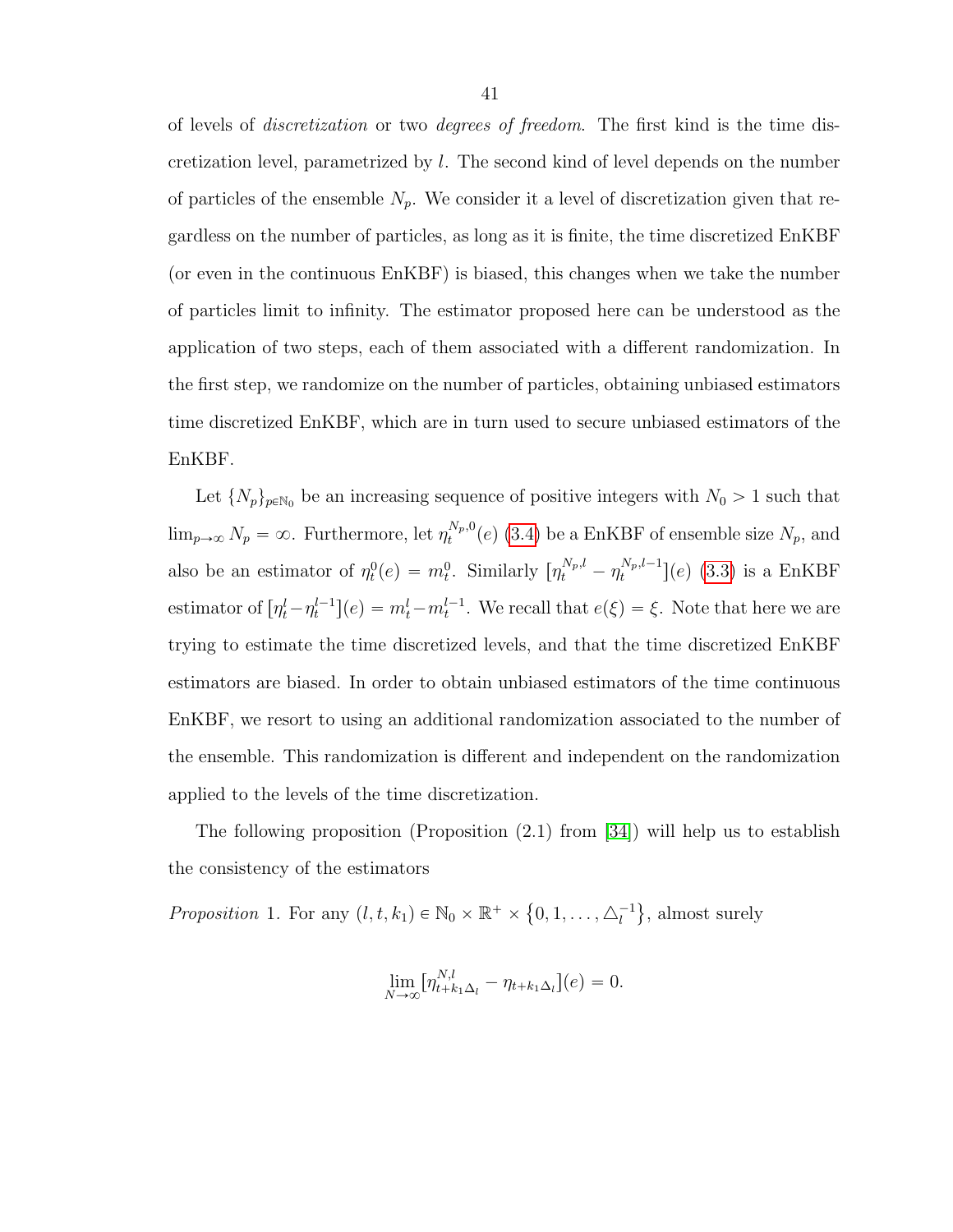of levels of *discretization* or two *degrees of freedom*. The first kind is the time discretization level, parametrized by $l$. The second kind of level depends on the number of particles of the ensemble $N_p$. We consider it a level of discretization given that regardless on the number of particles, as long as it is finite, the time discretized EnKBF (or even in the continuous EnKBF) is biased, this changes when we take the number of particles limit to infinity. The estimator proposed here can be understood as the application of two steps, each of them associated with a different randomization. In the first step, we randomize on the number of particles, obtaining unbiased estimators time discretized EnKBF, which are in turn used to secure unbiased estimators of the EnKBF.

Let $\{N_p\}_{p\in\mathbb{N}_0}$ be an increasing sequence of positive integers with $N_0 > 1$ such that $\lim_{p\to\infty} N_p = \infty$. Furthermore, let $\eta_t^{N_p,0}(e)$ (3.4) be a EnKBF of ensemble size $N_p$, and also be an estimator of $\eta_t^0(e) = m_t^0$. Similarly $[\eta_t^{N_p,l} - \eta_t^{N_p,l-1}](e)$ (3.3) is a EnKBF estimator of $[\eta_t^l - \eta_t^{l-1}](e) = m_t^l - m_t^{l-1}$. We recall that $e(\xi) = \xi$. Note that here we are trying to estimate the time discretized levels, and that the time discretized EnKBF estimators are biased. In order to obtain unbiased estimators of the time continuous EnKBF, we resort to using an additional randomization associated to the number of the ensemble. This randomization is different and independent on the randomization applied to the levels of the time discretization.

The following proposition (Proposition (2.1) from [34]) will help us to establish the consistency of the estimators

*Proposition* 1. For any $(l, t, k_1) \in \mathbb{N}_0 \times \mathbb{R}^+ \times \{0, 1, \ldots, \triangle_l^{-1}\}$, almost surely

$$\lim_{N\to\infty} [\eta_{t+k_1\Delta_l}^{N,l} - \eta_{t+k_1\Delta_l}](e) = 0.$$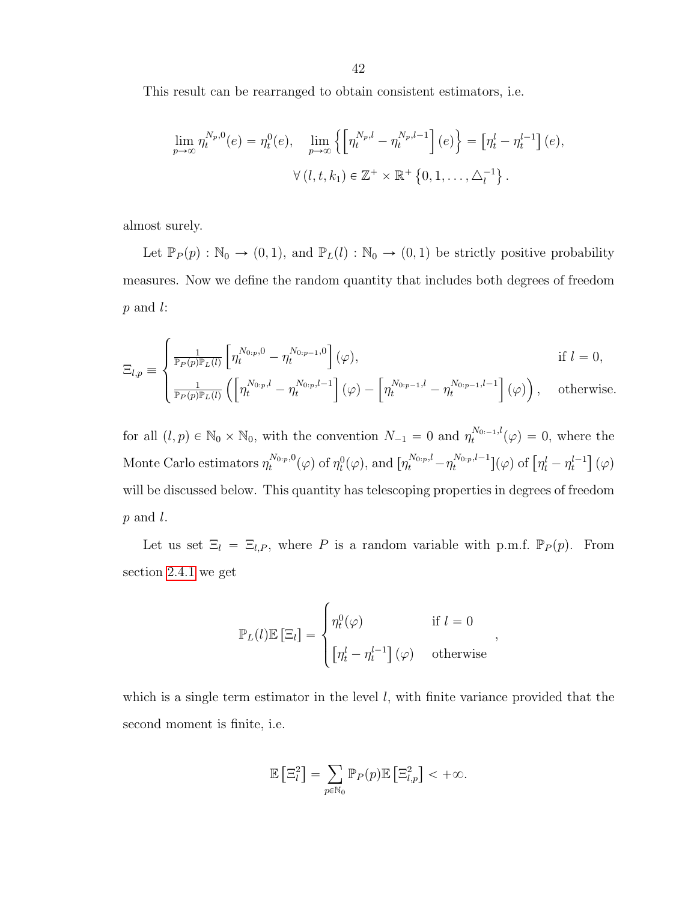This result can be rearranged to obtain consistent estimators, i.e.

$$\lim_{p\to\infty} \eta_t^{N_p,0}(e) = \eta_t^0(e), \quad \lim_{p\to\infty} \left\{ \left[\eta_t^{N_p,l} - \eta_t^{N_p,l-1}\right](e) \right\} = \left[\eta_t^l - \eta_t^{l-1}\right](e),$$
$$\forall \,(l,t,k_1) \in \mathbb{Z}^+ \times \mathbb{R}^+ \left\{0,1,\ldots,\triangle_l^{-1}\right\}.$$

almost surely.

Let $\mathbb{P}_P(p) : \mathbb{N}_0 \to (0,1)$, and $\mathbb{P}_L(l) : \mathbb{N}_0 \to (0,1)$ be strictly positive probability measures. Now we define the random quantity that includes both degrees of freedom $p$ and $l$:

$$\Xi_{l,p} \equiv \begin{cases} \frac{1}{\mathbb{P}_P(p)\mathbb{P}_L(l)} \left[\eta_t^{N_{0:p},0} - \eta_t^{N_{0:p-1},0}\right](\varphi), & \text{if } l=0, \\ \frac{1}{\mathbb{P}_P(p)\mathbb{P}_L(l)} \left( \left[\eta_t^{N_{0:p},l} - \eta_t^{N_{0:p},l-1}\right](\varphi) - \left[\eta_t^{N_{0:p-1},l} - \eta_t^{N_{0:p-1},l-1}\right](\varphi) \right), & \text{otherwise.} \end{cases}$$

for all $(l,p) \in \mathbb{N}_0 \times \mathbb{N}_0$, with the convention $N_{-1} = 0$ and $\eta_t^{N_{0:-1},l}(\varphi) = 0$, where the Monte Carlo estimators $\eta_t^{N_{0:p},0}(\varphi)$ of $\eta_t^0(\varphi)$, and $[\eta_t^{N_{0:p},l} - \eta_t^{N_{0:p},l-1}](\varphi)$ of $\left[\eta_t^l - \eta_t^{l-1}\right](\varphi)$ will be discussed below. This quantity has telescoping properties in degrees of freedom $p$ and $l$.

Let us set $\Xi_l = \Xi_{l,P}$, where $P$ is a random variable with p.m.f. $\mathbb{P}_P(p)$. From section 2.4.1 we get

$$\mathbb{P}_L(l)\mathbb{E}\left[\Xi_l\right] = \begin{cases} \eta_t^0(\varphi) & \text{if } l=0 \\ \left[\eta_t^l - \eta_t^{l-1}\right](\varphi) & \text{otherwise} \end{cases},$$

which is a single term estimator in the level $l$, with finite variance provided that the second moment is finite, i.e.

$$\mathbb{E}\left[\Xi_l^2\right] = \sum_{p\in\mathbb{N}_0} \mathbb{P}_P(p)\mathbb{E}\left[\Xi_{l,p}^2\right] < +\infty.$$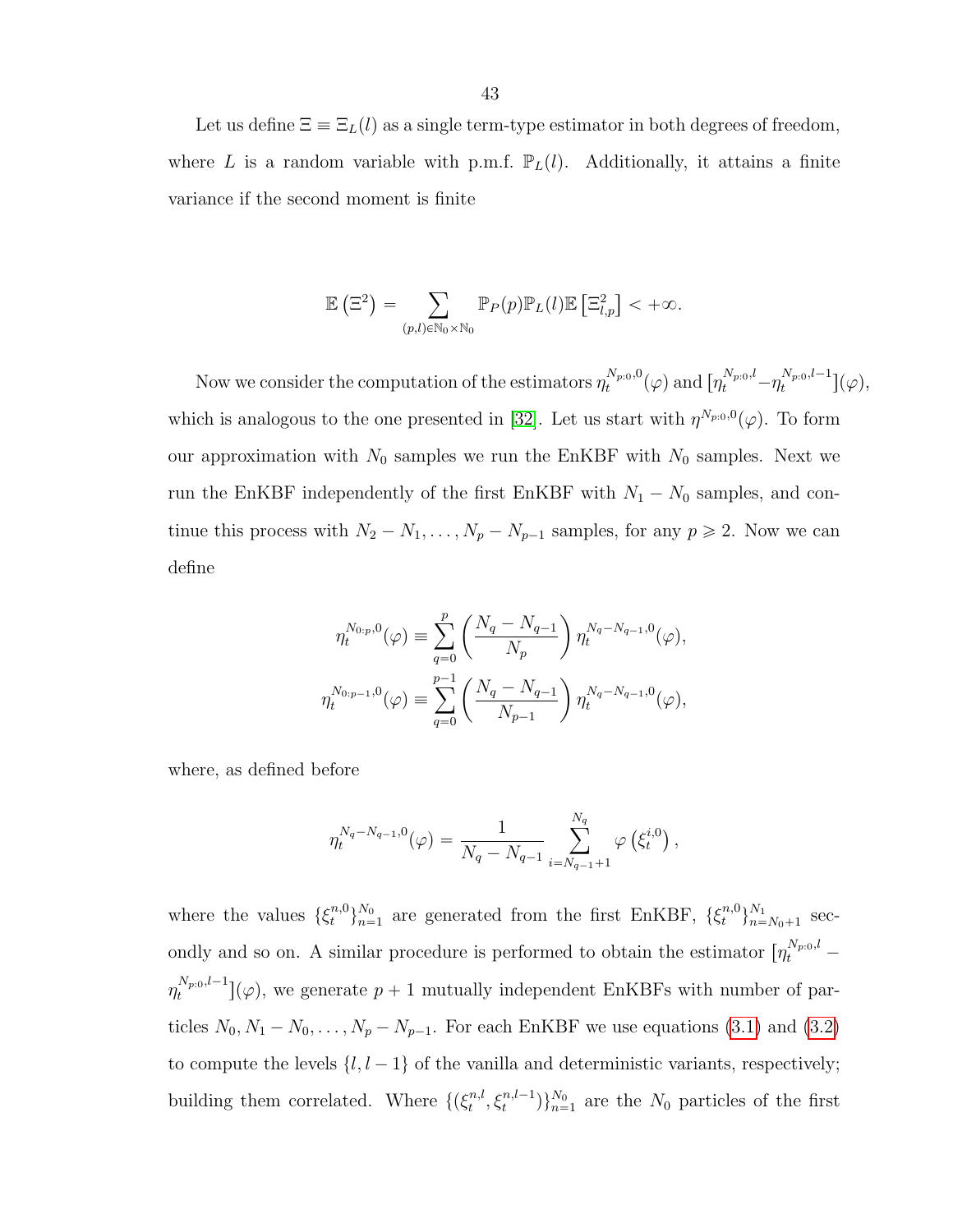Let us define $\Xi \equiv \Xi_L(l)$ as a single term-type estimator in both degrees of freedom, where $L$ is a random variable with p.m.f. $\mathbb{P}_L(l)$. Additionally, it attains a finite variance if the second moment is finite

$$\mathbb{E}\left(\Xi^2\right) = \sum_{(p,l)\in\mathbb{N}_0\times\mathbb{N}_0} \mathbb{P}_P(p)\mathbb{P}_L(l)\mathbb{E}\left[\Xi_{l,p}^2\right] < +\infty.$$

Now we consider the computation of the estimators $\eta_t^{N_{p:0},0}(\varphi)$ and $[\eta_t^{N_{p:0},l} - \eta_t^{N_{p:0},l-1}](\varphi)$, which is analogous to the one presented in [32]. Let us start with $\eta^{N_{p:0},0}(\varphi)$. To form our approximation with $N_0$ samples we run the EnKBF with $N_0$ samples. Next we run the EnKBF independently of the first EnKBF with $N_1 - N_0$ samples, and continue this process with $N_2 - N_1, \ldots, N_p - N_{p-1}$ samples, for any $p \geqslant 2$. Now we can define

$$\eta_t^{N_{0:p},0}(\varphi) \equiv \sum_{q=0}^{p} \left(\frac{N_q - N_{q-1}}{N_p}\right) \eta_t^{N_q - N_{q-1},0}(\varphi),$$
$$\eta_t^{N_{0:p-1},0}(\varphi) \equiv \sum_{q=0}^{p-1} \left(\frac{N_q - N_{q-1}}{N_{p-1}}\right) \eta_t^{N_q - N_{q-1},0}(\varphi),$$

where, as defined before

$$\eta_t^{N_q - N_{q-1},0}(\varphi) = \frac{1}{N_q - N_{q-1}} \sum_{i=N_{q-1}+1}^{N_q} \varphi\left(\xi_t^{i,0}\right),$$

where the values $\{\xi_t^{n,0}\}_{n=1}^{N_0}$ are generated from the first EnKBF, $\{\xi_t^{n,0}\}_{n=N_0+1}^{N_1}$ secondly and so on. A similar procedure is performed to obtain the estimator $[\eta_t^{N_{p:0},l} - \eta_t^{N_{p:0},l-1}](\varphi)$, we generate $p+1$ mutually independent EnKBFs with number of particles $N_0, N_1 - N_0, \ldots, N_p - N_{p-1}$. For each EnKBF we use equations (3.1) and (3.2) to compute the levels $\{l, l-1\}$ of the vanilla and deterministic variants, respectively; building them correlated. Where $\{(\xi_t^{n,l}, \xi_t^{n,l-1})\}_{n=1}^{N_0}$ are the $N_0$ particles of the first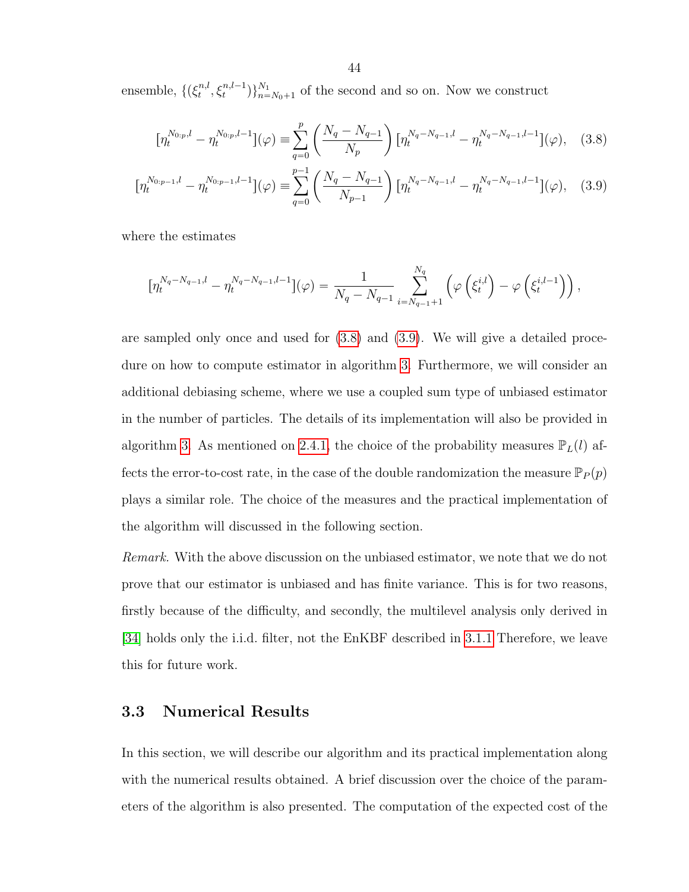ensemble, $\{(\xi_t^{n,l}, \xi_t^{n,l-1})\}_{n=N_0+1}^{N_1}$ of the second and so on. Now we construct

$$[\eta_t^{N_{0:p},l} - \eta_t^{N_{0:p},l-1}](\varphi) \equiv \sum_{q=0}^{p} \left( \frac{N_q - N_{q-1}}{N_p} \right) [\eta_t^{N_q - N_{q-1},l} - \eta_t^{N_q - N_{q-1},l-1}](\varphi), \quad (3.8)$$

$$[\eta_t^{N_{0:p-1},l} - \eta_t^{N_{0:p-1},l-1}](\varphi) \equiv \sum_{q=0}^{p-1} \left( \frac{N_q - N_{q-1}}{N_{p-1}} \right) [\eta_t^{N_q - N_{q-1},l} - \eta_t^{N_q - N_{q-1},l-1}](\varphi), \quad (3.9)$$

where the estimates

$$[\eta_t^{N_q - N_{q-1},l} - \eta_t^{N_q - N_{q-1},l-1}](\varphi) = \frac{1}{N_q - N_{q-1}} \sum_{i=N_{q-1}+1}^{N_q} \left( \varphi\left(\xi_t^{i,l}\right) - \varphi\left(\xi_t^{i,l-1}\right) \right),$$

are sampled only once and used for (3.8) and (3.9). We will give a detailed procedure on how to compute estimator in algorithm 3. Furthermore, we will consider an additional debiasing scheme, where we use a coupled sum type of unbiased estimator in the number of particles. The details of its implementation will also be provided in algorithm 3. As mentioned on 2.4.1, the choice of the probability measures $\mathbb{P}_L(l)$ affects the error-to-cost rate, in the case of the double randomization the measure $\mathbb{P}_P(p)$ plays a similar role. The choice of the measures and the practical implementation of the algorithm will discussed in the following section.

*Remark.* With the above discussion on the unbiased estimator, we note that we do not prove that our estimator is unbiased and has finite variance. This is for two reasons, firstly because of the difficulty, and secondly, the multilevel analysis only derived in [34] holds only the i.i.d. filter, not the EnKBF described in 3.1.1 Therefore, we leave this for future work.

## 3.3 Numerical Results

In this section, we will describe our algorithm and its practical implementation along with the numerical results obtained. A brief discussion over the choice of the parameters of the algorithm is also presented. The computation of the expected cost of the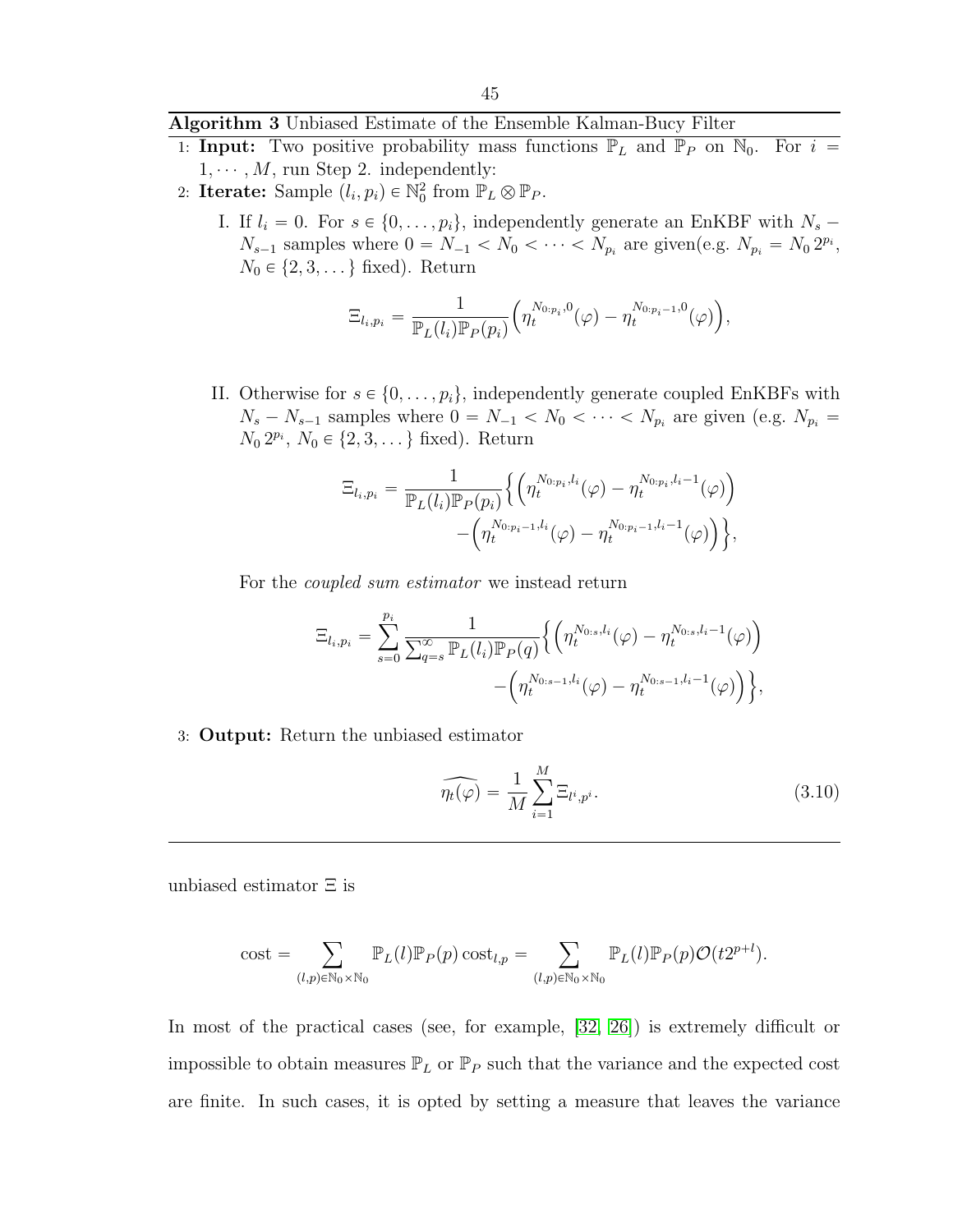**Algorithm 3** Unbiased Estimate of the Ensemble Kalman-Bucy Filter

1: **Input:** Two positive probability mass functions $\mathbb{P}_L$ and $\mathbb{P}_P$ on $\mathbb{N}_0$. For $i = 1, \cdots, M$, run Step 2. independently:

2: **Iterate:** Sample $(l_i, p_i) \in \mathbb{N}_0^2$ from $\mathbb{P}_L \otimes \mathbb{P}_P$.

I. If $l_i = 0$. For $s \in \{0, \ldots, p_i\}$, independently generate an EnKBF with $N_s - N_{s-1}$ samples where $0 = N_{-1} < N_0 < \cdots < N_{p_i}$ are given(e.g. $N_{p_i} = N_0 \, 2^{p_i}$, $N_0 \in \{2, 3, \ldots\}$ fixed). Return

$$\Xi_{l_i,p_i} = \frac{1}{\mathbb{P}_L(l_i)\mathbb{P}_P(p_i)}\Big(\eta_t^{N_{0:p_i},0}(\varphi) - \eta_t^{N_{0:p_i-1},0}(\varphi)\Big),$$

II. Otherwise for $s \in \{0, \ldots, p_i\}$, independently generate coupled EnKBFs with $N_s - N_{s-1}$ samples where $0 = N_{-1} < N_0 < \cdots < N_{p_i}$ are given (e.g. $N_{p_i} = N_0 \, 2^{p_i}$, $N_0 \in \{2, 3, \ldots\}$ fixed). Return

$$\Xi_{l_i,p_i} = \frac{1}{\mathbb{P}_L(l_i)\mathbb{P}_P(p_i)}\Big\{\Big(\eta_t^{N_{0:p_i},l_i}(\varphi) - \eta_t^{N_{0:p_i},l_i-1}(\varphi)\Big) - \Big(\eta_t^{N_{0:p_i-1},l_i}(\varphi) - \eta_t^{N_{0:p_i-1},l_i-1}(\varphi)\Big)\Big\},$$

For the *coupled sum estimator* we instead return

$$\Xi_{l_i,p_i} = \sum_{s=0}^{p_i} \frac{1}{\sum_{q=s}^{\infty}\mathbb{P}_L(l_i)\mathbb{P}_P(q)}\Big\{\Big(\eta_t^{N_{0:s},l_i}(\varphi) - \eta_t^{N_{0:s},l_i-1}(\varphi)\Big) - \Big(\eta_t^{N_{0:s-1},l_i}(\varphi) - \eta_t^{N_{0:s-1},l_i-1}(\varphi)\Big)\Big\},$$

3: **Output:** Return the unbiased estimator

$$\widehat{\eta_t(\varphi)} = \frac{1}{M}\sum_{i=1}^{M}\Xi_{l^i,p^i}. \tag{3.10}$$

---

unbiased estimator $\Xi$ is

$$\text{cost} = \sum_{(l,p)\in\mathbb{N}_0\times\mathbb{N}_0}\mathbb{P}_L(l)\mathbb{P}_P(p)\,\text{cost}_{l,p} = \sum_{(l,p)\in\mathbb{N}_0\times\mathbb{N}_0}\mathbb{P}_L(l)\mathbb{P}_P(p)\mathcal{O}(t2^{p+l}).$$

In most of the practical cases (see, for example, [32, 26]) is extremely difficult or impossible to obtain measures $\mathbb{P}_L$ or $\mathbb{P}_P$ such that the variance and the expected cost are finite. In such cases, it is opted by setting a measure that leaves the variance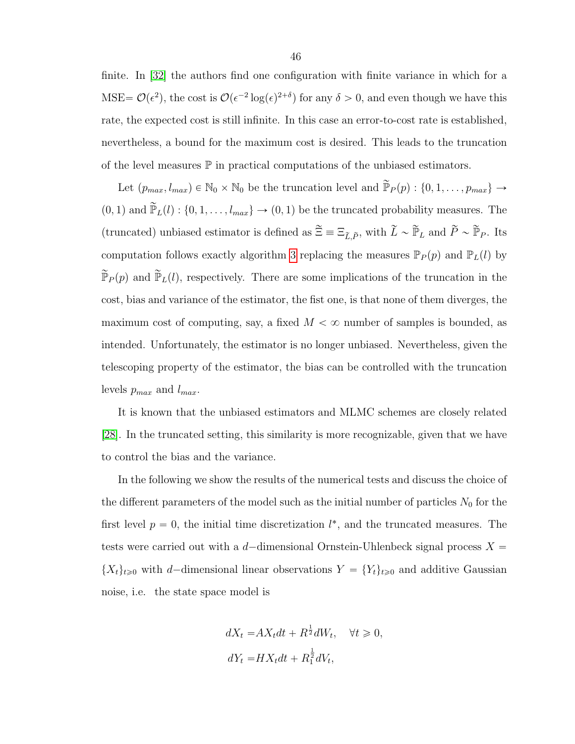finite. In [32] the authors find one configuration with finite variance in which for a MSE= $\mathcal{O}(\epsilon^2)$, the cost is $\mathcal{O}(\epsilon^{-2}\log(\epsilon)^{2+\delta})$ for any $\delta > 0$, and even though we have this rate, the expected cost is still infinite. In this case an error-to-cost rate is established, nevertheless, a bound for the maximum cost is desired. This leads to the truncation of the level measures $\mathbb{P}$ in practical computations of the unbiased estimators.

Let $(p_{max}, l_{max}) \in \mathbb{N}_0 \times \mathbb{N}_0$ be the truncation level and $\widetilde{\mathbb{P}}_P(p) : \{0, 1, \ldots, p_{max}\} \to (0, 1)$ and $\widetilde{\mathbb{P}}_L(l) : \{0, 1, \ldots, l_{max}\} \to (0, 1)$ be the truncated probability measures. The (truncated) unbiased estimator is defined as $\widetilde{\Xi} \equiv \Xi_{\widetilde{L},\widetilde{P}}$, with $\widetilde{L} \sim \widetilde{\mathbb{P}}_L$ and $\widetilde{P} \sim \widetilde{\mathbb{P}}_P$. Its computation follows exactly algorithm 3 replacing the measures $\mathbb{P}_P(p)$ and $\mathbb{P}_L(l)$ by $\widetilde{\mathbb{P}}_P(p)$ and $\widetilde{\mathbb{P}}_L(l)$, respectively. There are some implications of the truncation in the cost, bias and variance of the estimator, the fist one, is that none of them diverges, the maximum cost of computing, say, a fixed $M < \infty$ number of samples is bounded, as intended. Unfortunately, the estimator is no longer unbiased. Nevertheless, given the telescoping property of the estimator, the bias can be controlled with the truncation levels $p_{max}$ and $l_{max}$.

It is known that the unbiased estimators and MLMC schemes are closely related [28]. In the truncated setting, this similarity is more recognizable, given that we have to control the bias and the variance.

In the following we show the results of the numerical tests and discuss the choice of the different parameters of the model such as the initial number of particles $N_0$ for the first level $p = 0$, the initial time discretization $l^*$, and the truncated measures. The tests were carried out with a $d-$dimensional Ornstein-Uhlenbeck signal process $X = \{X_t\}_{t \geqslant 0}$ with $d-$dimensional linear observations $Y = \{Y_t\}_{t \geqslant 0}$ and additive Gaussian noise, i.e. the state space model is

$$
\begin{aligned}
dX_t &= AX_t dt + R^{\frac{1}{2}} dW_t, \quad \forall t \geqslant 0, \\
dY_t &= HX_t dt + R_1^{\frac{1}{2}} dV_t,
\end{aligned}
$$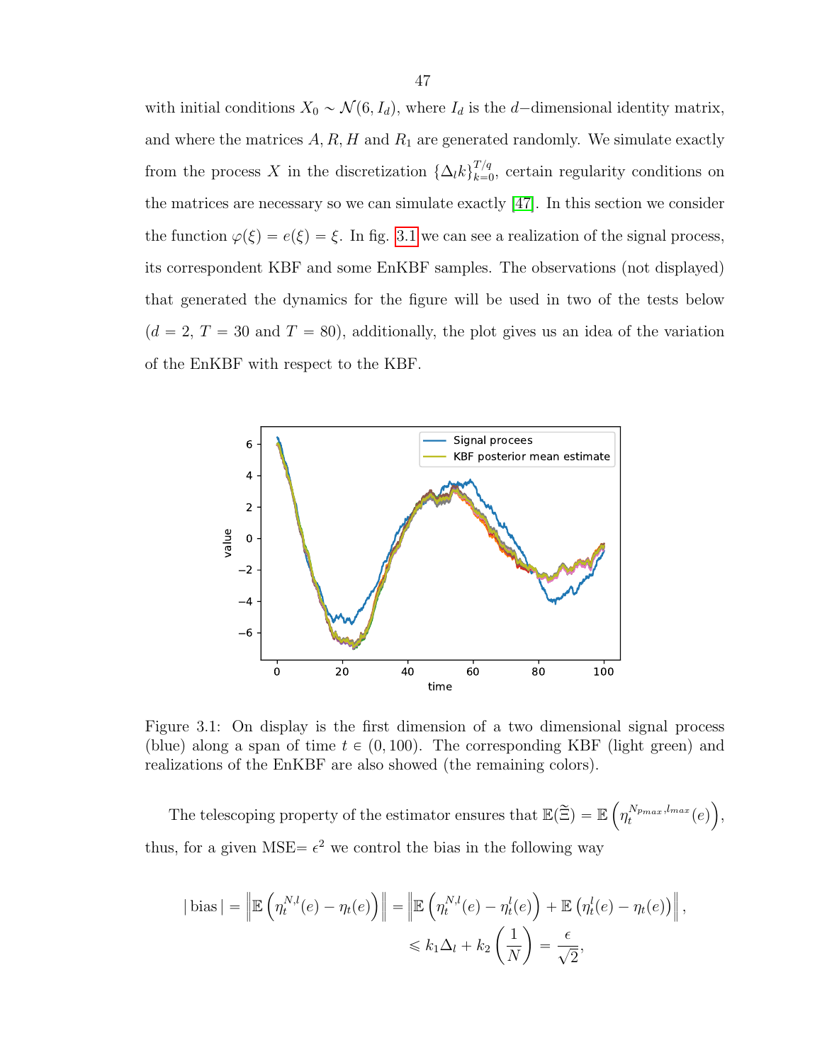with initial conditions $X_0 \sim \mathcal{N}(6, I_d)$, where $I_d$ is the $d-$dimensional identity matrix, and where the matrices $A, R, H$ and $R_1$ are generated randomly. We simulate exactly from the process $X$ in the discretization $\{\Delta_l k\}_{k=0}^{T/q}$, certain regularity conditions on the matrices are necessary so we can simulate exactly [47]. In this section we consider the function $\varphi(\xi) = e(\xi) = \xi$. In fig. 3.1 we can see a realization of the signal process, its correspondent KBF and some EnKBF samples. The observations (not displayed) that generated the dynamics for the figure will be used in two of the tests below ($d = 2$, $T = 30$ and $T = 80$), additionally, the plot gives us an idea of the variation of the EnKBF with respect to the KBF.

Figure 3.1: On display is the first dimension of a two dimensional signal process (blue) along a span of time $t \in (0, 100)$. The corresponding KBF (light green) and realizations of the EnKBF are also showed (the remaining colors).

The telescoping property of the estimator ensures that $\mathbb{E}(\widetilde{\Xi}) = \mathbb{E}\left(\eta_t^{N_{p_{max}}, l_{max}}(e)\right)$, thus, for a given MSE$= \epsilon^2$ we control the bias in the following way

$$
\begin{aligned}
|\,\text{bias}\,| = \left\| \mathbb{E}\left(\eta_t^{N,l}(e) - \eta_t(e)\right) \right\| &= \left\| \mathbb{E}\left(\eta_t^{N,l}(e) - \eta_t^{l}(e)\right) + \mathbb{E}\left(\eta_t^{l}(e) - \eta_t(e)\right) \right\|, \\
&\leqslant k_1 \Delta_l + k_2 \left(\frac{1}{N}\right) = \frac{\epsilon}{\sqrt{2}},
\end{aligned}
$$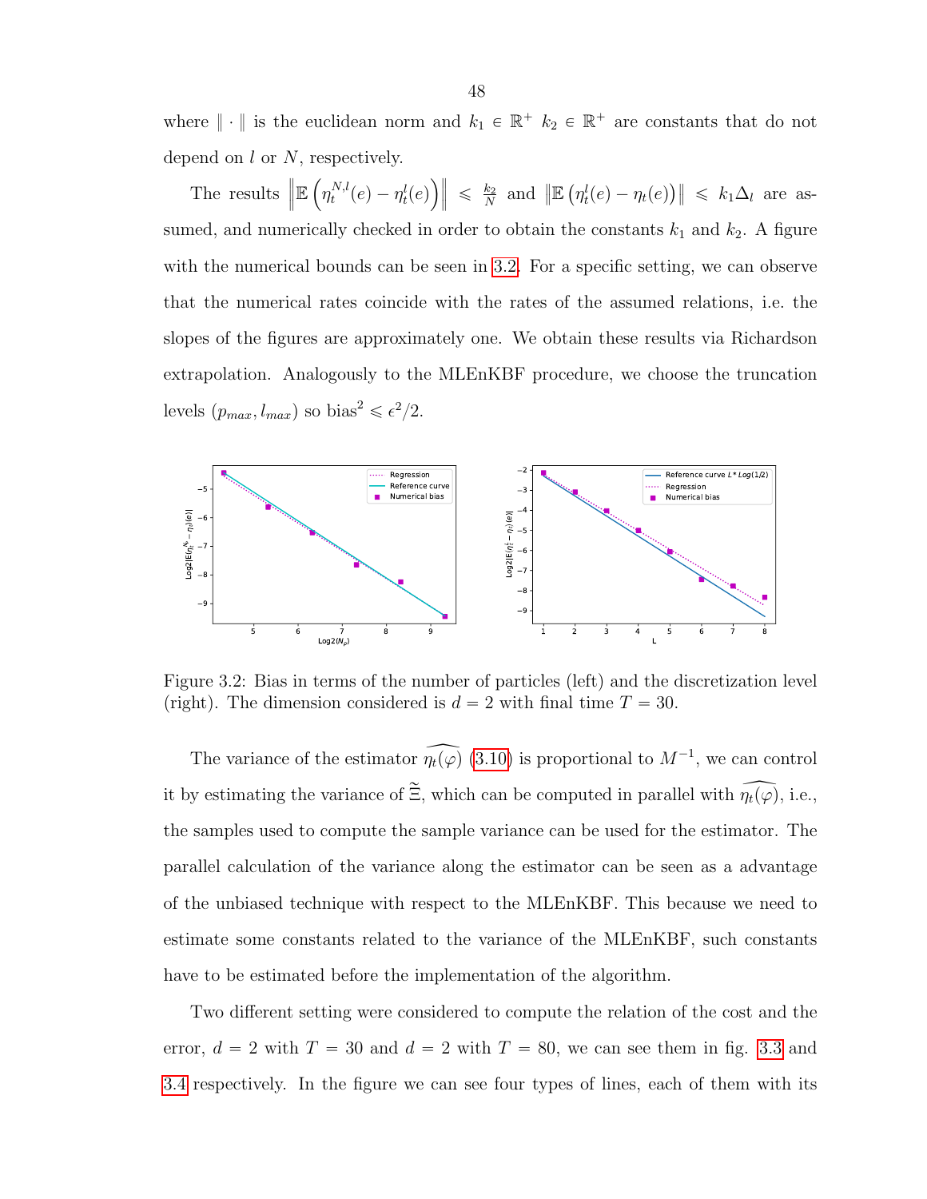where $\| \cdot \|$ is the euclidean norm and $k_1 \in \mathbb{R}^+$ $k_2 \in \mathbb{R}^+$ are constants that do not depend on $l$ or $N$, respectively.

The results $\left\| \mathbb{E}\left(\eta_t^{N,l}(e) - \eta_t^l(e)\right)\right\| \leqslant \frac{k_2}{N}$ and $\left\| \mathbb{E}\left(\eta_t^l(e) - \eta_t(e)\right)\right\| \leqslant k_1 \Delta_l$ are assumed, and numerically checked in order to obtain the constants $k_1$ and $k_2$. A figure with the numerical bounds can be seen in 3.2. For a specific setting, we can observe that the numerical rates coincide with the rates of the assumed relations, i.e. the slopes of the figures are approximately one. We obtain these results via Richardson extrapolation. Analogously to the MLEnKBF procedure, we choose the truncation levels $(p_{max}, l_{max})$ so bias$^2 \leqslant \epsilon^2/2$.

Figure 3.2: Bias in terms of the number of particles (left) and the discretization level (right). The dimension considered is $d = 2$ with final time $T = 30$.

The variance of the estimator $\widehat{\eta_t(\varphi)}$ (3.10) is proportional to $M^{-1}$, we can control it by estimating the variance of $\tilde{\Xi}$, which can be computed in parallel with $\widehat{\eta_t(\varphi)}$, i.e., the samples used to compute the sample variance can be used for the estimator. The parallel calculation of the variance along the estimator can be seen as a advantage of the unbiased technique with respect to the MLEnKBF. This because we need to estimate some constants related to the variance of the MLEnKBF, such constants have to be estimated before the implementation of the algorithm.

Two different setting were considered to compute the relation of the cost and the error, $d = 2$ with $T = 30$ and $d = 2$ with $T = 80$, we can see them in fig. 3.3 and 3.4 respectively. In the figure we can see four types of lines, each of them with its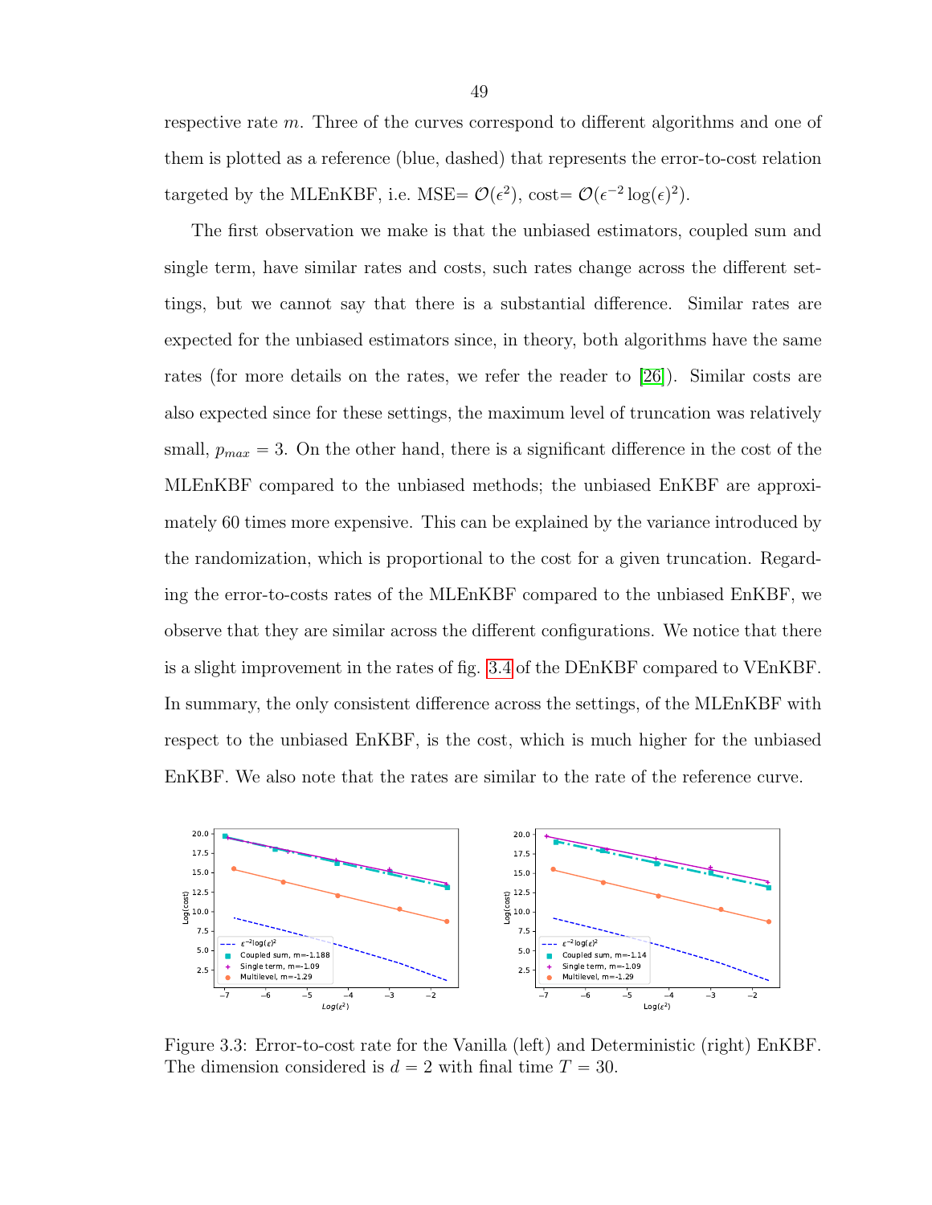respective rate $m$. Three of the curves correspond to different algorithms and one of them is plotted as a reference (blue, dashed) that represents the error-to-cost relation targeted by the MLEnKBF, i.e. MSE= $\mathcal{O}(\epsilon^2)$, cost= $\mathcal{O}(\epsilon^{-2}\log(\epsilon)^2)$.

The first observation we make is that the unbiased estimators, coupled sum and single term, have similar rates and costs, such rates change across the different settings, but we cannot say that there is a substantial difference. Similar rates are expected for the unbiased estimators since, in theory, both algorithms have the same rates (for more details on the rates, we refer the reader to [26]). Similar costs are also expected since for these settings, the maximum level of truncation was relatively small, $p_{max} = 3$. On the other hand, there is a significant difference in the cost of the MLEnKBF compared to the unbiased methods; the unbiased EnKBF are approximately 60 times more expensive. This can be explained by the variance introduced by the randomization, which is proportional to the cost for a given truncation. Regarding the error-to-costs rates of the MLEnKBF compared to the unbiased EnKBF, we observe that they are similar across the different configurations. We notice that there is a slight improvement in the rates of fig. 3.4 of the DEnKBF compared to VEnKBF. In summary, the only consistent difference across the settings, of the MLEnKBF with respect to the unbiased EnKBF, is the cost, which is much higher for the unbiased EnKBF. We also note that the rates are similar to the rate of the reference curve.

Figure 3.3: Error-to-cost rate for the Vanilla (left) and Deterministic (right) EnKBF. The dimension considered is $d = 2$ with final time $T = 30$.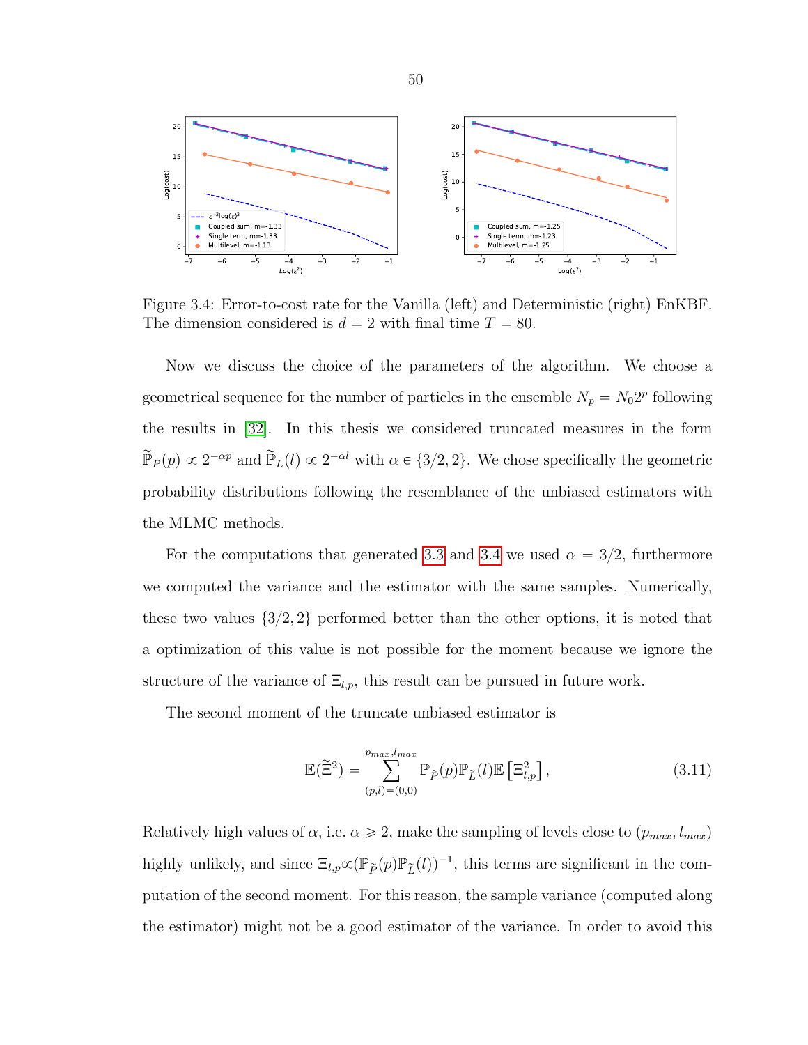Figure 3.4: Error-to-cost rate for the Vanilla (left) and Deterministic (right) EnKBF. The dimension considered is $d = 2$ with final time $T = 80$.

Now we discuss the choice of the parameters of the algorithm. We choose a geometrical sequence for the number of particles in the ensemble $N_p = N_0 2^p$ following the results in [32]. In this thesis we considered truncated measures in the form $\widetilde{\mathbb{P}}_P(p) \propto 2^{-\alpha p}$ and $\widetilde{\mathbb{P}}_L(l) \propto 2^{-\alpha l}$ with $\alpha \in \{3/2, 2\}$. We chose specifically the geometric probability distributions following the resemblance of the unbiased estimators with the MLMC methods.

For the computations that generated 3.3 and 3.4 we used $\alpha = 3/2$, furthermore we computed the variance and the estimator with the same samples. Numerically, these two values $\{3/2, 2\}$ performed better than the other options, it is noted that a optimization of this value is not possible for the moment because we ignore the structure of the variance of $\Xi_{l,p}$, this result can be pursued in future work.

The second moment of the truncate unbiased estimator is

$$\mathbb{E}(\widetilde{\Xi}^2) = \sum_{(p,l)=(0,0)}^{p_{max}, l_{max}} \mathbb{P}_{\widetilde{P}}(p) \mathbb{P}_{\widetilde{L}}(l) \mathbb{E}\left[\Xi_{l,p}^2\right], \tag{3.11}$$

Relatively high values of $\alpha$, i.e. $\alpha \geqslant 2$, make the sampling of levels close to $(p_{max}, l_{max})$ highly unlikely, and since $\Xi_{l,p} \propto (\mathbb{P}_{\widetilde{P}}(p) \mathbb{P}_{\widetilde{L}}(l))^{-1}$, this terms are significant in the computation of the second moment. For this reason, the sample variance (computed along the estimator) might not be a good estimator of the variance. In order to avoid this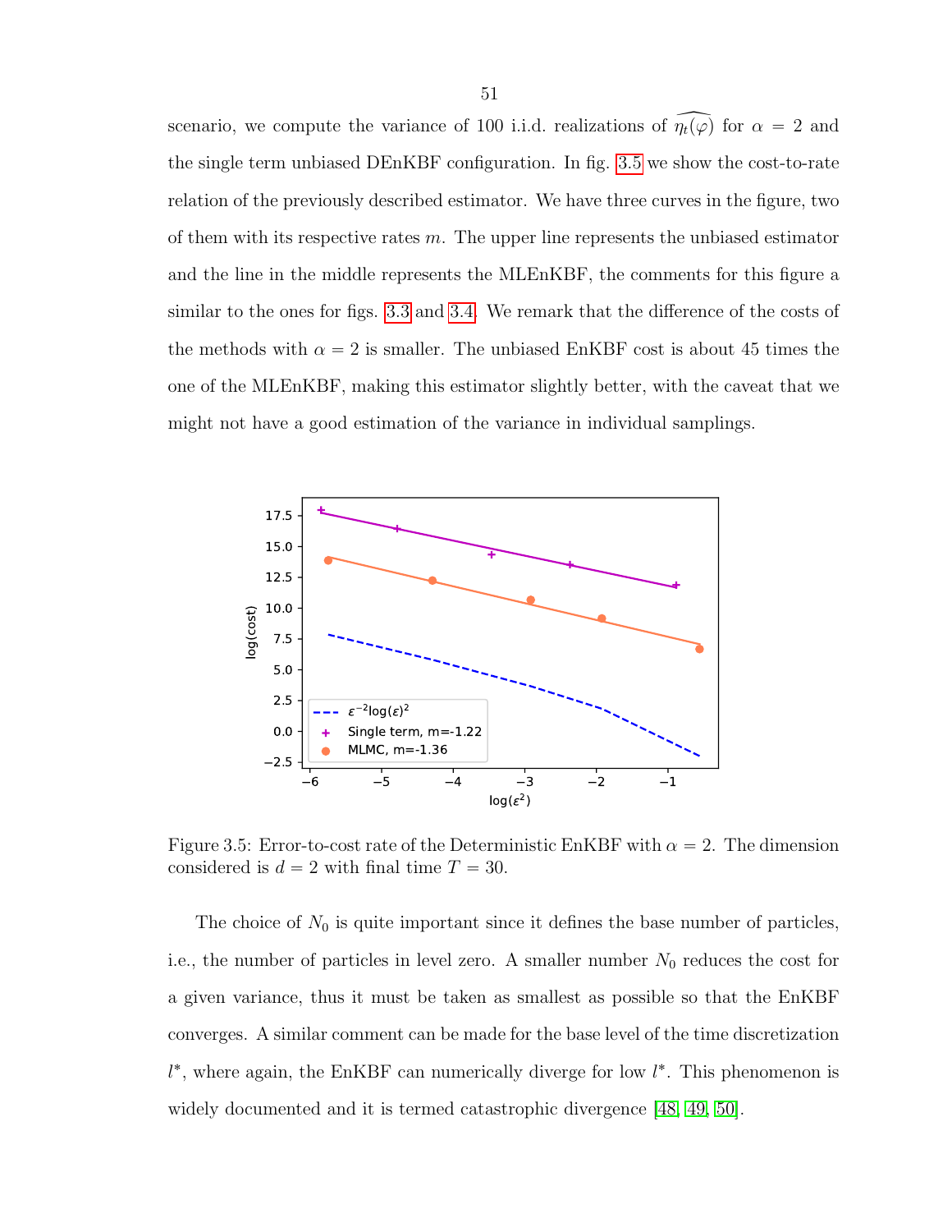scenario, we compute the variance of 100 i.i.d. realizations of $\widehat{\eta_t(\varphi)}$ for $\alpha = 2$ and the single term unbiased DEnKBF configuration. In fig. 3.5 we show the cost-to-rate relation of the previously described estimator. We have three curves in the figure, two of them with its respective rates $m$. The upper line represents the unbiased estimator and the line in the middle represents the MLEnKBF, the comments for this figure a similar to the ones for figs. 3.3 and 3.4. We remark that the difference of the costs of the methods with $\alpha = 2$ is smaller. The unbiased EnKBF cost is about 45 times the one of the MLEnKBF, making this estimator slightly better, with the caveat that we might not have a good estimation of the variance in individual samplings.

Figure 3.5: Error-to-cost rate of the Deterministic EnKBF with $\alpha = 2$. The dimension considered is $d = 2$ with final time $T = 30$.

The choice of $N_0$ is quite important since it defines the base number of particles, i.e., the number of particles in level zero. A smaller number $N_0$ reduces the cost for a given variance, thus it must be taken as smallest as possible so that the EnKBF converges. A similar comment can be made for the base level of the time discretization $l^*$, where again, the EnKBF can numerically diverge for low $l^*$. This phenomenon is widely documented and it is termed catastrophic divergence [48, 49, 50].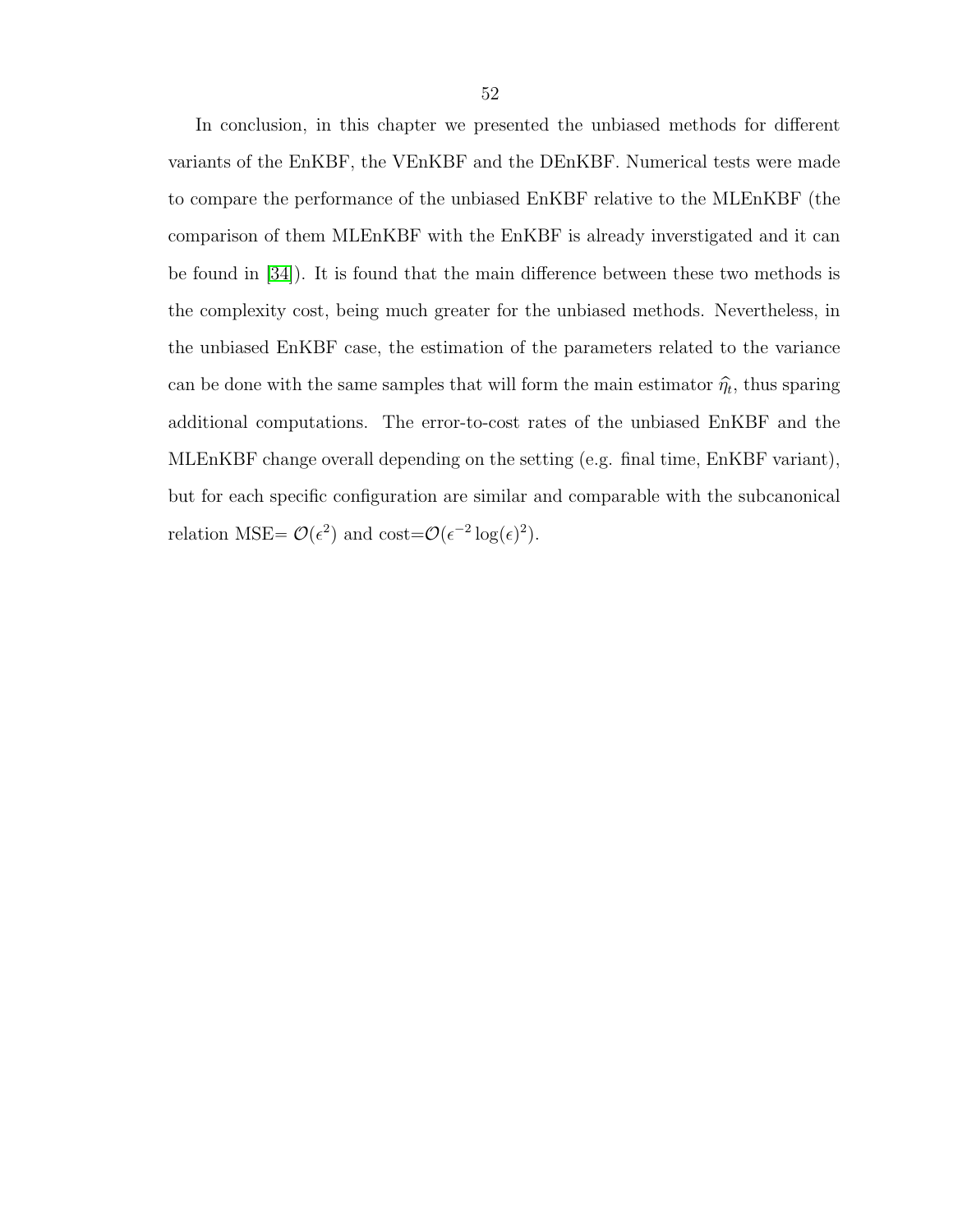In conclusion, in this chapter we presented the unbiased methods for different variants of the EnKBF, the VEnKBF and the DEnKBF. Numerical tests were made to compare the performance of the unbiased EnKBF relative to the MLEnKBF (the comparison of them MLEnKBF with the EnKBF is already inverstigated and it can be found in [34]). It is found that the main difference between these two methods is the complexity cost, being much greater for the unbiased methods. Nevertheless, in the unbiased EnKBF case, the estimation of the parameters related to the variance can be done with the same samples that will form the main estimator $\widehat{\eta}_t$, thus sparing additional computations. The error-to-cost rates of the unbiased EnKBF and the MLEnKBF change overall depending on the setting (e.g. final time, EnKBF variant), but for each specific configuration are similar and comparable with the subcanonical relation MSE= $\mathcal{O}(\epsilon^2)$ and cost=$\mathcal{O}(\epsilon^{-2}\log(\epsilon)^2)$.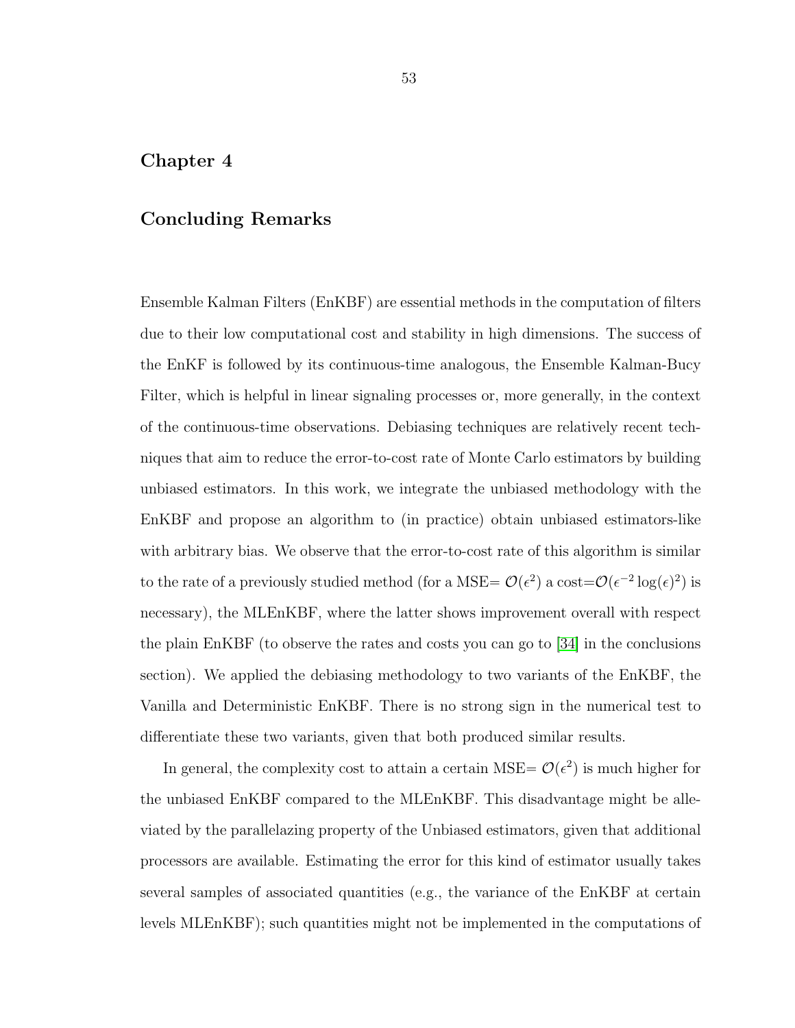# Chapter 4

## Concluding Remarks

Ensemble Kalman Filters (EnKBF) are essential methods in the computation of filters due to their low computational cost and stability in high dimensions. The success of the EnKF is followed by its continuous-time analogous, the Ensemble Kalman-Bucy Filter, which is helpful in linear signaling processes or, more generally, in the context of the continuous-time observations. Debiasing techniques are relatively recent techniques that aim to reduce the error-to-cost rate of Monte Carlo estimators by building unbiased estimators. In this work, we integrate the unbiased methodology with the EnKBF and propose an algorithm to (in practice) obtain unbiased estimators-like with arbitrary bias. We observe that the error-to-cost rate of this algorithm is similar to the rate of a previously studied method (for a MSE= $\mathcal{O}(\epsilon^2)$ a cost=$\mathcal{O}(\epsilon^{-2}\log(\epsilon)^2)$ is necessary), the MLEnKBF, where the latter shows improvement overall with respect the plain EnKBF (to observe the rates and costs you can go to [34] in the conclusions section). We applied the debiasing methodology to two variants of the EnKBF, the Vanilla and Deterministic EnKBF. There is no strong sign in the numerical test to differentiate these two variants, given that both produced similar results.

In general, the complexity cost to attain a certain MSE= $\mathcal{O}(\epsilon^2)$ is much higher for the unbiased EnKBF compared to the MLEnKBF. This disadvantage might be alleviated by the parallelazing property of the Unbiased estimators, given that additional processors are available. Estimating the error for this kind of estimator usually takes several samples of associated quantities (e.g., the variance of the EnKBF at certain levels MLEnKBF); such quantities might not be implemented in the computations of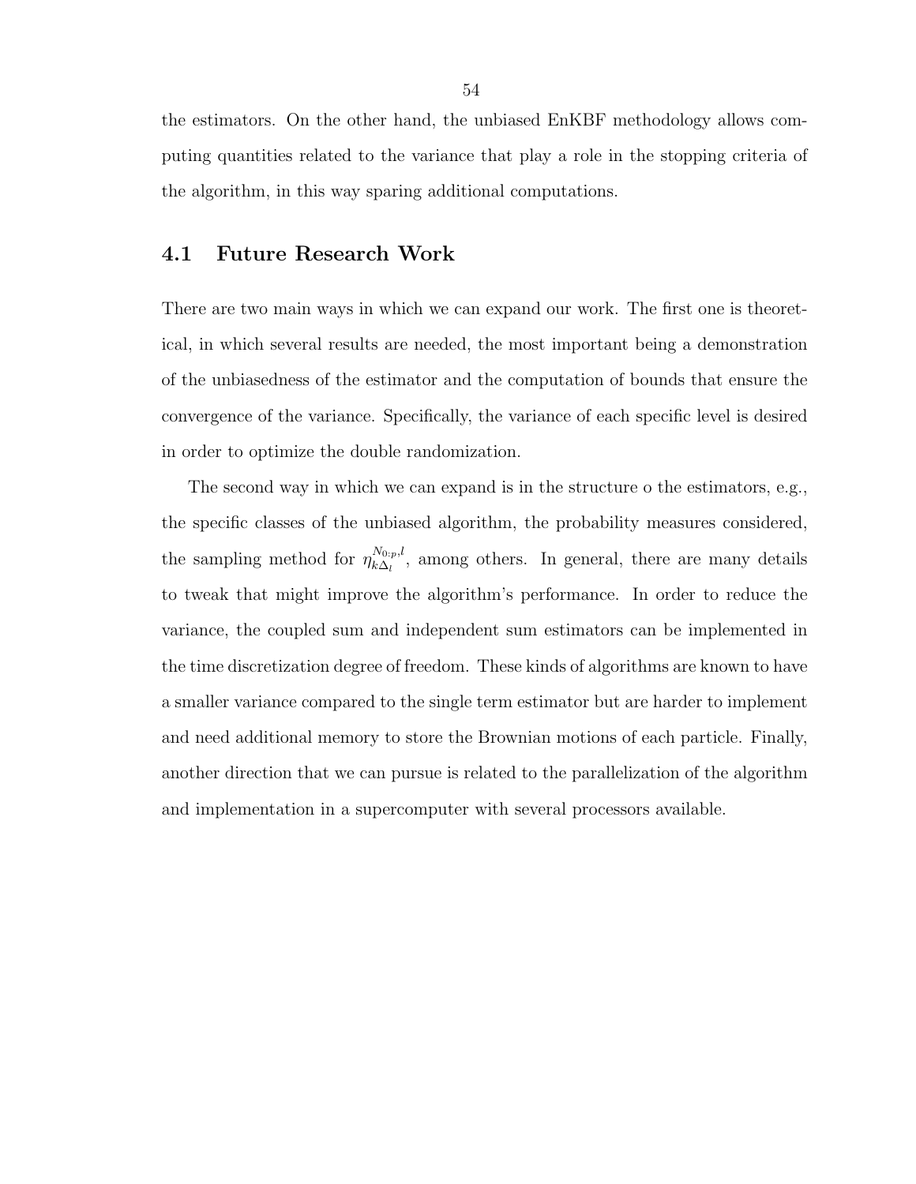the estimators. On the other hand, the unbiased EnKBF methodology allows computing quantities related to the variance that play a role in the stopping criteria of the algorithm, in this way sparing additional computations.

## 4.1 Future Research Work

There are two main ways in which we can expand our work. The first one is theoretical, in which several results are needed, the most important being a demonstration of the unbiasedness of the estimator and the computation of bounds that ensure the convergence of the variance. Specifically, the variance of each specific level is desired in order to optimize the double randomization.

The second way in which we can expand is in the structure o the estimators, e.g., the specific classes of the unbiased algorithm, the probability measures considered, the sampling method for $\eta_{k\Delta_l}^{N_{0:p},l}$, among others. In general, there are many details to tweak that might improve the algorithm's performance. In order to reduce the variance, the coupled sum and independent sum estimators can be implemented in the time discretization degree of freedom. These kinds of algorithms are known to have a smaller variance compared to the single term estimator but are harder to implement and need additional memory to store the Brownian motions of each particle. Finally, another direction that we can pursue is related to the parallelization of the algorithm and implementation in a supercomputer with several processors available.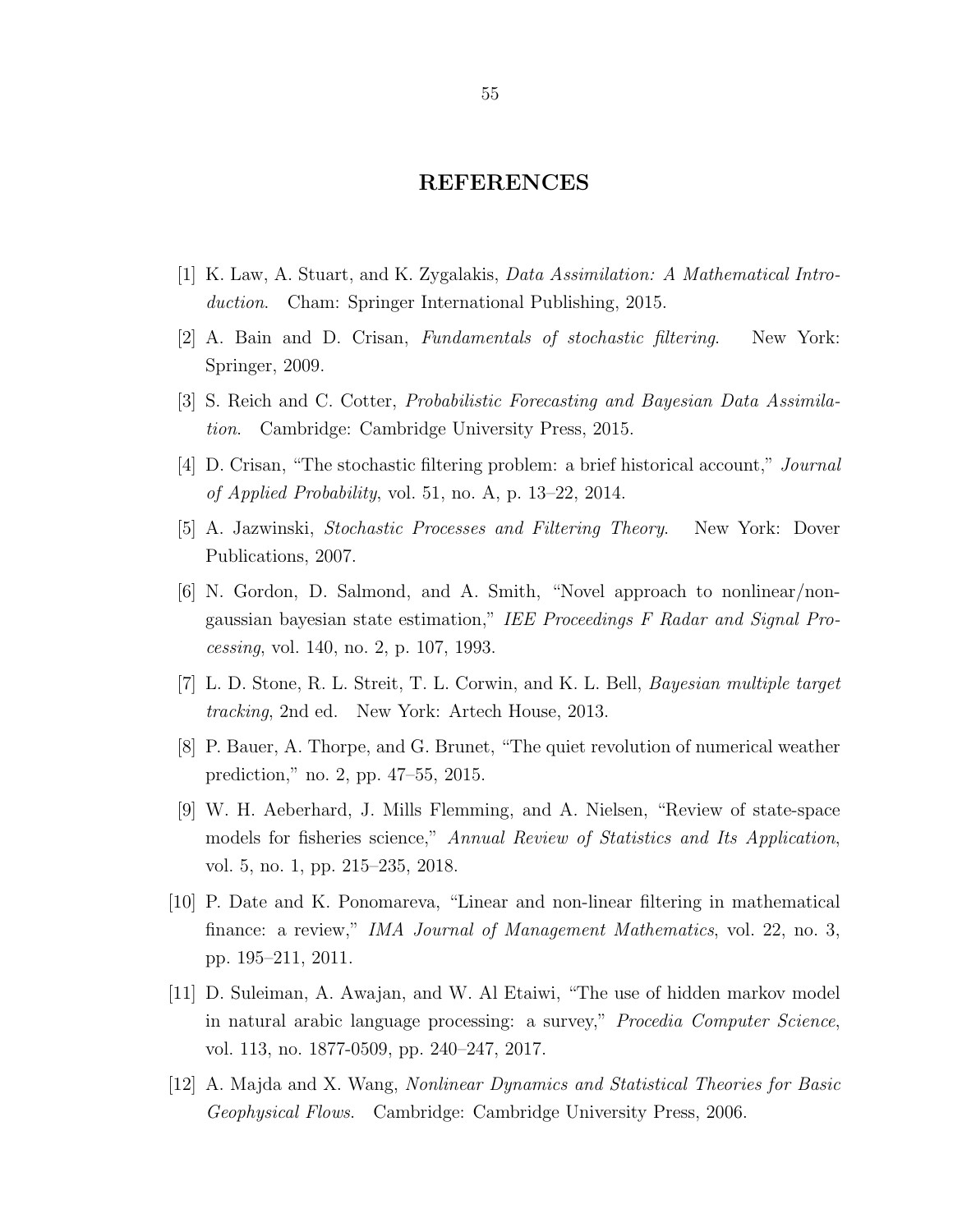# REFERENCES

[1] K. Law, A. Stuart, and K. Zygalakis, *Data Assimilation: A Mathematical Introduction*. Cham: Springer International Publishing, 2015.

[2] A. Bain and D. Crisan, *Fundamentals of stochastic filtering*. New York: Springer, 2009.

[3] S. Reich and C. Cotter, *Probabilistic Forecasting and Bayesian Data Assimilation*. Cambridge: Cambridge University Press, 2015.

[4] D. Crisan, "The stochastic filtering problem: a brief historical account," *Journal of Applied Probability*, vol. 51, no. A, p. 13–22, 2014.

[5] A. Jazwinski, *Stochastic Processes and Filtering Theory*. New York: Dover Publications, 2007.

[6] N. Gordon, D. Salmond, and A. Smith, "Novel approach to nonlinear/non-gaussian bayesian state estimation," *IEE Proceedings F Radar and Signal Processing*, vol. 140, no. 2, p. 107, 1993.

[7] L. D. Stone, R. L. Streit, T. L. Corwin, and K. L. Bell, *Bayesian multiple target tracking*, 2nd ed. New York: Artech House, 2013.

[8] P. Bauer, A. Thorpe, and G. Brunet, "The quiet revolution of numerical weather prediction," no. 2, pp. 47–55, 2015.

[9] W. H. Aeberhard, J. Mills Flemming, and A. Nielsen, "Review of state-space models for fisheries science," *Annual Review of Statistics and Its Application*, vol. 5, no. 1, pp. 215–235, 2018.

[10] P. Date and K. Ponomareva, "Linear and non-linear filtering in mathematical finance: a review," *IMA Journal of Management Mathematics*, vol. 22, no. 3, pp. 195–211, 2011.

[11] D. Suleiman, A. Awajan, and W. Al Etaiwi, "The use of hidden markov model in natural arabic language processing: a survey," *Procedia Computer Science*, vol. 113, no. 1877-0509, pp. 240–247, 2017.

[12] A. Majda and X. Wang, *Nonlinear Dynamics and Statistical Theories for Basic Geophysical Flows*. Cambridge: Cambridge University Press, 2006.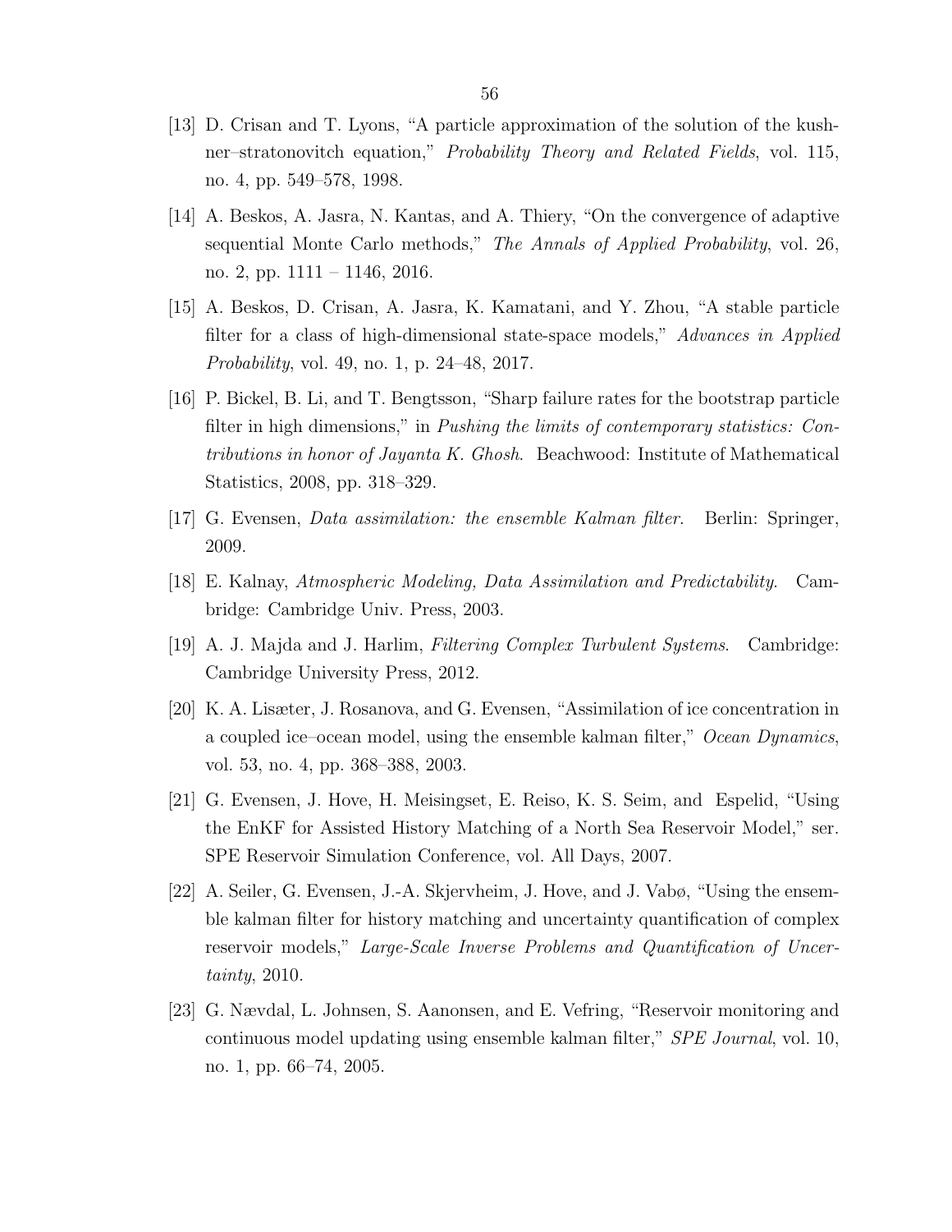[13] D. Crisan and T. Lyons, "A particle approximation of the solution of the kushner–stratonovitch equation," *Probability Theory and Related Fields*, vol. 115, no. 4, pp. 549–578, 1998.

[14] A. Beskos, A. Jasra, N. Kantas, and A. Thiery, "On the convergence of adaptive sequential Monte Carlo methods," *The Annals of Applied Probability*, vol. 26, no. 2, pp. 1111 – 1146, 2016.

[15] A. Beskos, D. Crisan, A. Jasra, K. Kamatani, and Y. Zhou, "A stable particle filter for a class of high-dimensional state-space models," *Advances in Applied Probability*, vol. 49, no. 1, p. 24–48, 2017.

[16] P. Bickel, B. Li, and T. Bengtsson, "Sharp failure rates for the bootstrap particle filter in high dimensions," in *Pushing the limits of contemporary statistics: Contributions in honor of Jayanta K. Ghosh*. Beachwood: Institute of Mathematical Statistics, 2008, pp. 318–329.

[17] G. Evensen, *Data assimilation: the ensemble Kalman filter*. Berlin: Springer, 2009.

[18] E. Kalnay, *Atmospheric Modeling, Data Assimilation and Predictability*. Cambridge: Cambridge Univ. Press, 2003.

[19] A. J. Majda and J. Harlim, *Filtering Complex Turbulent Systems*. Cambridge: Cambridge University Press, 2012.

[20] K. A. Lisæter, J. Rosanova, and G. Evensen, "Assimilation of ice concentration in a coupled ice–ocean model, using the ensemble kalman filter," *Ocean Dynamics*, vol. 53, no. 4, pp. 368–388, 2003.

[21] G. Evensen, J. Hove, H. Meisingset, E. Reiso, K. S. Seim, and Espelid, "Using the EnKF for Assisted History Matching of a North Sea Reservoir Model," ser. SPE Reservoir Simulation Conference, vol. All Days, 2007.

[22] A. Seiler, G. Evensen, J.-A. Skjervheim, J. Hove, and J. Vabø, "Using the ensemble kalman filter for history matching and uncertainty quantification of complex reservoir models," *Large-Scale Inverse Problems and Quantification of Uncertainty*, 2010.

[23] G. Nævdal, L. Johnsen, S. Aanonsen, and E. Vefring, "Reservoir monitoring and continuous model updating using ensemble kalman filter," *SPE Journal*, vol. 10, no. 1, pp. 66–74, 2005.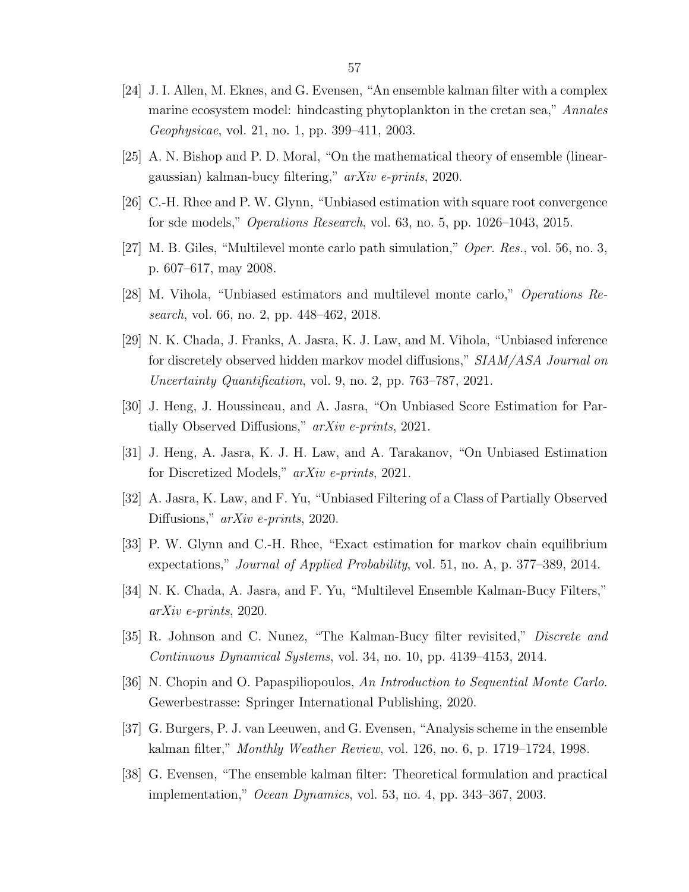[24] J. I. Allen, M. Eknes, and G. Evensen, "An ensemble kalman filter with a complex marine ecosystem model: hindcasting phytoplankton in the cretan sea," *Annales Geophysicae*, vol. 21, no. 1, pp. 399–411, 2003.

[25] A. N. Bishop and P. D. Moral, "On the mathematical theory of ensemble (linear-gaussian) kalman-bucy filtering," *arXiv e-prints*, 2020.

[26] C.-H. Rhee and P. W. Glynn, "Unbiased estimation with square root convergence for sde models," *Operations Research*, vol. 63, no. 5, pp. 1026–1043, 2015.

[27] M. B. Giles, "Multilevel monte carlo path simulation," *Oper. Res.*, vol. 56, no. 3, p. 607–617, may 2008.

[28] M. Vihola, "Unbiased estimators and multilevel monte carlo," *Operations Research*, vol. 66, no. 2, pp. 448–462, 2018.

[29] N. K. Chada, J. Franks, A. Jasra, K. J. Law, and M. Vihola, "Unbiased inference for discretely observed hidden markov model diffusions," *SIAM/ASA Journal on Uncertainty Quantification*, vol. 9, no. 2, pp. 763–787, 2021.

[30] J. Heng, J. Houssineau, and A. Jasra, "On Unbiased Score Estimation for Partially Observed Diffusions," *arXiv e-prints*, 2021.

[31] J. Heng, A. Jasra, K. J. H. Law, and A. Tarakanov, "On Unbiased Estimation for Discretized Models," *arXiv e-prints*, 2021.

[32] A. Jasra, K. Law, and F. Yu, "Unbiased Filtering of a Class of Partially Observed Diffusions," *arXiv e-prints*, 2020.

[33] P. W. Glynn and C.-H. Rhee, "Exact estimation for markov chain equilibrium expectations," *Journal of Applied Probability*, vol. 51, no. A, p. 377–389, 2014.

[34] N. K. Chada, A. Jasra, and F. Yu, "Multilevel Ensemble Kalman-Bucy Filters," *arXiv e-prints*, 2020.

[35] R. Johnson and C. Nunez, "The Kalman-Bucy filter revisited," *Discrete and Continuous Dynamical Systems*, vol. 34, no. 10, pp. 4139–4153, 2014.

[36] N. Chopin and O. Papaspiliopoulos, *An Introduction to Sequential Monte Carlo*. Gewerbestrasse: Springer International Publishing, 2020.

[37] G. Burgers, P. J. van Leeuwen, and G. Evensen, "Analysis scheme in the ensemble kalman filter," *Monthly Weather Review*, vol. 126, no. 6, p. 1719–1724, 1998.

[38] G. Evensen, "The ensemble kalman filter: Theoretical formulation and practical implementation," *Ocean Dynamics*, vol. 53, no. 4, pp. 343–367, 2003.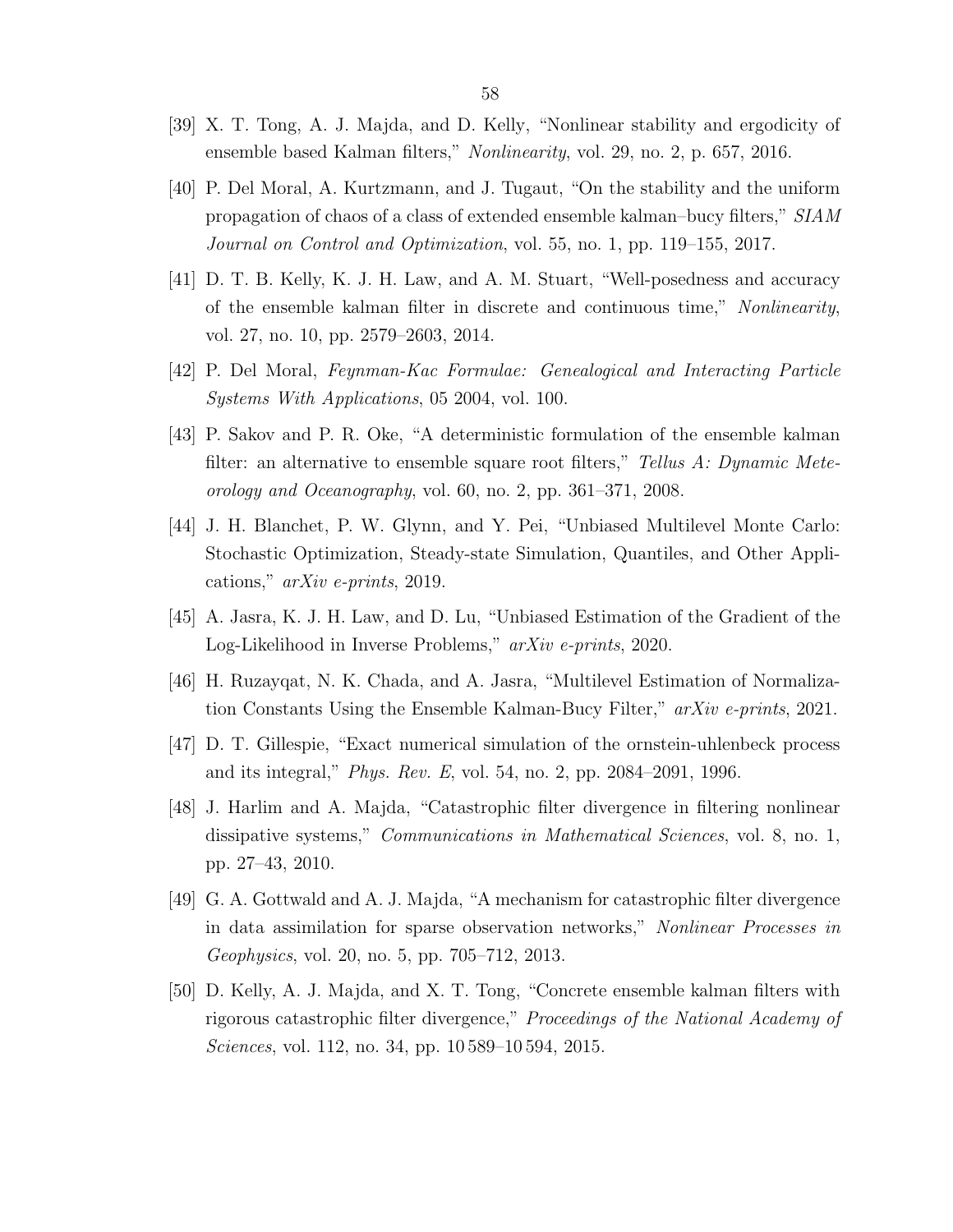[39] X. T. Tong, A. J. Majda, and D. Kelly, "Nonlinear stability and ergodicity of ensemble based Kalman filters," *Nonlinearity*, vol. 29, no. 2, p. 657, 2016.

[40] P. Del Moral, A. Kurtzmann, and J. Tugaut, "On the stability and the uniform propagation of chaos of a class of extended ensemble kalman–bucy filters," *SIAM Journal on Control and Optimization*, vol. 55, no. 1, pp. 119–155, 2017.

[41] D. T. B. Kelly, K. J. H. Law, and A. M. Stuart, "Well-posedness and accuracy of the ensemble kalman filter in discrete and continuous time," *Nonlinearity*, vol. 27, no. 10, pp. 2579–2603, 2014.

[42] P. Del Moral, *Feynman-Kac Formulae: Genealogical and Interacting Particle Systems With Applications*, 05 2004, vol. 100.

[43] P. Sakov and P. R. Oke, "A deterministic formulation of the ensemble kalman filter: an alternative to ensemble square root filters," *Tellus A: Dynamic Meteorology and Oceanography*, vol. 60, no. 2, pp. 361–371, 2008.

[44] J. H. Blanchet, P. W. Glynn, and Y. Pei, "Unbiased Multilevel Monte Carlo: Stochastic Optimization, Steady-state Simulation, Quantiles, and Other Applications," *arXiv e-prints*, 2019.

[45] A. Jasra, K. J. H. Law, and D. Lu, "Unbiased Estimation of the Gradient of the Log-Likelihood in Inverse Problems," *arXiv e-prints*, 2020.

[46] H. Ruzayqat, N. K. Chada, and A. Jasra, "Multilevel Estimation of Normalization Constants Using the Ensemble Kalman-Bucy Filter," *arXiv e-prints*, 2021.

[47] D. T. Gillespie, "Exact numerical simulation of the ornstein-uhlenbeck process and its integral," *Phys. Rev. E*, vol. 54, no. 2, pp. 2084–2091, 1996.

[48] J. Harlim and A. Majda, "Catastrophic filter divergence in filtering nonlinear dissipative systems," *Communications in Mathematical Sciences*, vol. 8, no. 1, pp. 27–43, 2010.

[49] G. A. Gottwald and A. J. Majda, "A mechanism for catastrophic filter divergence in data assimilation for sparse observation networks," *Nonlinear Processes in Geophysics*, vol. 20, no. 5, pp. 705–712, 2013.

[50] D. Kelly, A. J. Majda, and X. T. Tong, "Concrete ensemble kalman filters with rigorous catastrophic filter divergence," *Proceedings of the National Academy of Sciences*, vol. 112, no. 34, pp. 10 589–10 594, 2015.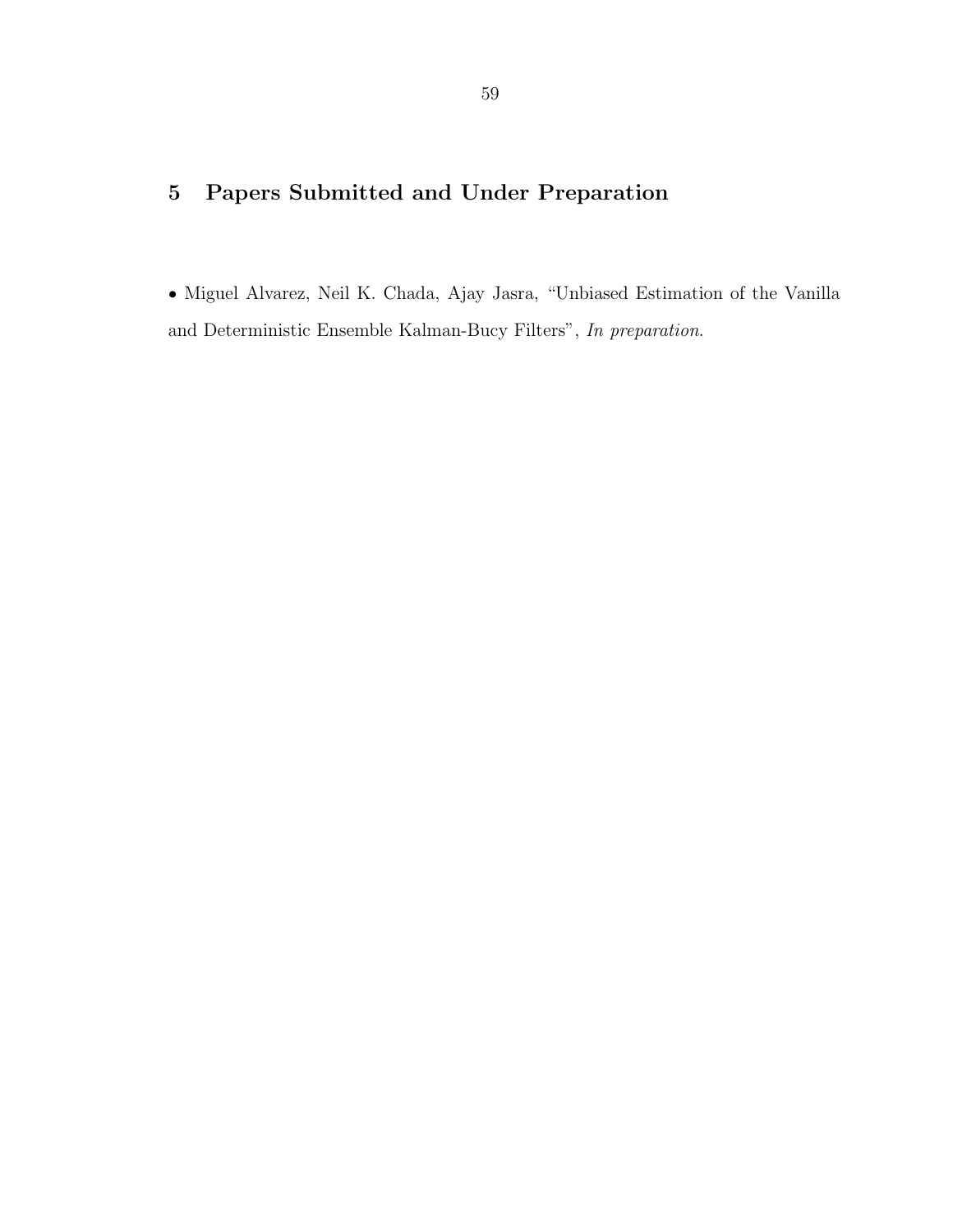## 5 Papers Submitted and Under Preparation

- Miguel Alvarez, Neil K. Chada, Ajay Jasra, "Unbiased Estimation of the Vanilla and Deterministic Ensemble Kalman-Bucy Filters", *In preparation.*